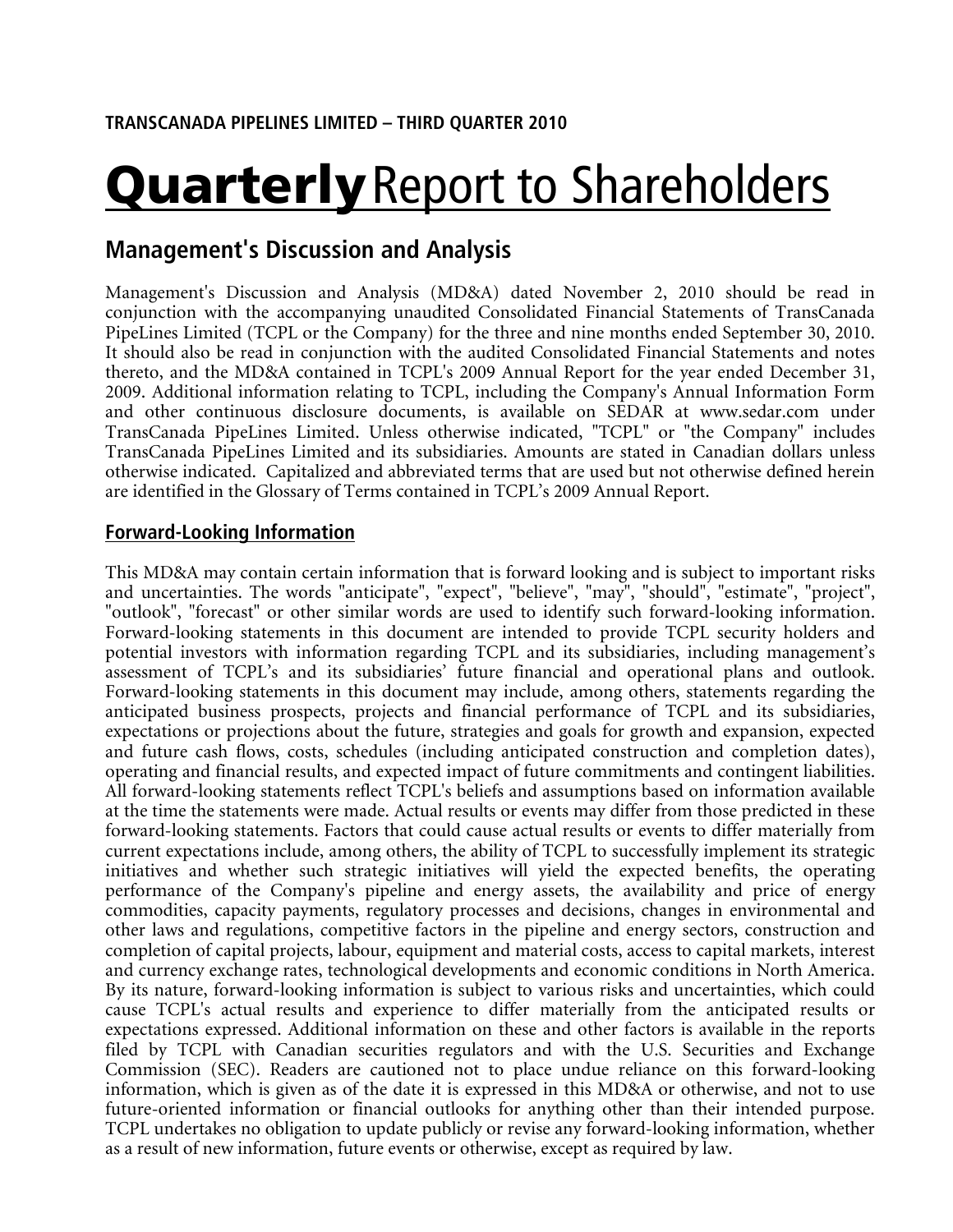TRANSCANADA PIPELINES LIMITED – THIRD QUARTER 2010

# Quarterly Report to Shareholders

## Management's Discussion and Analysis

Management's Discussion and Analysis (MD&A) dated November 2, 2010 should be read in conjunction with the accompanying unaudited Consolidated Financial Statements of TransCanada PipeLines Limited (TCPL or the Company) for the three and nine months ended September 30, 2010. It should also be read in conjunction with the audited Consolidated Financial Statements and notes thereto, and the MD&A contained in TCPL's 2009 Annual Report for the year ended December 31, 2009. Additional information relating to TCPL, including the Company's Annual Information Form and other continuous disclosure documents, is available on SEDAR at www.sedar.com under TransCanada PipeLines Limited. Unless otherwise indicated, "TCPL" or "the Company" includes TransCanada PipeLines Limited and its subsidiaries. Amounts are stated in Canadian dollars unless otherwise indicated. Capitalized and abbreviated terms that are used but not otherwise defined herein are identified in the Glossary of Terms contained in TCPL's 2009 Annual Report.

### Forward-Looking Information

This MD&A may contain certain information that is forward looking and is subject to important risks and uncertainties. The words "anticipate", "expect", "believe", "may", "should", "estimate", "project", "outlook", "forecast" or other similar words are used to identify such forward-looking information. Forward-looking statements in this document are intended to provide TCPL security holders and potential investors with information regarding TCPL and its subsidiaries, including management's assessment of TCPL's and its subsidiaries' future financial and operational plans and outlook. Forward-looking statements in this document may include, among others, statements regarding the anticipated business prospects, projects and financial performance of TCPL and its subsidiaries, expectations or projections about the future, strategies and goals for growth and expansion, expected and future cash flows, costs, schedules (including anticipated construction and completion dates), operating and financial results, and expected impact of future commitments and contingent liabilities. All forward-looking statements reflect TCPL's beliefs and assumptions based on information available at the time the statements were made. Actual results or events may differ from those predicted in these forward-looking statements. Factors that could cause actual results or events to differ materially from current expectations include, among others, the ability of TCPL to successfully implement its strategic initiatives and whether such strategic initiatives will yield the expected benefits, the operating performance of the Company's pipeline and energy assets, the availability and price of energy commodities, capacity payments, regulatory processes and decisions, changes in environmental and other laws and regulations, competitive factors in the pipeline and energy sectors, construction and completion of capital projects, labour, equipment and material costs, access to capital markets, interest and currency exchange rates, technological developments and economic conditions in North America. By its nature, forward-looking information is subject to various risks and uncertainties, which could cause TCPL's actual results and experience to differ materially from the anticipated results or expectations expressed. Additional information on these and other factors is available in the reports filed by TCPL with Canadian securities regulators and with the U.S. Securities and Exchange Commission (SEC). Readers are cautioned not to place undue reliance on this forward-looking information, which is given as of the date it is expressed in this MD&A or otherwise, and not to use future-oriented information or financial outlooks for anything other than their intended purpose. TCPL undertakes no obligation to update publicly or revise any forward-looking information, whether as a result of new information, future events or otherwise, except as required by law.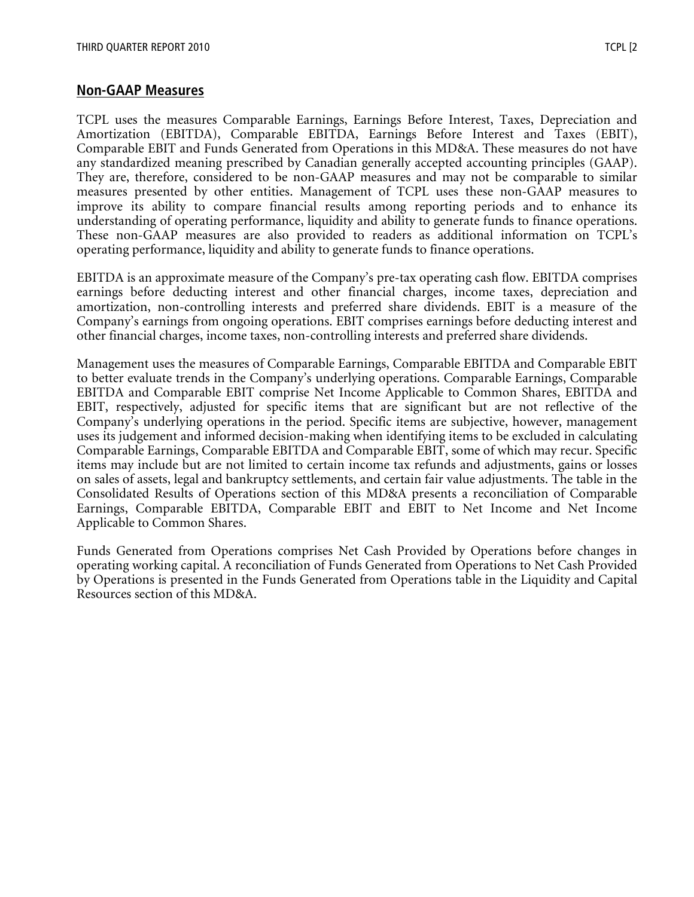## Non-GAAP Measures

TCPL uses the measures Comparable Earnings, Earnings Before Interest, Taxes, Depreciation and Amortization (EBITDA), Comparable EBITDA, Earnings Before Interest and Taxes (EBIT), Comparable EBIT and Funds Generated from Operations in this MD&A. These measures do not have any standardized meaning prescribed by Canadian generally accepted accounting principles (GAAP). They are, therefore, considered to be non-GAAP measures and may not be comparable to similar measures presented by other entities. Management of TCPL uses these non-GAAP measures to improve its ability to compare financial results among reporting periods and to enhance its understanding of operating performance, liquidity and ability to generate funds to finance operations. These non-GAAP measures are also provided to readers as additional information on TCPL's operating performance, liquidity and ability to generate funds to finance operations.

EBITDA is an approximate measure of the Company's pre-tax operating cash flow. EBITDA comprises earnings before deducting interest and other financial charges, income taxes, depreciation and amortization, non-controlling interests and preferred share dividends. EBIT is a measure of the Company's earnings from ongoing operations. EBIT comprises earnings before deducting interest and other financial charges, income taxes, non-controlling interests and preferred share dividends.

Management uses the measures of Comparable Earnings, Comparable EBITDA and Comparable EBIT to better evaluate trends in the Company's underlying operations. Comparable Earnings, Comparable EBITDA and Comparable EBIT comprise Net Income Applicable to Common Shares, EBITDA and EBIT, respectively, adjusted for specific items that are significant but are not reflective of the Company's underlying operations in the period. Specific items are subjective, however, management uses its judgement and informed decision-making when identifying items to be excluded in calculating Comparable Earnings, Comparable EBITDA and Comparable EBIT, some of which may recur. Specific items may include but are not limited to certain income tax refunds and adjustments, gains or losses on sales of assets, legal and bankruptcy settlements, and certain fair value adjustments. The table in the Consolidated Results of Operations section of this MD&A presents a reconciliation of Comparable Earnings, Comparable EBITDA, Comparable EBIT and EBIT to Net Income and Net Income Applicable to Common Shares.

Funds Generated from Operations comprises Net Cash Provided by Operations before changes in operating working capital. A reconciliation of Funds Generated from Operations to Net Cash Provided by Operations is presented in the Funds Generated from Operations table in the Liquidity and Capital Resources section of this MD&A.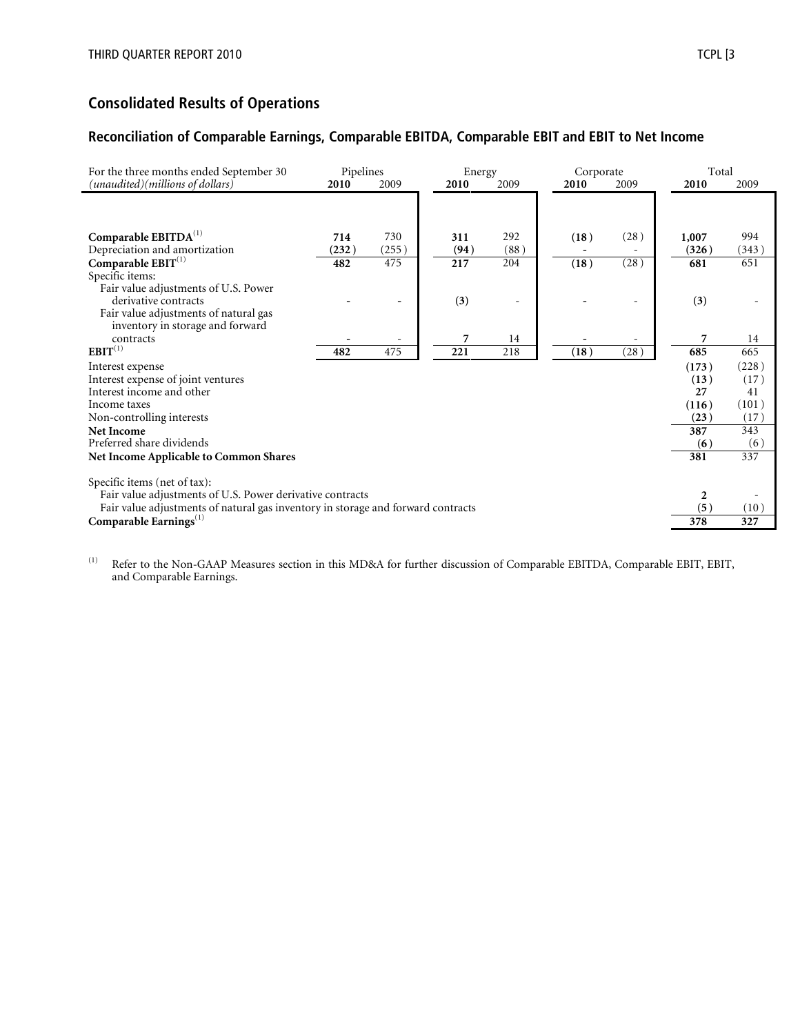## Consolidated Results of Operations

### Reconciliation of Comparable Earnings, Comparable EBITDA, Comparable EBIT and EBIT to Net Income

| For the three months ended September 30 | Pipelines | | Energy | | Corporate | | Total | |
|---|---|---|---|---|---|---|---|---|
| *(unaudited)(millions of dollars)* | **2010** | 2009 | **2010** | 2009 | **2010** | 2009 | **2010** | 2009 |
| **Comparable EBITDA**[1] | **714** | 730 | **311** | 292 | **(18)** | (28) | **1,007** | 994 |
| Depreciation and amortization | **(232)** | (255) | **(94)** | (88) | **-** | - | **(326)** | (343) |
| **Comparable EBIT**[1] | **482** | 475 | **217** | 204 | **(18)** | (28) | **681** | 651 |
| Specific items: | | | | | | | | |
| Fair value adjustments of U.S. Power derivative contracts | **-** | - | **(3)** | - | **-** | - | **(3)** | - |
| Fair value adjustments of natural gas inventory in storage and forward contracts | **-** | - | **7** | 14 | **-** | - | **7** | 14 |
| **EBIT**[1] | **482** | 475 | **221** | 218 | **(18)** | (28) | **685** | 665 |
| Interest expense | | | | | | | **(173)** | (228) |
| Interest expense of joint ventures | | | | | | | **(13)** | (17) |
| Interest income and other | | | | | | | **27** | 41 |
| Income taxes | | | | | | | **(116)** | (101) |
| Non-controlling interests | | | | | | | **(23)** | (17) |
| **Net Income** | | | | | | | **387** | 343 |
| Preferred share dividends | | | | | | | **(6)** | (6) |
| **Net Income Applicable to Common Shares** | | | | | | | **381** | 337 |
| Specific items (net of tax): | | | | | | | | |
| Fair value adjustments of U.S. Power derivative contracts | | | | | | | **2** | - |
| Fair value adjustments of natural gas inventory in storage and forward contracts | | | | | | | **(5)** | (10) |
| **Comparable Earnings**[1] | | | | | | | **378** | 327 |

[1] Refer to the Non-GAAP Measures section in this MD&A for further discussion of Comparable EBITDA, Comparable EBIT, EBIT, and Comparable Earnings.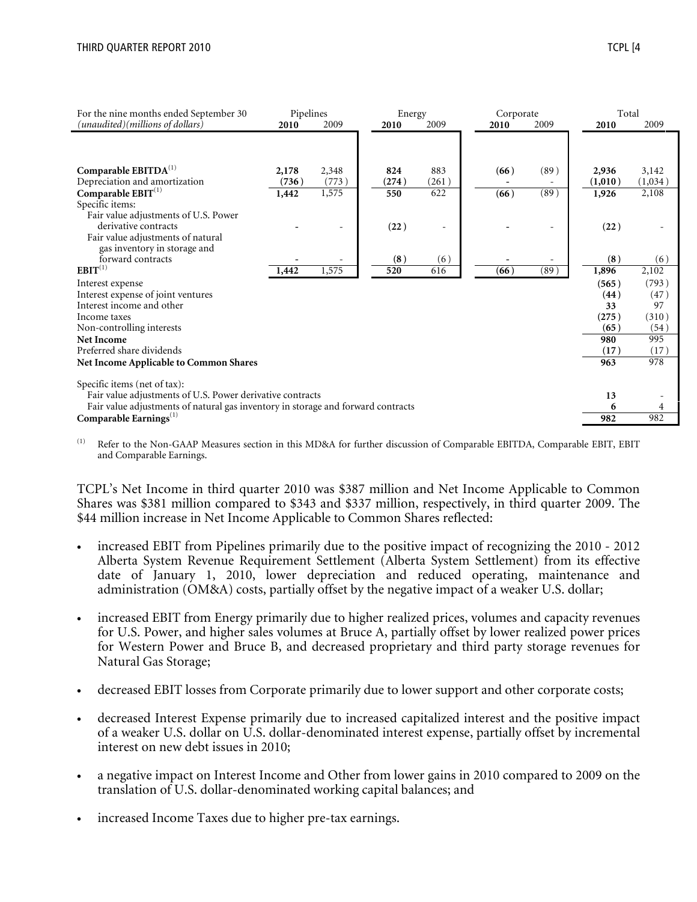| For the nine months ended September 30 (unaudited)(millions of dollars) | Pipelines | | Energy | | Corporate | | Total | |
|---|---|---|---|---|---|---|---|---|
| | **2010** | 2009 | **2010** | 2009 | **2010** | 2009 | **2010** | 2009 |
| **Comparable EBITDA**[1] | **2,178** | 2,348 | **824** | 883 | **(66)** | (89) | **2,936** | 3,142 |
| Depreciation and amortization | **(736)** | (773) | **(274)** | (261) | **-** | - | **(1,010)** | (1,034) |
| **Comparable EBIT**[1] | **1,442** | 1,575 | **550** | 622 | **(66)** | (89) | **1,926** | 2,108 |
| Specific items: | | | | | | | | |
| Fair value adjustments of U.S. Power derivative contracts | **-** | - | **(22)** | - | **-** | - | **(22)** | - |
| Fair value adjustments of natural gas inventory in storage and forward contracts | **-** | - | **(8)** | (6) | **-** | - | **(8)** | (6) |
| **EBIT**[1] | **1,442** | 1,575 | **520** | 616 | **(66)** | (89) | **1,896** | 2,102 |
| Interest expense | | | | | | | **(565)** | (793) |
| Interest expense of joint ventures | | | | | | | **(44)** | (47) |
| Interest income and other | | | | | | | **33** | 97 |
| Income taxes | | | | | | | **(275)** | (310) |
| Non-controlling interests | | | | | | | **(65)** | (54) |
| **Net Income** | | | | | | | **980** | 995 |
| Preferred share dividends | | | | | | | **(17)** | (17) |
| **Net Income Applicable to Common Shares** | | | | | | | **963** | 978 |
| Specific items (net of tax): | | | | | | | | |
| Fair value adjustments of U.S. Power derivative contracts | | | | | | | **13** | - |
| Fair value adjustments of natural gas inventory in storage and forward contracts | | | | | | | **6** | 4 |
| **Comparable Earnings**[1] | | | | | | | **982** | 982 |

(1) Refer to the Non-GAAP Measures section in this MD&A for further discussion of Comparable EBITDA, Comparable EBIT, EBIT and Comparable Earnings.

TCPL's Net Income in third quarter 2010 was $387 million and Net Income Applicable to Common Shares was $381 million compared to $343 and $337 million, respectively, in third quarter 2009. The $44 million increase in Net Income Applicable to Common Shares reflected:

- increased EBIT from Pipelines primarily due to the positive impact of recognizing the 2010 - 2012 Alberta System Revenue Requirement Settlement (Alberta System Settlement) from its effective date of January 1, 2010, lower depreciation and reduced operating, maintenance and administration (OM&A) costs, partially offset by the negative impact of a weaker U.S. dollar;
- increased EBIT from Energy primarily due to higher realized prices, volumes and capacity revenues for U.S. Power, and higher sales volumes at Bruce A, partially offset by lower realized power prices for Western Power and Bruce B, and decreased proprietary and third party storage revenues for Natural Gas Storage;
- decreased EBIT losses from Corporate primarily due to lower support and other corporate costs;
- decreased Interest Expense primarily due to increased capitalized interest and the positive impact of a weaker U.S. dollar on U.S. dollar-denominated interest expense, partially offset by incremental interest on new debt issues in 2010;
- a negative impact on Interest Income and Other from lower gains in 2010 compared to 2009 on the translation of U.S. dollar-denominated working capital balances; and
- increased Income Taxes due to higher pre-tax earnings.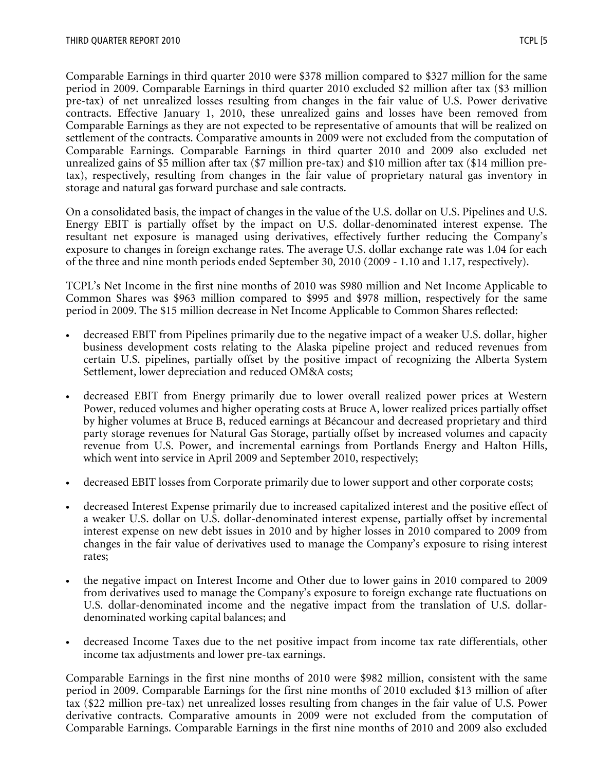Comparable Earnings in third quarter 2010 were $378 million compared to $327 million for the same period in 2009. Comparable Earnings in third quarter 2010 excluded $2 million after tax ($3 million pre-tax) of net unrealized losses resulting from changes in the fair value of U.S. Power derivative contracts. Effective January 1, 2010, these unrealized gains and losses have been removed from Comparable Earnings as they are not expected to be representative of amounts that will be realized on settlement of the contracts. Comparative amounts in 2009 were not excluded from the computation of Comparable Earnings. Comparable Earnings in third quarter 2010 and 2009 also excluded net unrealized gains of $5 million after tax ($7 million pre-tax) and $10 million after tax ($14 million pre-tax), respectively, resulting from changes in the fair value of proprietary natural gas inventory in storage and natural gas forward purchase and sale contracts.

On a consolidated basis, the impact of changes in the value of the U.S. dollar on U.S. Pipelines and U.S. Energy EBIT is partially offset by the impact on U.S. dollar-denominated interest expense. The resultant net exposure is managed using derivatives, effectively further reducing the Company's exposure to changes in foreign exchange rates. The average U.S. dollar exchange rate was 1.04 for each of the three and nine month periods ended September 30, 2010 (2009 - 1.10 and 1.17, respectively).

TCPL's Net Income in the first nine months of 2010 was $980 million and Net Income Applicable to Common Shares was $963 million compared to $995 and $978 million, respectively for the same period in 2009. The $15 million decrease in Net Income Applicable to Common Shares reflected:

- decreased EBIT from Pipelines primarily due to the negative impact of a weaker U.S. dollar, higher business development costs relating to the Alaska pipeline project and reduced revenues from certain U.S. pipelines, partially offset by the positive impact of recognizing the Alberta System Settlement, lower depreciation and reduced OM&A costs;
- decreased EBIT from Energy primarily due to lower overall realized power prices at Western Power, reduced volumes and higher operating costs at Bruce A, lower realized prices partially offset by higher volumes at Bruce B, reduced earnings at Bécancour and decreased proprietary and third party storage revenues for Natural Gas Storage, partially offset by increased volumes and capacity revenue from U.S. Power, and incremental earnings from Portlands Energy and Halton Hills, which went into service in April 2009 and September 2010, respectively;
- decreased EBIT losses from Corporate primarily due to lower support and other corporate costs;
- decreased Interest Expense primarily due to increased capitalized interest and the positive effect of a weaker U.S. dollar on U.S. dollar-denominated interest expense, partially offset by incremental interest expense on new debt issues in 2010 and by higher losses in 2010 compared to 2009 from changes in the fair value of derivatives used to manage the Company's exposure to rising interest rates;
- the negative impact on Interest Income and Other due to lower gains in 2010 compared to 2009 from derivatives used to manage the Company's exposure to foreign exchange rate fluctuations on U.S. dollar-denominated income and the negative impact from the translation of U.S. dollar-denominated working capital balances; and
- decreased Income Taxes due to the net positive impact from income tax rate differentials, other income tax adjustments and lower pre-tax earnings.

Comparable Earnings in the first nine months of 2010 were $982 million, consistent with the same period in 2009. Comparable Earnings for the first nine months of 2010 excluded $13 million of after tax ($22 million pre-tax) net unrealized losses resulting from changes in the fair value of U.S. Power derivative contracts. Comparative amounts in 2009 were not excluded from the computation of Comparable Earnings. Comparable Earnings in the first nine months of 2010 and 2009 also excluded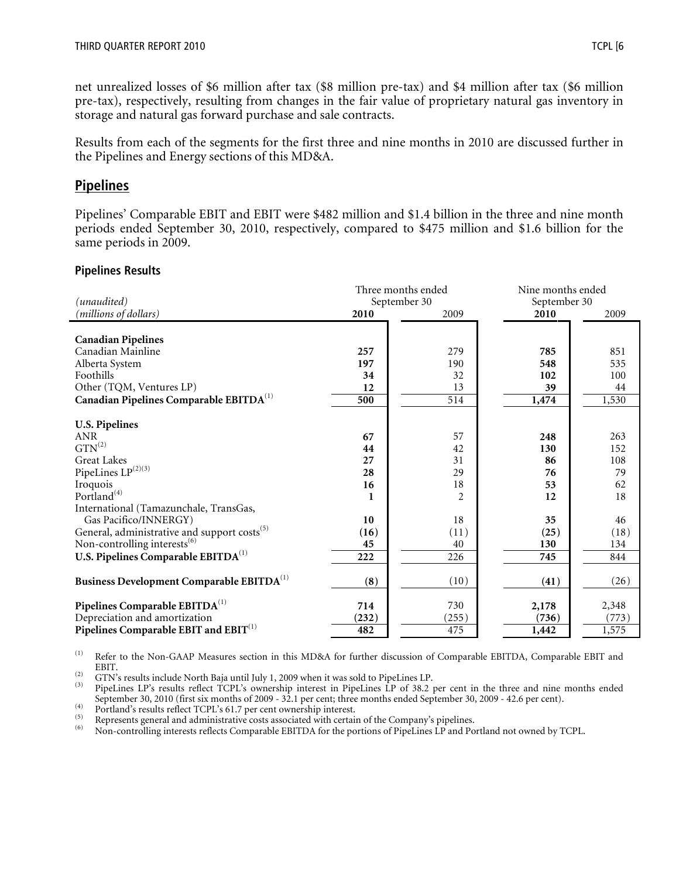net unrealized losses of $6 million after tax ($8 million pre-tax) and $4 million after tax ($6 million pre-tax), respectively, resulting from changes in the fair value of proprietary natural gas inventory in storage and natural gas forward purchase and sale contracts.

Results from each of the segments for the first three and nine months in 2010 are discussed further in the Pipelines and Energy sections of this MD&A.

## Pipelines

Pipelines' Comparable EBIT and EBIT were $482 million and $1.4 billion in the three and nine month periods ended September 30, 2010, respectively, compared to $475 million and $1.6 billion for the same periods in 2009.

### Pipelines Results

| *(unaudited)* | Three months ended September 30 | | Nine months ended September 30 | |
|---|---|---|---|---|
| *(millions of dollars)* | **2010** | 2009 | **2010** | 2009 |
| **Canadian Pipelines** | | | | |
| Canadian Mainline | **257** | 279 | **785** | 851 |
| Alberta System | **197** | 190 | **548** | 535 |
| Foothills | **34** | 32 | **102** | 100 |
| Other (TQM, Ventures LP) | **12** | 13 | **39** | 44 |
| **Canadian Pipelines Comparable EBITDA**[(1)] | **500** | 514 | **1,474** | 1,530 |
| **U.S. Pipelines** | | | | |
| ANR | **67** | 57 | **248** | 263 |
| GTN[(2)] | **44** | 42 | **130** | 152 |
| Great Lakes | **27** | 31 | **86** | 108 |
| PipeLines LP[(2)(3)] | **28** | 29 | **76** | 79 |
| Iroquois | **16** | 18 | **53** | 62 |
| Portland[(4)] | **1** | 2 | **12** | 18 |
| International (Tamazunchale, TransGas, Gas Pacifico/INNERGY) | **10** | 18 | **35** | 46 |
| General, administrative and support costs[(5)] | **(16)** | (11) | **(25)** | (18) |
| Non-controlling interests[(6)] | **45** | 40 | **130** | 134 |
| **U.S. Pipelines Comparable EBITDA**[(1)] | **222** | 226 | **745** | 844 |
| **Business Development Comparable EBITDA**[(1)] | **(8)** | (10) | **(41)** | (26) |
| **Pipelines Comparable EBITDA**[(1)] | **714** | 730 | **2,178** | 2,348 |
| Depreciation and amortization | **(232)** | (255) | **(736)** | (773) |
| **Pipelines Comparable EBIT and EBIT**[(1)] | **482** | 475 | **1,442** | 1,575 |

(1) Refer to the Non-GAAP Measures section in this MD&A for further discussion of Comparable EBITDA, Comparable EBIT and EBIT.

(2) GTN's results include North Baja until July 1, 2009 when it was sold to PipeLines LP.

(3) PipeLines LP's results reflect TCPL's ownership interest in PipeLines LP of 38.2 per cent in the three and nine months ended September 30, 2010 (first six months of 2009 - 32.1 per cent; three months ended September 30, 2009 - 42.6 per cent).

(4) Portland's results reflect TCPL's 61.7 per cent ownership interest.

(5) Represents general and administrative costs associated with certain of the Company's pipelines.

(6) Non-controlling interests reflects Comparable EBITDA for the portions of PipeLines LP and Portland not owned by TCPL.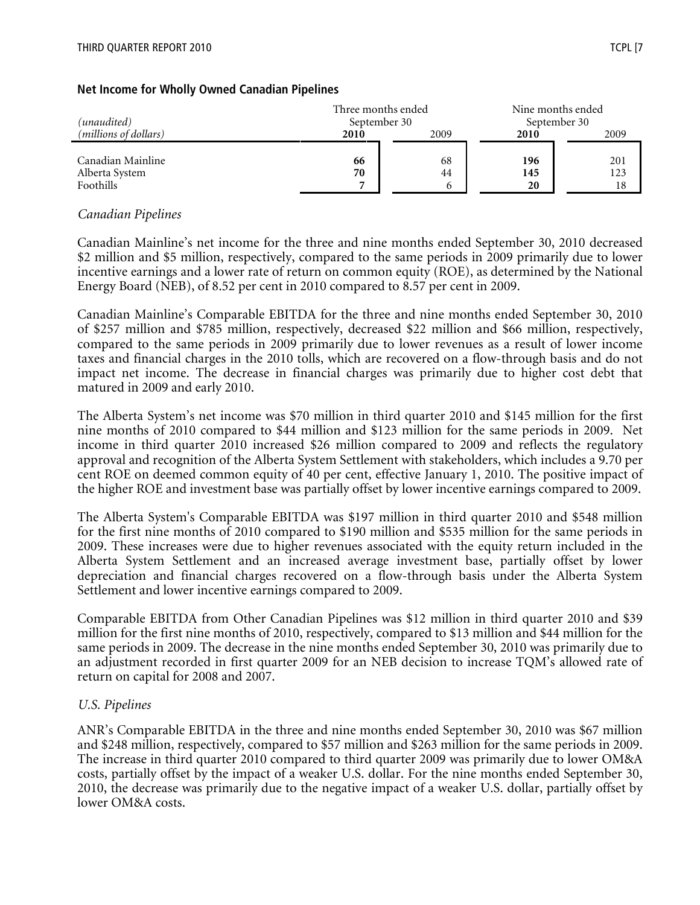### Net Income for Wholly Owned Canadian Pipelines

| *(unaudited)* *(millions of dollars)* | Three months ended September 30 | | Nine months ended September 30 | |
|---|---|---|---|---|
| | **2010** | 2009 | **2010** | 2009 |
| Canadian Mainline | **66** | 68 | **196** | 201 |
| Alberta System | **70** | 44 | **145** | 123 |
| Foothills | **7** | 6 | **20** | 18 |

*Canadian Pipelines*

Canadian Mainline's net income for the three and nine months ended September 30, 2010 decreased \$2 million and \$5 million, respectively, compared to the same periods in 2009 primarily due to lower incentive earnings and a lower rate of return on common equity (ROE), as determined by the National Energy Board (NEB), of 8.52 per cent in 2010 compared to 8.57 per cent in 2009.

Canadian Mainline's Comparable EBITDA for the three and nine months ended September 30, 2010 of \$257 million and \$785 million, respectively, decreased \$22 million and \$66 million, respectively, compared to the same periods in 2009 primarily due to lower revenues as a result of lower income taxes and financial charges in the 2010 tolls, which are recovered on a flow-through basis and do not impact net income. The decrease in financial charges was primarily due to higher cost debt that matured in 2009 and early 2010.

The Alberta System's net income was \$70 million in third quarter 2010 and \$145 million for the first nine months of 2010 compared to \$44 million and \$123 million for the same periods in 2009. Net income in third quarter 2010 increased \$26 million compared to 2009 and reflects the regulatory approval and recognition of the Alberta System Settlement with stakeholders, which includes a 9.70 per cent ROE on deemed common equity of 40 per cent, effective January 1, 2010. The positive impact of the higher ROE and investment base was partially offset by lower incentive earnings compared to 2009.

The Alberta System's Comparable EBITDA was \$197 million in third quarter 2010 and \$548 million for the first nine months of 2010 compared to \$190 million and \$535 million for the same periods in 2009. These increases were due to higher revenues associated with the equity return included in the Alberta System Settlement and an increased average investment base, partially offset by lower depreciation and financial charges recovered on a flow-through basis under the Alberta System Settlement and lower incentive earnings compared to 2009.

Comparable EBITDA from Other Canadian Pipelines was \$12 million in third quarter 2010 and \$39 million for the first nine months of 2010, respectively, compared to \$13 million and \$44 million for the same periods in 2009. The decrease in the nine months ended September 30, 2010 was primarily due to an adjustment recorded in first quarter 2009 for an NEB decision to increase TQM's allowed rate of return on capital for 2008 and 2007.

*U.S. Pipelines*

ANR's Comparable EBITDA in the three and nine months ended September 30, 2010 was \$67 million and \$248 million, respectively, compared to \$57 million and \$263 million for the same periods in 2009. The increase in third quarter 2010 compared to third quarter 2009 was primarily due to lower OM&A costs, partially offset by the impact of a weaker U.S. dollar. For the nine months ended September 30, 2010, the decrease was primarily due to the negative impact of a weaker U.S. dollar, partially offset by lower OM&A costs.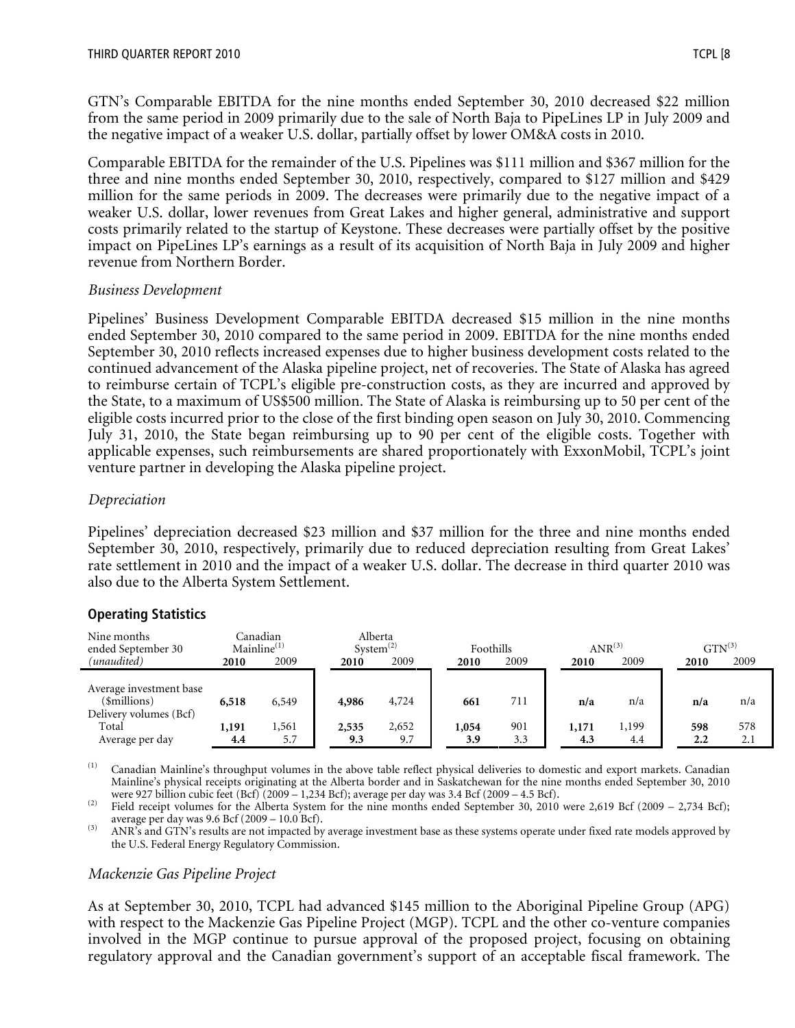GTN's Comparable EBITDA for the nine months ended September 30, 2010 decreased $22 million from the same period in 2009 primarily due to the sale of North Baja to PipeLines LP in July 2009 and the negative impact of a weaker U.S. dollar, partially offset by lower OM&A costs in 2010.

Comparable EBITDA for the remainder of the U.S. Pipelines was $111 million and $367 million for the three and nine months ended September 30, 2010, respectively, compared to $127 million and $429 million for the same periods in 2009. The decreases were primarily due to the negative impact of a weaker U.S. dollar, lower revenues from Great Lakes and higher general, administrative and support costs primarily related to the startup of Keystone. These decreases were partially offset by the positive impact on PipeLines LP's earnings as a result of its acquisition of North Baja in July 2009 and higher revenue from Northern Border.

*Business Development*

Pipelines' Business Development Comparable EBITDA decreased $15 million in the nine months ended September 30, 2010 compared to the same period in 2009. EBITDA for the nine months ended September 30, 2010 reflects increased expenses due to higher business development costs related to the continued advancement of the Alaska pipeline project, net of recoveries. The State of Alaska has agreed to reimburse certain of TCPL's eligible pre-construction costs, as they are incurred and approved by the State, to a maximum of US$500 million. The State of Alaska is reimbursing up to 50 per cent of the eligible costs incurred prior to the close of the first binding open season on July 30, 2010. Commencing July 31, 2010, the State began reimbursing up to 90 per cent of the eligible costs. Together with applicable expenses, such reimbursements are shared proportionately with ExxonMobil, TCPL's joint venture partner in developing the Alaska pipeline project.

*Depreciation*

Pipelines' depreciation decreased $23 million and $37 million for the three and nine months ended September 30, 2010, respectively, primarily due to reduced depreciation resulting from Great Lakes' rate settlement in 2010 and the impact of a weaker U.S. dollar. The decrease in third quarter 2010 was also due to the Alberta System Settlement.

**Operating Statistics**

| Nine months ended September 30 *(unaudited)* | Canadian Mainline[1] | | Alberta System[2] | | Foothills | | ANR[3] | | GTN[3] | |
|---|---|---|---|---|---|---|---|---|---|---|
| | **2010** | 2009 | **2010** | 2009 | **2010** | 2009 | **2010** | 2009 | **2010** | 2009 |
| Average investment base ($millions) | **6,518** | 6,549 | **4,986** | 4,724 | **661** | 711 | **n/a** | n/a | **n/a** | n/a |
| Delivery volumes (Bcf) | | | | | | | | | | |
| Total | **1,191** | 1,561 | **2,535** | 2,652 | **1,054** | 901 | **1,171** | 1,199 | **598** | 578 |
| Average per day | **4.4** | 5.7 | **9.3** | 9.7 | **3.9** | 3.3 | **4.3** | 4.4 | **2.2** | 2.1 |

(1) Canadian Mainline's throughput volumes in the above table reflect physical deliveries to domestic and export markets. Canadian Mainline's physical receipts originating at the Alberta border and in Saskatchewan for the nine months ended September 30, 2010 were 927 billion cubic feet (Bcf) (2009 – 1,234 Bcf); average per day was 3.4 Bcf (2009 – 4.5 Bcf).

(2) Field receipt volumes for the Alberta System for the nine months ended September 30, 2010 were 2,619 Bcf (2009 – 2,734 Bcf); average per day was 9.6 Bcf (2009 – 10.0 Bcf).

(3) ANR's and GTN's results are not impacted by average investment base as these systems operate under fixed rate models approved by the U.S. Federal Energy Regulatory Commission.

*Mackenzie Gas Pipeline Project*

As at September 30, 2010, TCPL had advanced $145 million to the Aboriginal Pipeline Group (APG) with respect to the Mackenzie Gas Pipeline Project (MGP). TCPL and the other co-venture companies involved in the MGP continue to pursue approval of the proposed project, focusing on obtaining regulatory approval and the Canadian government's support of an acceptable fiscal framework. The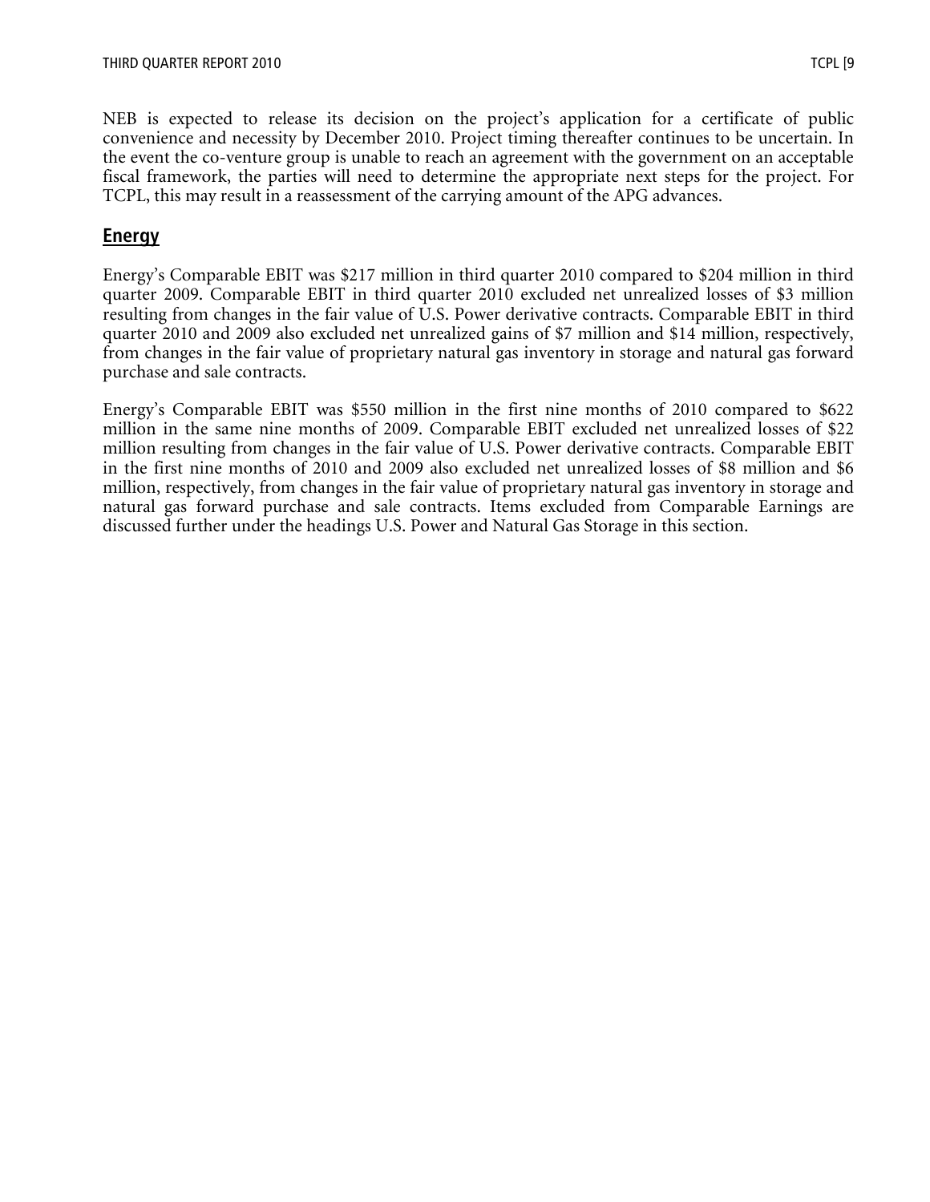NEB is expected to release its decision on the project's application for a certificate of public convenience and necessity by December 2010. Project timing thereafter continues to be uncertain. In the event the co-venture group is unable to reach an agreement with the government on an acceptable fiscal framework, the parties will need to determine the appropriate next steps for the project. For TCPL, this may result in a reassessment of the carrying amount of the APG advances.

## Energy

Energy's Comparable EBIT was $217 million in third quarter 2010 compared to $204 million in third quarter 2009. Comparable EBIT in third quarter 2010 excluded net unrealized losses of $3 million resulting from changes in the fair value of U.S. Power derivative contracts. Comparable EBIT in third quarter 2010 and 2009 also excluded net unrealized gains of $7 million and $14 million, respectively, from changes in the fair value of proprietary natural gas inventory in storage and natural gas forward purchase and sale contracts.

Energy's Comparable EBIT was $550 million in the first nine months of 2010 compared to $622 million in the same nine months of 2009. Comparable EBIT excluded net unrealized losses of $22 million resulting from changes in the fair value of U.S. Power derivative contracts. Comparable EBIT in the first nine months of 2010 and 2009 also excluded net unrealized losses of $8 million and $6 million, respectively, from changes in the fair value of proprietary natural gas inventory in storage and natural gas forward purchase and sale contracts. Items excluded from Comparable Earnings are discussed further under the headings U.S. Power and Natural Gas Storage in this section.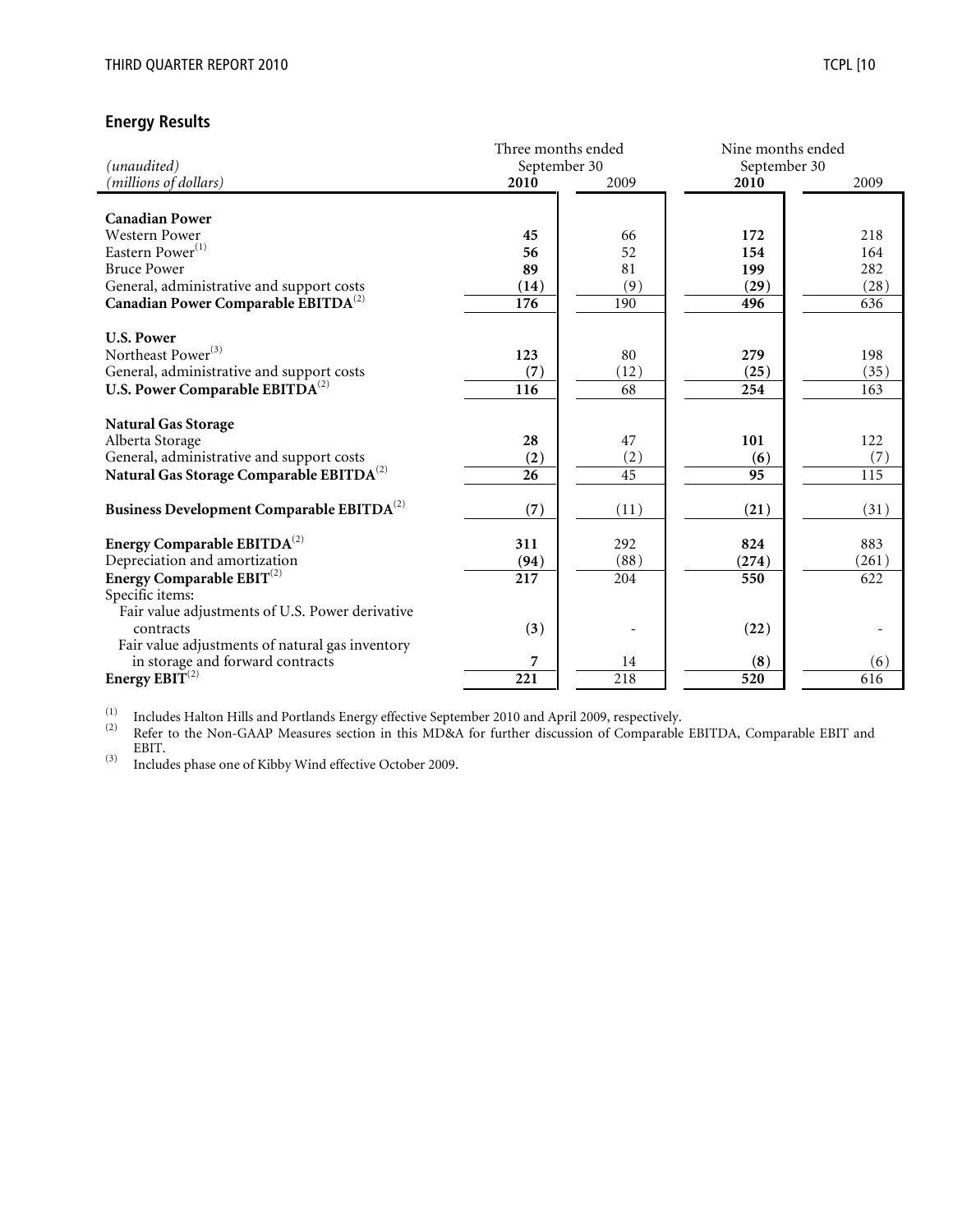## Energy Results

| *(unaudited)* *(millions of dollars)* | Three months ended September 30 | | Nine months ended September 30 | |
|---|---|---|---|---|
| | **2010** | 2009 | **2010** | 2009 |
| **Canadian Power** | | | | |
| Western Power | **45** | 66 | **172** | 218 |
| Eastern Power[1] | **56** | 52 | **154** | 164 |
| Bruce Power | **89** | 81 | **199** | 282 |
| General, administrative and support costs | **(14)** | (9) | **(29)** | (28) |
| **Canadian Power Comparable EBITDA**[2] | **176** | 190 | **496** | 636 |
| **U.S. Power** | | | | |
| Northeast Power[3] | **123** | 80 | **279** | 198 |
| General, administrative and support costs | **(7)** | (12) | **(25)** | (35) |
| **U.S. Power Comparable EBITDA**[2] | **116** | 68 | **254** | 163 |
| **Natural Gas Storage** | | | | |
| Alberta Storage | **28** | 47 | **101** | 122 |
| General, administrative and support costs | **(2)** | (2) | **(6)** | (7) |
| **Natural Gas Storage Comparable EBITDA**[2] | **26** | 45 | **95** | 115 |
| **Business Development Comparable EBITDA**[2] | **(7)** | (11) | **(21)** | (31) |
| **Energy Comparable EBITDA**[2] | **311** | 292 | **824** | 883 |
| Depreciation and amortization | **(94)** | (88) | **(274)** | (261) |
| **Energy Comparable EBIT**[2] | **217** | 204 | **550** | 622 |
| Specific items: | | | | |
| Fair value adjustments of U.S. Power derivative contracts | **(3)** | - | **(22)** | - |
| Fair value adjustments of natural gas inventory in storage and forward contracts | **7** | 14 | **(8)** | (6) |
| **Energy EBIT**[2] | **221** | 218 | **520** | 616 |

(1) Includes Halton Hills and Portlands Energy effective September 2010 and April 2009, respectively.

(2) Refer to the Non-GAAP Measures section in this MD&A for further discussion of Comparable EBITDA, Comparable EBIT and EBIT.

(3) Includes phase one of Kibby Wind effective October 2009.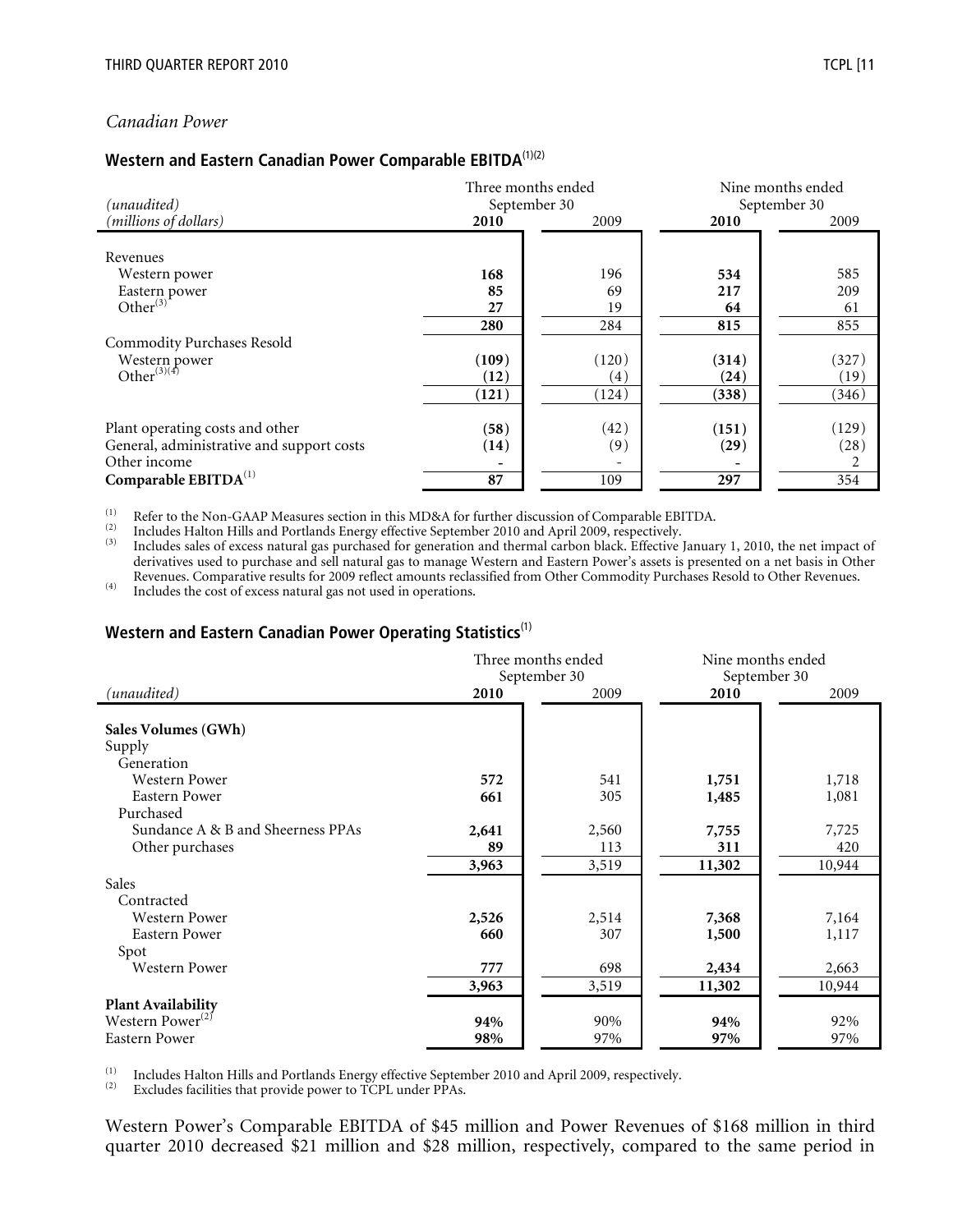*Canadian Power*

### Western and Eastern Canadian Power Comparable EBITDA[1][2]

| (unaudited) | Three months ended September 30 | | Nine months ended September 30 | |
|---|---|---|---|---|
| (millions of dollars) | **2010** | 2009 | **2010** | 2009 |
| Revenues | | | | |
| Western power | **168** | 196 | **534** | 585 |
| Eastern power | **85** | 69 | **217** | 209 |
| Other[3] | **27** | 19 | **64** | 61 |
| | **280** | 284 | **815** | 855 |
| Commodity Purchases Resold | | | | |
| Western power | **(109)** | (120) | **(314)** | (327) |
| Other[3][4] | **(12)** | (4) | **(24)** | (19) |
| | **(121)** | (124) | **(338)** | (346) |
| Plant operating costs and other | **(58)** | (42) | **(151)** | (129) |
| General, administrative and support costs | **(14)** | (9) | **(29)** | (28) |
| Other income | **-** | - | **-** | 2 |
| **Comparable EBITDA**[1] | **87** | 109 | **297** | 354 |

(1) Refer to the Non-GAAP Measures section in this MD&A for further discussion of Comparable EBITDA.
(2) Includes Halton Hills and Portlands Energy effective September 2010 and April 2009, respectively.
(3) Includes sales of excess natural gas purchased for generation and thermal carbon black. Effective January 1, 2010, the net impact of derivatives used to purchase and sell natural gas to manage Western and Eastern Power's assets is presented on a net basis in Other Revenues. Comparative results for 2009 reflect amounts reclassified from Other Commodity Purchases Resold to Other Revenues.
(4) Includes the cost of excess natural gas not used in operations.

### Western and Eastern Canadian Power Operating Statistics[1]

| (unaudited) | Three months ended September 30 | | Nine months ended September 30 | |
|---|---|---|---|---|
| | **2010** | 2009 | **2010** | 2009 |
| **Sales Volumes (GWh)** | | | | |
| Supply | | | | |
| Generation | | | | |
| Western Power | **572** | 541 | **1,751** | 1,718 |
| Eastern Power | **661** | 305 | **1,485** | 1,081 |
| Purchased | | | | |
| Sundance A & B and Sheerness PPAs | **2,641** | 2,560 | **7,755** | 7,725 |
| Other purchases | **89** | 113 | **311** | 420 |
| | **3,963** | 3,519 | **11,302** | 10,944 |
| Sales | | | | |
| Contracted | | | | |
| Western Power | **2,526** | 2,514 | **7,368** | 7,164 |
| Eastern Power | **660** | 307 | **1,500** | 1,117 |
| Spot | | | | |
| Western Power | **777** | 698 | **2,434** | 2,663 |
| | **3,963** | 3,519 | **11,302** | 10,944 |
| **Plant Availability** | | | | |
| Western Power[2] | **94%** | 90% | **94%** | 92% |
| Eastern Power | **98%** | 97% | **97%** | 97% |

(1) Includes Halton Hills and Portlands Energy effective September 2010 and April 2009, respectively.
(2) Excludes facilities that provide power to TCPL under PPAs.

Western Power's Comparable EBITDA of $45 million and Power Revenues of $168 million in third quarter 2010 decreased $21 million and $28 million, respectively, compared to the same period in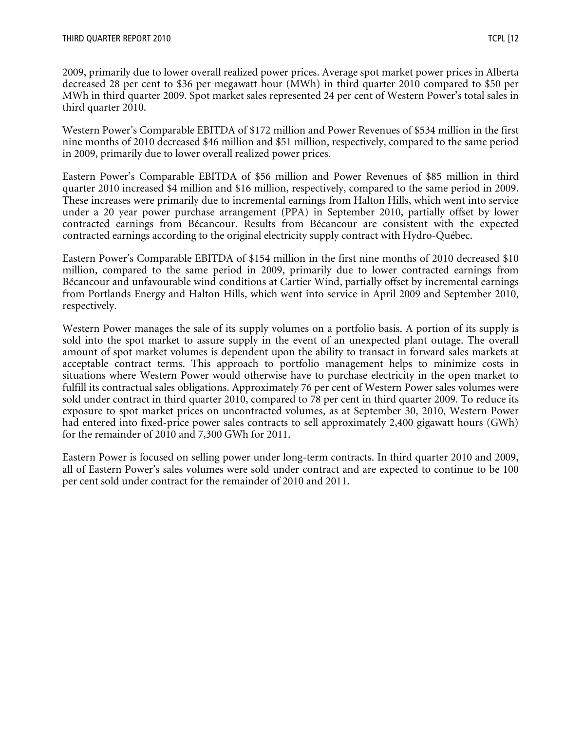2009, primarily due to lower overall realized power prices. Average spot market power prices in Alberta decreased 28 per cent to $36 per megawatt hour (MWh) in third quarter 2010 compared to $50 per MWh in third quarter 2009. Spot market sales represented 24 per cent of Western Power's total sales in third quarter 2010.

Western Power's Comparable EBITDA of $172 million and Power Revenues of $534 million in the first nine months of 2010 decreased $46 million and $51 million, respectively, compared to the same period in 2009, primarily due to lower overall realized power prices.

Eastern Power's Comparable EBITDA of $56 million and Power Revenues of $85 million in third quarter 2010 increased $4 million and $16 million, respectively, compared to the same period in 2009. These increases were primarily due to incremental earnings from Halton Hills, which went into service under a 20 year power purchase arrangement (PPA) in September 2010, partially offset by lower contracted earnings from Bécancour. Results from Bécancour are consistent with the expected contracted earnings according to the original electricity supply contract with Hydro-Québec.

Eastern Power's Comparable EBITDA of $154 million in the first nine months of 2010 decreased $10 million, compared to the same period in 2009, primarily due to lower contracted earnings from Bécancour and unfavourable wind conditions at Cartier Wind, partially offset by incremental earnings from Portlands Energy and Halton Hills, which went into service in April 2009 and September 2010, respectively.

Western Power manages the sale of its supply volumes on a portfolio basis. A portion of its supply is sold into the spot market to assure supply in the event of an unexpected plant outage. The overall amount of spot market volumes is dependent upon the ability to transact in forward sales markets at acceptable contract terms. This approach to portfolio management helps to minimize costs in situations where Western Power would otherwise have to purchase electricity in the open market to fulfill its contractual sales obligations. Approximately 76 per cent of Western Power sales volumes were sold under contract in third quarter 2010, compared to 78 per cent in third quarter 2009. To reduce its exposure to spot market prices on uncontracted volumes, as at September 30, 2010, Western Power had entered into fixed-price power sales contracts to sell approximately 2,400 gigawatt hours (GWh) for the remainder of 2010 and 7,300 GWh for 2011.

Eastern Power is focused on selling power under long-term contracts. In third quarter 2010 and 2009, all of Eastern Power's sales volumes were sold under contract and are expected to continue to be 100 per cent sold under contract for the remainder of 2010 and 2011.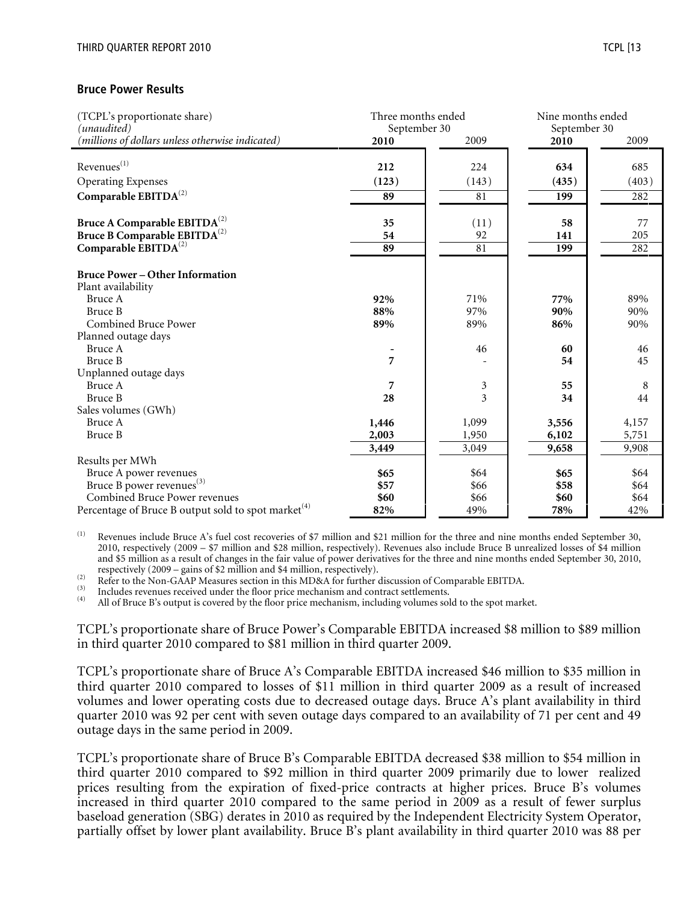## Bruce Power Results

| (TCPL's proportionate share) *(unaudited)* *(millions of dollars unless otherwise indicated)* | Three months ended September 30 | | Nine months ended September 30 | |
|---|---|---|---|---|
| | **2010** | 2009 | **2010** | 2009 |
| Revenues[(1)] | **212** | 224 | **634** | 685 |
| Operating Expenses | **(123)** | (143) | **(435)** | (403) |
| **Comparable EBITDA**[(2)] | **89** | 81 | **199** | 282 |
| **Bruce A Comparable EBITDA**[(2)] | **35** | (11) | **58** | 77 |
| **Bruce B Comparable EBITDA**[(2)] | **54** | 92 | **141** | 205 |
| **Comparable EBITDA**[(2)] | **89** | 81 | **199** | 282 |
| **Bruce Power – Other Information** | | | | |
| Plant availability | | | | |
| Bruce A | **92%** | 71% | **77%** | 89% |
| Bruce B | **88%** | 97% | **90%** | 90% |
| Combined Bruce Power | **89%** | 89% | **86%** | 90% |
| Planned outage days | | | | |
| Bruce A | **-** | 46 | **60** | 46 |
| Bruce B | **7** | - | **54** | 45 |
| Unplanned outage days | | | | |
| Bruce A | **7** | 3 | **55** | 8 |
| Bruce B | **28** | 3 | **34** | 44 |
| Sales volumes (GWh) | | | | |
| Bruce A | **1,446** | 1,099 | **3,556** | 4,157 |
| Bruce B | **2,003** | 1,950 | **6,102** | 5,751 |
| | **3,449** | 3,049 | **9,658** | 9,908 |
| Results per MWh | | | | |
| Bruce A power revenues | **$65** | $64 | **$65** | $64 |
| Bruce B power revenues[(3)] | **$57** | $66 | **$58** | $64 |
| Combined Bruce Power revenues | **$60** | $66 | **$60** | $64 |
| Percentage of Bruce B output sold to spot market[(4)] | **82%** | 49% | **78%** | 42% |

(1) Revenues include Bruce A's fuel cost recoveries of $7 million and $21 million for the three and nine months ended September 30, 2010, respectively (2009 – $7 million and $28 million, respectively). Revenues also include Bruce B unrealized losses of $4 million and $5 million as a result of changes in the fair value of power derivatives for the three and nine months ended September 30, 2010, respectively (2009 – gains of $2 million and $4 million, respectively).

(2) Refer to the Non-GAAP Measures section in this MD&A for further discussion of Comparable EBITDA.

(3) Includes revenues received under the floor price mechanism and contract settlements.

(4) All of Bruce B's output is covered by the floor price mechanism, including volumes sold to the spot market.

TCPL's proportionate share of Bruce Power's Comparable EBITDA increased $8 million to $89 million in third quarter 2010 compared to $81 million in third quarter 2009.

TCPL's proportionate share of Bruce A's Comparable EBITDA increased $46 million to $35 million in third quarter 2010 compared to losses of $11 million in third quarter 2009 as a result of increased volumes and lower operating costs due to decreased outage days. Bruce A's plant availability in third quarter 2010 was 92 per cent with seven outage days compared to an availability of 71 per cent and 49 outage days in the same period in 2009.

TCPL's proportionate share of Bruce B's Comparable EBITDA decreased $38 million to $54 million in third quarter 2010 compared to $92 million in third quarter 2009 primarily due to lower realized prices resulting from the expiration of fixed-price contracts at higher prices. Bruce B's volumes increased in third quarter 2010 compared to the same period in 2009 as a result of fewer surplus baseload generation (SBG) derates in 2010 as required by the Independent Electricity System Operator, partially offset by lower plant availability. Bruce B's plant availability in third quarter 2010 was 88 per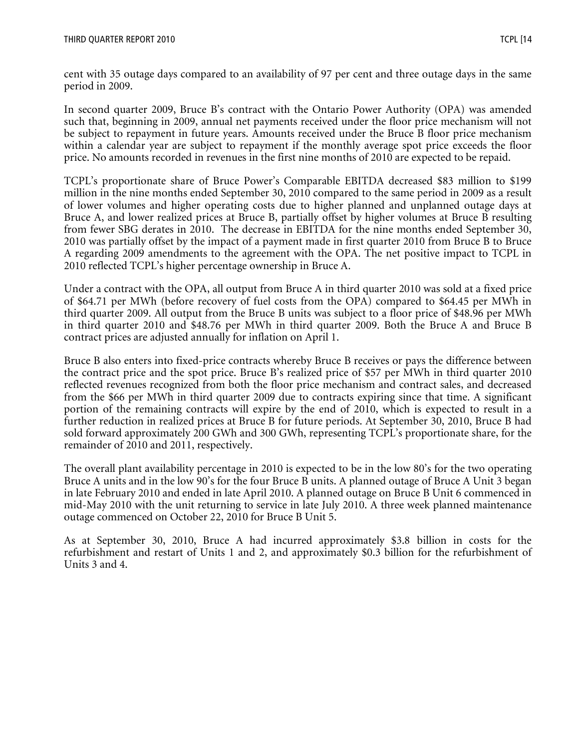cent with 35 outage days compared to an availability of 97 per cent and three outage days in the same period in 2009.

In second quarter 2009, Bruce B's contract with the Ontario Power Authority (OPA) was amended such that, beginning in 2009, annual net payments received under the floor price mechanism will not be subject to repayment in future years. Amounts received under the Bruce B floor price mechanism within a calendar year are subject to repayment if the monthly average spot price exceeds the floor price. No amounts recorded in revenues in the first nine months of 2010 are expected to be repaid.

TCPL's proportionate share of Bruce Power's Comparable EBITDA decreased $83 million to $199 million in the nine months ended September 30, 2010 compared to the same period in 2009 as a result of lower volumes and higher operating costs due to higher planned and unplanned outage days at Bruce A, and lower realized prices at Bruce B, partially offset by higher volumes at Bruce B resulting from fewer SBG derates in 2010. The decrease in EBITDA for the nine months ended September 30, 2010 was partially offset by the impact of a payment made in first quarter 2010 from Bruce B to Bruce A regarding 2009 amendments to the agreement with the OPA. The net positive impact to TCPL in 2010 reflected TCPL's higher percentage ownership in Bruce A.

Under a contract with the OPA, all output from Bruce A in third quarter 2010 was sold at a fixed price of $64.71 per MWh (before recovery of fuel costs from the OPA) compared to $64.45 per MWh in third quarter 2009. All output from the Bruce B units was subject to a floor price of $48.96 per MWh in third quarter 2010 and $48.76 per MWh in third quarter 2009. Both the Bruce A and Bruce B contract prices are adjusted annually for inflation on April 1.

Bruce B also enters into fixed-price contracts whereby Bruce B receives or pays the difference between the contract price and the spot price. Bruce B's realized price of $57 per MWh in third quarter 2010 reflected revenues recognized from both the floor price mechanism and contract sales, and decreased from the $66 per MWh in third quarter 2009 due to contracts expiring since that time. A significant portion of the remaining contracts will expire by the end of 2010, which is expected to result in a further reduction in realized prices at Bruce B for future periods. At September 30, 2010, Bruce B had sold forward approximately 200 GWh and 300 GWh, representing TCPL's proportionate share, for the remainder of 2010 and 2011, respectively.

The overall plant availability percentage in 2010 is expected to be in the low 80's for the two operating Bruce A units and in the low 90's for the four Bruce B units. A planned outage of Bruce A Unit 3 began in late February 2010 and ended in late April 2010. A planned outage on Bruce B Unit 6 commenced in mid-May 2010 with the unit returning to service in late July 2010. A three week planned maintenance outage commenced on October 22, 2010 for Bruce B Unit 5.

As at September 30, 2010, Bruce A had incurred approximately $3.8 billion in costs for the refurbishment and restart of Units 1 and 2, and approximately $0.3 billion for the refurbishment of Units 3 and 4.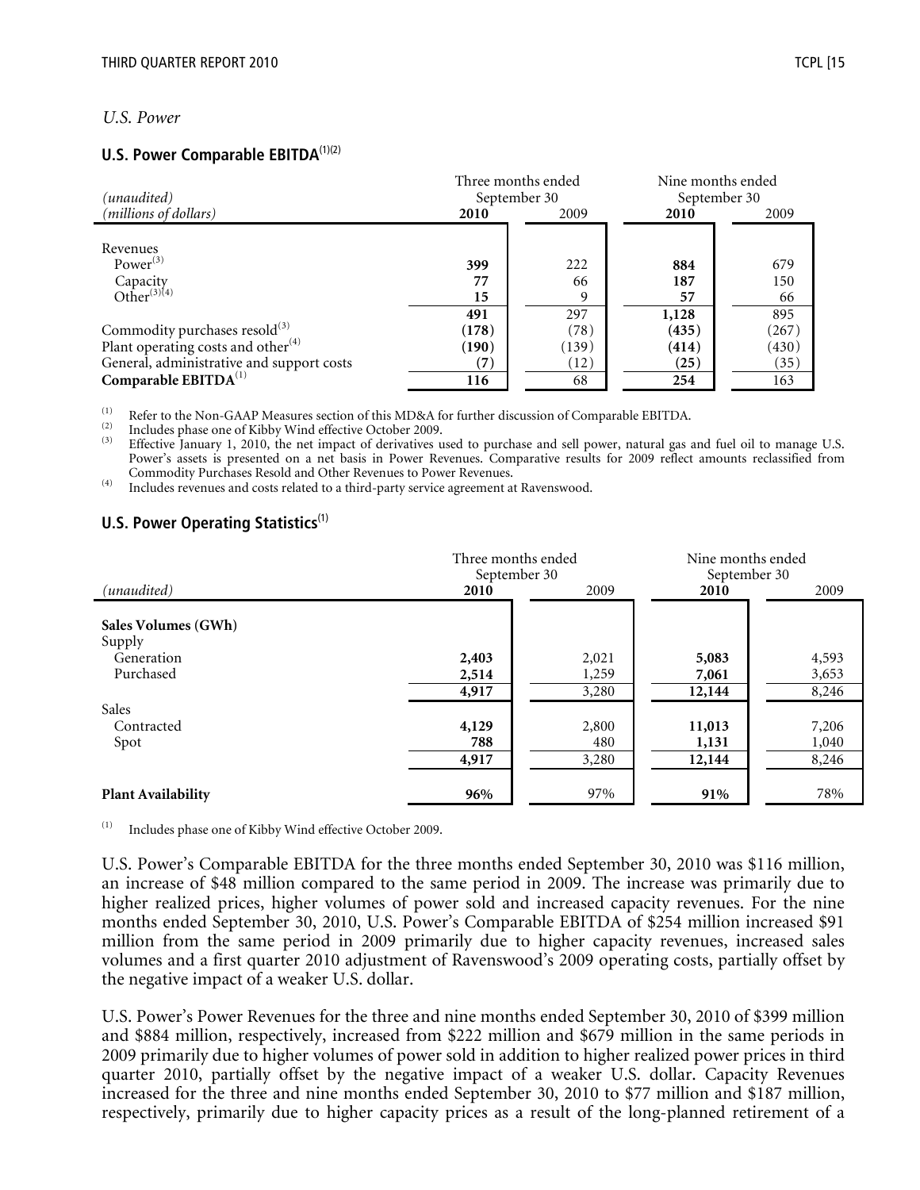*U.S. Power*

### U.S. Power Comparable EBITDA[(1)(2)]

| *(unaudited)* | Three months ended September 30 | | Nine months ended September 30 | |
|---|---|---|---|---|
| *(millions of dollars)* | **2010** | 2009 | **2010** | 2009 |
| Revenues | | | | |
| Power[(3)] | **399** | 222 | **884** | 679 |
| Capacity | **77** | 66 | **187** | 150 |
| Other[(3)(4)] | **15** | 9 | **57** | 66 |
| | **491** | 297 | **1,128** | 895 |
| Commodity purchases resold[(3)] | **(178)** | (78) | **(435)** | (267) |
| Plant operating costs and other[(4)] | **(190)** | (139) | **(414)** | (430) |
| General, administrative and support costs | **(7)** | (12) | **(25)** | (35) |
| **Comparable EBITDA**[(1)] | **116** | 68 | **254** | 163 |

(1) Refer to the Non-GAAP Measures section of this MD&A for further discussion of Comparable EBITDA.
(2) Includes phase one of Kibby Wind effective October 2009.
(3) Effective January 1, 2010, the net impact of derivatives used to purchase and sell power, natural gas and fuel oil to manage U.S. Power's assets is presented on a net basis in Power Revenues. Comparative results for 2009 reflect amounts reclassified from Commodity Purchases Resold and Other Revenues to Power Revenues.
(4) Includes revenues and costs related to a third-party service agreement at Ravenswood.

### U.S. Power Operating Statistics[(1)]

| *(unaudited)* | Three months ended September 30 | | Nine months ended September 30 | |
|---|---|---|---|---|
| | **2010** | 2009 | **2010** | 2009 |
| **Sales Volumes (GWh)** | | | | |
| Supply | | | | |
| Generation | **2,403** | 2,021 | **5,083** | 4,593 |
| Purchased | **2,514** | 1,259 | **7,061** | 3,653 |
| | **4,917** | 3,280 | **12,144** | 8,246 |
| Sales | | | | |
| Contracted | **4,129** | 2,800 | **11,013** | 7,206 |
| Spot | **788** | 480 | **1,131** | 1,040 |
| | **4,917** | 3,280 | **12,144** | 8,246 |
| **Plant Availability** | **96%** | 97% | **91%** | 78% |

(1) Includes phase one of Kibby Wind effective October 2009.

U.S. Power's Comparable EBITDA for the three months ended September 30, 2010 was $116 million, an increase of $48 million compared to the same period in 2009. The increase was primarily due to higher realized prices, higher volumes of power sold and increased capacity revenues. For the nine months ended September 30, 2010, U.S. Power's Comparable EBITDA of $254 million increased $91 million from the same period in 2009 primarily due to higher capacity revenues, increased sales volumes and a first quarter 2010 adjustment of Ravenswood's 2009 operating costs, partially offset by the negative impact of a weaker U.S. dollar.

U.S. Power's Power Revenues for the three and nine months ended September 30, 2010 of $399 million and $884 million, respectively, increased from $222 million and $679 million in the same periods in 2009 primarily due to higher volumes of power sold in addition to higher realized power prices in third quarter 2010, partially offset by the negative impact of a weaker U.S. dollar. Capacity Revenues increased for the three and nine months ended September 30, 2010 to $77 million and $187 million, respectively, primarily due to higher capacity prices as a result of the long-planned retirement of a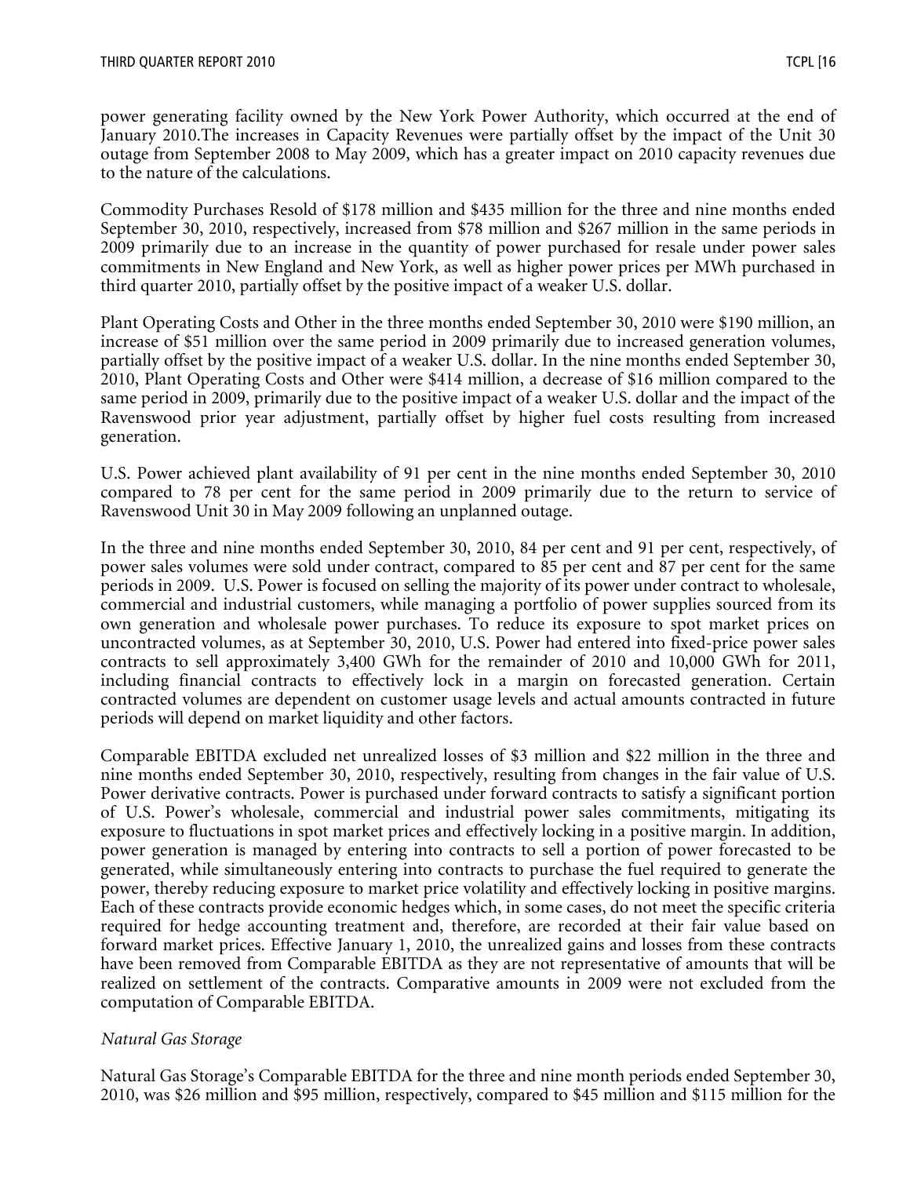power generating facility owned by the New York Power Authority, which occurred at the end of January 2010.The increases in Capacity Revenues were partially offset by the impact of the Unit 30 outage from September 2008 to May 2009, which has a greater impact on 2010 capacity revenues due to the nature of the calculations.

Commodity Purchases Resold of $178 million and $435 million for the three and nine months ended September 30, 2010, respectively, increased from $78 million and $267 million in the same periods in 2009 primarily due to an increase in the quantity of power purchased for resale under power sales commitments in New England and New York, as well as higher power prices per MWh purchased in third quarter 2010, partially offset by the positive impact of a weaker U.S. dollar.

Plant Operating Costs and Other in the three months ended September 30, 2010 were $190 million, an increase of $51 million over the same period in 2009 primarily due to increased generation volumes, partially offset by the positive impact of a weaker U.S. dollar. In the nine months ended September 30, 2010, Plant Operating Costs and Other were $414 million, a decrease of $16 million compared to the same period in 2009, primarily due to the positive impact of a weaker U.S. dollar and the impact of the Ravenswood prior year adjustment, partially offset by higher fuel costs resulting from increased generation.

U.S. Power achieved plant availability of 91 per cent in the nine months ended September 30, 2010 compared to 78 per cent for the same period in 2009 primarily due to the return to service of Ravenswood Unit 30 in May 2009 following an unplanned outage.

In the three and nine months ended September 30, 2010, 84 per cent and 91 per cent, respectively, of power sales volumes were sold under contract, compared to 85 per cent and 87 per cent for the same periods in 2009. U.S. Power is focused on selling the majority of its power under contract to wholesale, commercial and industrial customers, while managing a portfolio of power supplies sourced from its own generation and wholesale power purchases. To reduce its exposure to spot market prices on uncontracted volumes, as at September 30, 2010, U.S. Power had entered into fixed-price power sales contracts to sell approximately 3,400 GWh for the remainder of 2010 and 10,000 GWh for 2011, including financial contracts to effectively lock in a margin on forecasted generation. Certain contracted volumes are dependent on customer usage levels and actual amounts contracted in future periods will depend on market liquidity and other factors.

Comparable EBITDA excluded net unrealized losses of $3 million and $22 million in the three and nine months ended September 30, 2010, respectively, resulting from changes in the fair value of U.S. Power derivative contracts. Power is purchased under forward contracts to satisfy a significant portion of U.S. Power's wholesale, commercial and industrial power sales commitments, mitigating its exposure to fluctuations in spot market prices and effectively locking in a positive margin. In addition, power generation is managed by entering into contracts to sell a portion of power forecasted to be generated, while simultaneously entering into contracts to purchase the fuel required to generate the power, thereby reducing exposure to market price volatility and effectively locking in positive margins. Each of these contracts provide economic hedges which, in some cases, do not meet the specific criteria required for hedge accounting treatment and, therefore, are recorded at their fair value based on forward market prices. Effective January 1, 2010, the unrealized gains and losses from these contracts have been removed from Comparable EBITDA as they are not representative of amounts that will be realized on settlement of the contracts. Comparative amounts in 2009 were not excluded from the computation of Comparable EBITDA.

*Natural Gas Storage*

Natural Gas Storage's Comparable EBITDA for the three and nine month periods ended September 30, 2010, was $26 million and $95 million, respectively, compared to $45 million and $115 million for the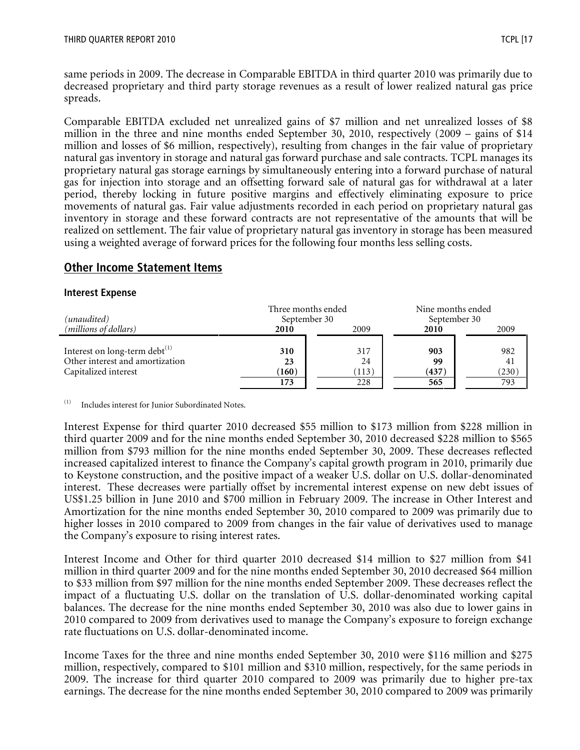same periods in 2009. The decrease in Comparable EBITDA in third quarter 2010 was primarily due to decreased proprietary and third party storage revenues as a result of lower realized natural gas price spreads.

Comparable EBITDA excluded net unrealized gains of $7 million and net unrealized losses of $8 million in the three and nine months ended September 30, 2010, respectively (2009 – gains of $14 million and losses of $6 million, respectively), resulting from changes in the fair value of proprietary natural gas inventory in storage and natural gas forward purchase and sale contracts. TCPL manages its proprietary natural gas storage earnings by simultaneously entering into a forward purchase of natural gas for injection into storage and an offsetting forward sale of natural gas for withdrawal at a later period, thereby locking in future positive margins and effectively eliminating exposure to price movements of natural gas. Fair value adjustments recorded in each period on proprietary natural gas inventory in storage and these forward contracts are not representative of the amounts that will be realized on settlement. The fair value of proprietary natural gas inventory in storage has been measured using a weighted average of forward prices for the following four months less selling costs.

## Other Income Statement Items

### Interest Expense

| *(unaudited)* | Three months ended September 30 | | Nine months ended September 30 | |
|---|---|---|---|---|
| *(millions of dollars)* | **2010** | 2009 | **2010** | 2009 |
| Interest on long-term debt[1] | **310** | 317 | **903** | 982 |
| Other interest and amortization | **23** | 24 | **99** | 41 |
| Capitalized interest | **(160)** | (113) | **(437)** | (230) |
| | **173** | 228 | **565** | 793 |

[1] Includes interest for Junior Subordinated Notes.

Interest Expense for third quarter 2010 decreased $55 million to $173 million from $228 million in third quarter 2009 and for the nine months ended September 30, 2010 decreased $228 million to $565 million from $793 million for the nine months ended September 30, 2009. These decreases reflected increased capitalized interest to finance the Company's capital growth program in 2010, primarily due to Keystone construction, and the positive impact of a weaker U.S. dollar on U.S. dollar-denominated interest. These decreases were partially offset by incremental interest expense on new debt issues of US$1.25 billion in June 2010 and $700 million in February 2009. The increase in Other Interest and Amortization for the nine months ended September 30, 2010 compared to 2009 was primarily due to higher losses in 2010 compared to 2009 from changes in the fair value of derivatives used to manage the Company's exposure to rising interest rates.

Interest Income and Other for third quarter 2010 decreased $14 million to $27 million from $41 million in third quarter 2009 and for the nine months ended September 30, 2010 decreased $64 million to $33 million from $97 million for the nine months ended September 2009. These decreases reflect the impact of a fluctuating U.S. dollar on the translation of U.S. dollar-denominated working capital balances. The decrease for the nine months ended September 30, 2010 was also due to lower gains in 2010 compared to 2009 from derivatives used to manage the Company's exposure to foreign exchange rate fluctuations on U.S. dollar-denominated income.

Income Taxes for the three and nine months ended September 30, 2010 were $116 million and $275 million, respectively, compared to $101 million and $310 million, respectively, for the same periods in 2009. The increase for third quarter 2010 compared to 2009 was primarily due to higher pre-tax earnings. The decrease for the nine months ended September 30, 2010 compared to 2009 was primarily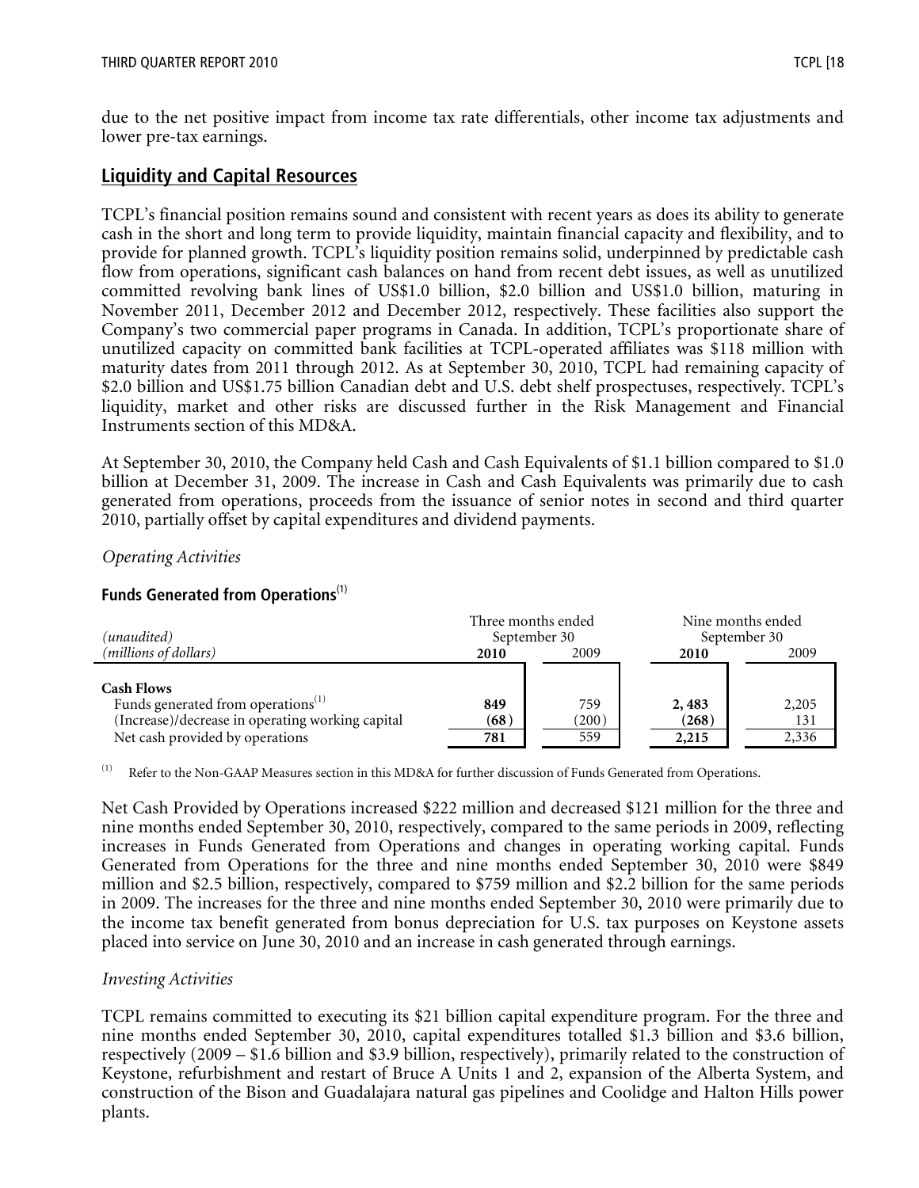due to the net positive impact from income tax rate differentials, other income tax adjustments and lower pre-tax earnings.

## Liquidity and Capital Resources

TCPL's financial position remains sound and consistent with recent years as does its ability to generate cash in the short and long term to provide liquidity, maintain financial capacity and flexibility, and to provide for planned growth. TCPL's liquidity position remains solid, underpinned by predictable cash flow from operations, significant cash balances on hand from recent debt issues, as well as unutilized committed revolving bank lines of US$1.0 billion, $2.0 billion and US$1.0 billion, maturing in November 2011, December 2012 and December 2012, respectively. These facilities also support the Company's two commercial paper programs in Canada. In addition, TCPL's proportionate share of unutilized capacity on committed bank facilities at TCPL-operated affiliates was $118 million with maturity dates from 2011 through 2012. As at September 30, 2010, TCPL had remaining capacity of $2.0 billion and US$1.75 billion Canadian debt and U.S. debt shelf prospectuses, respectively. TCPL's liquidity, market and other risks are discussed further in the Risk Management and Financial Instruments section of this MD&A.

At September 30, 2010, the Company held Cash and Cash Equivalents of $1.1 billion compared to $1.0 billion at December 31, 2009. The increase in Cash and Cash Equivalents was primarily due to cash generated from operations, proceeds from the issuance of senior notes in second and third quarter 2010, partially offset by capital expenditures and dividend payments.

*Operating Activities*

### Funds Generated from Operations[(1)]

| *(unaudited)* | Three months ended September 30 | | Nine months ended September 30 | |
|---|---|---|---|---|
| *(millions of dollars)* | **2010** | 2009 | **2010** | 2009 |
| **Cash Flows** | | | | |
| Funds generated from operations[(1)] | **849** | 759 | **2, 483** | 2,205 |
| (Increase)/decrease in operating working capital | **(68)** | (200) | **(268)** | 131 |
| Net cash provided by operations | **781** | 559 | **2,215** | 2,336 |

(1) Refer to the Non-GAAP Measures section in this MD&A for further discussion of Funds Generated from Operations.

Net Cash Provided by Operations increased $222 million and decreased $121 million for the three and nine months ended September 30, 2010, respectively, compared to the same periods in 2009, reflecting increases in Funds Generated from Operations and changes in operating working capital. Funds Generated from Operations for the three and nine months ended September 30, 2010 were $849 million and $2.5 billion, respectively, compared to $759 million and $2.2 billion for the same periods in 2009. The increases for the three and nine months ended September 30, 2010 were primarily due to the income tax benefit generated from bonus depreciation for U.S. tax purposes on Keystone assets placed into service on June 30, 2010 and an increase in cash generated through earnings.

*Investing Activities*

TCPL remains committed to executing its $21 billion capital expenditure program. For the three and nine months ended September 30, 2010, capital expenditures totalled $1.3 billion and $3.6 billion, respectively (2009 – $1.6 billion and $3.9 billion, respectively), primarily related to the construction of Keystone, refurbishment and restart of Bruce A Units 1 and 2, expansion of the Alberta System, and construction of the Bison and Guadalajara natural gas pipelines and Coolidge and Halton Hills power plants.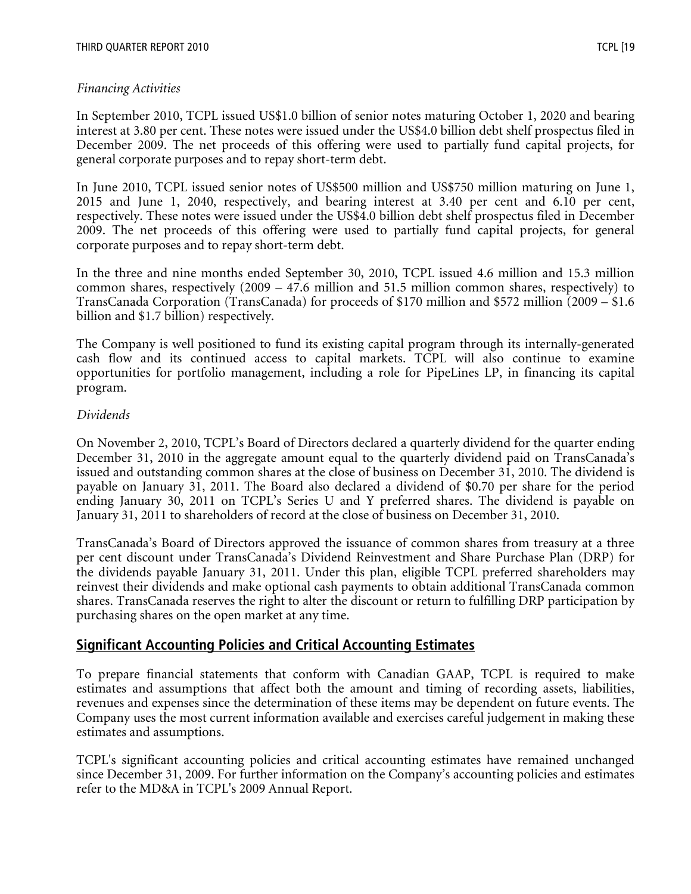*Financing Activities*

In September 2010, TCPL issued US$1.0 billion of senior notes maturing October 1, 2020 and bearing interest at 3.80 per cent. These notes were issued under the US$4.0 billion debt shelf prospectus filed in December 2009. The net proceeds of this offering were used to partially fund capital projects, for general corporate purposes and to repay short-term debt.

In June 2010, TCPL issued senior notes of US$500 million and US$750 million maturing on June 1, 2015 and June 1, 2040, respectively, and bearing interest at 3.40 per cent and 6.10 per cent, respectively. These notes were issued under the US$4.0 billion debt shelf prospectus filed in December 2009. The net proceeds of this offering were used to partially fund capital projects, for general corporate purposes and to repay short-term debt.

In the three and nine months ended September 30, 2010, TCPL issued 4.6 million and 15.3 million common shares, respectively (2009 – 47.6 million and 51.5 million common shares, respectively) to TransCanada Corporation (TransCanada) for proceeds of $170 million and $572 million (2009 – $1.6 billion and $1.7 billion) respectively.

The Company is well positioned to fund its existing capital program through its internally-generated cash flow and its continued access to capital markets. TCPL will also continue to examine opportunities for portfolio management, including a role for PipeLines LP, in financing its capital program.

*Dividends*

On November 2, 2010, TCPL's Board of Directors declared a quarterly dividend for the quarter ending December 31, 2010 in the aggregate amount equal to the quarterly dividend paid on TransCanada's issued and outstanding common shares at the close of business on December 31, 2010. The dividend is payable on January 31, 2011. The Board also declared a dividend of $0.70 per share for the period ending January 30, 2011 on TCPL's Series U and Y preferred shares. The dividend is payable on January 31, 2011 to shareholders of record at the close of business on December 31, 2010.

TransCanada's Board of Directors approved the issuance of common shares from treasury at a three per cent discount under TransCanada's Dividend Reinvestment and Share Purchase Plan (DRP) for the dividends payable January 31, 2011. Under this plan, eligible TCPL preferred shareholders may reinvest their dividends and make optional cash payments to obtain additional TransCanada common shares. TransCanada reserves the right to alter the discount or return to fulfilling DRP participation by purchasing shares on the open market at any time.

## Significant Accounting Policies and Critical Accounting Estimates

To prepare financial statements that conform with Canadian GAAP, TCPL is required to make estimates and assumptions that affect both the amount and timing of recording assets, liabilities, revenues and expenses since the determination of these items may be dependent on future events. The Company uses the most current information available and exercises careful judgement in making these estimates and assumptions.

TCPL's significant accounting policies and critical accounting estimates have remained unchanged since December 31, 2009. For further information on the Company's accounting policies and estimates refer to the MD&A in TCPL's 2009 Annual Report.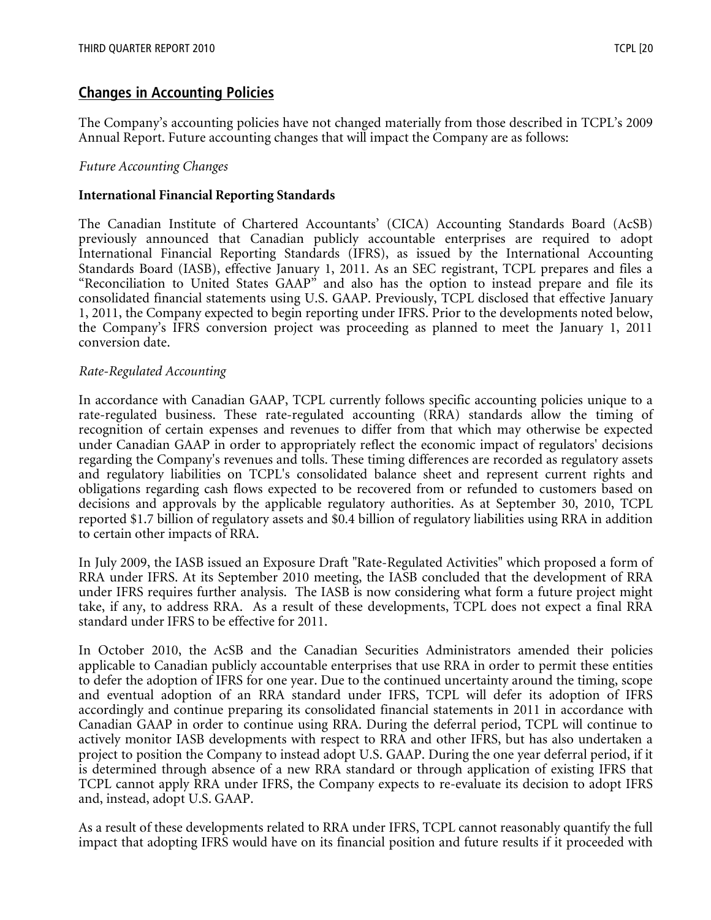## Changes in Accounting Policies

The Company's accounting policies have not changed materially from those described in TCPL's 2009 Annual Report. Future accounting changes that will impact the Company are as follows:

*Future Accounting Changes*

**International Financial Reporting Standards**

The Canadian Institute of Chartered Accountants' (CICA) Accounting Standards Board (AcSB) previously announced that Canadian publicly accountable enterprises are required to adopt International Financial Reporting Standards (IFRS), as issued by the International Accounting Standards Board (IASB), effective January 1, 2011. As an SEC registrant, TCPL prepares and files a "Reconciliation to United States GAAP" and also has the option to instead prepare and file its consolidated financial statements using U.S. GAAP. Previously, TCPL disclosed that effective January 1, 2011, the Company expected to begin reporting under IFRS. Prior to the developments noted below, the Company's IFRS conversion project was proceeding as planned to meet the January 1, 2011 conversion date.

*Rate-Regulated Accounting*

In accordance with Canadian GAAP, TCPL currently follows specific accounting policies unique to a rate-regulated business. These rate-regulated accounting (RRA) standards allow the timing of recognition of certain expenses and revenues to differ from that which may otherwise be expected under Canadian GAAP in order to appropriately reflect the economic impact of regulators' decisions regarding the Company's revenues and tolls. These timing differences are recorded as regulatory assets and regulatory liabilities on TCPL's consolidated balance sheet and represent current rights and obligations regarding cash flows expected to be recovered from or refunded to customers based on decisions and approvals by the applicable regulatory authorities. As at September 30, 2010, TCPL reported $1.7 billion of regulatory assets and $0.4 billion of regulatory liabilities using RRA in addition to certain other impacts of RRA.

In July 2009, the IASB issued an Exposure Draft "Rate-Regulated Activities" which proposed a form of RRA under IFRS. At its September 2010 meeting, the IASB concluded that the development of RRA under IFRS requires further analysis. The IASB is now considering what form a future project might take, if any, to address RRA. As a result of these developments, TCPL does not expect a final RRA standard under IFRS to be effective for 2011.

In October 2010, the AcSB and the Canadian Securities Administrators amended their policies applicable to Canadian publicly accountable enterprises that use RRA in order to permit these entities to defer the adoption of IFRS for one year. Due to the continued uncertainty around the timing, scope and eventual adoption of an RRA standard under IFRS, TCPL will defer its adoption of IFRS accordingly and continue preparing its consolidated financial statements in 2011 in accordance with Canadian GAAP in order to continue using RRA. During the deferral period, TCPL will continue to actively monitor IASB developments with respect to RRA and other IFRS, but has also undertaken a project to position the Company to instead adopt U.S. GAAP. During the one year deferral period, if it is determined through absence of a new RRA standard or through application of existing IFRS that TCPL cannot apply RRA under IFRS, the Company expects to re-evaluate its decision to adopt IFRS and, instead, adopt U.S. GAAP.

As a result of these developments related to RRA under IFRS, TCPL cannot reasonably quantify the full impact that adopting IFRS would have on its financial position and future results if it proceeded with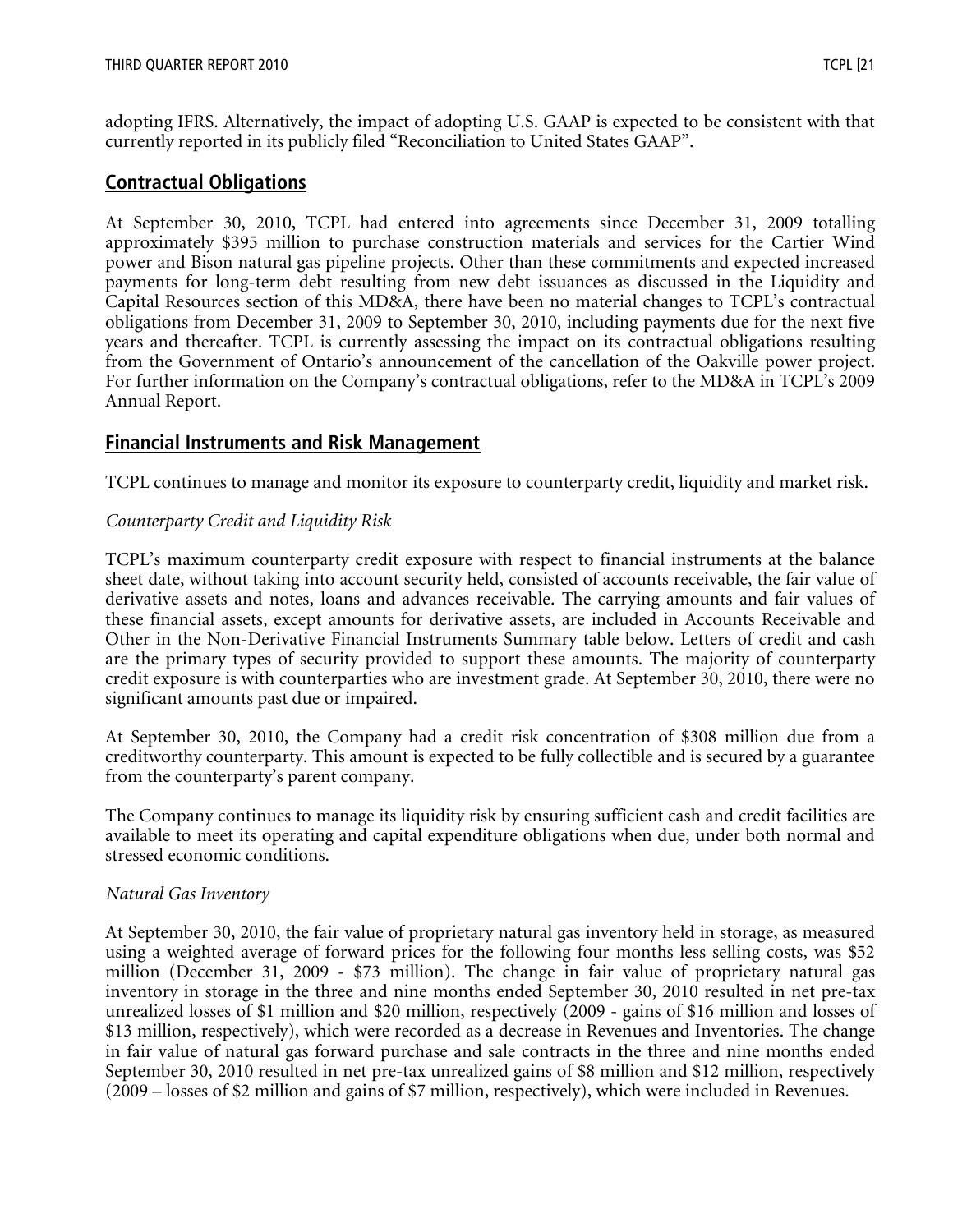adopting IFRS. Alternatively, the impact of adopting U.S. GAAP is expected to be consistent with that currently reported in its publicly filed "Reconciliation to United States GAAP".

## Contractual Obligations

At September 30, 2010, TCPL had entered into agreements since December 31, 2009 totalling approximately $395 million to purchase construction materials and services for the Cartier Wind power and Bison natural gas pipeline projects. Other than these commitments and expected increased payments for long-term debt resulting from new debt issuances as discussed in the Liquidity and Capital Resources section of this MD&A, there have been no material changes to TCPL's contractual obligations from December 31, 2009 to September 30, 2010, including payments due for the next five years and thereafter. TCPL is currently assessing the impact on its contractual obligations resulting from the Government of Ontario's announcement of the cancellation of the Oakville power project. For further information on the Company's contractual obligations, refer to the MD&A in TCPL's 2009 Annual Report.

## Financial Instruments and Risk Management

TCPL continues to manage and monitor its exposure to counterparty credit, liquidity and market risk.

*Counterparty Credit and Liquidity Risk*

TCPL's maximum counterparty credit exposure with respect to financial instruments at the balance sheet date, without taking into account security held, consisted of accounts receivable, the fair value of derivative assets and notes, loans and advances receivable. The carrying amounts and fair values of these financial assets, except amounts for derivative assets, are included in Accounts Receivable and Other in the Non-Derivative Financial Instruments Summary table below. Letters of credit and cash are the primary types of security provided to support these amounts. The majority of counterparty credit exposure is with counterparties who are investment grade. At September 30, 2010, there were no significant amounts past due or impaired.

At September 30, 2010, the Company had a credit risk concentration of $308 million due from a creditworthy counterparty. This amount is expected to be fully collectible and is secured by a guarantee from the counterparty's parent company.

The Company continues to manage its liquidity risk by ensuring sufficient cash and credit facilities are available to meet its operating and capital expenditure obligations when due, under both normal and stressed economic conditions.

*Natural Gas Inventory*

At September 30, 2010, the fair value of proprietary natural gas inventory held in storage, as measured using a weighted average of forward prices for the following four months less selling costs, was $52 million (December 31, 2009 - $73 million). The change in fair value of proprietary natural gas inventory in storage in the three and nine months ended September 30, 2010 resulted in net pre-tax unrealized losses of $1 million and $20 million, respectively (2009 - gains of $16 million and losses of $13 million, respectively), which were recorded as a decrease in Revenues and Inventories. The change in fair value of natural gas forward purchase and sale contracts in the three and nine months ended September 30, 2010 resulted in net pre-tax unrealized gains of $8 million and $12 million, respectively (2009 – losses of $2 million and gains of $7 million, respectively), which were included in Revenues.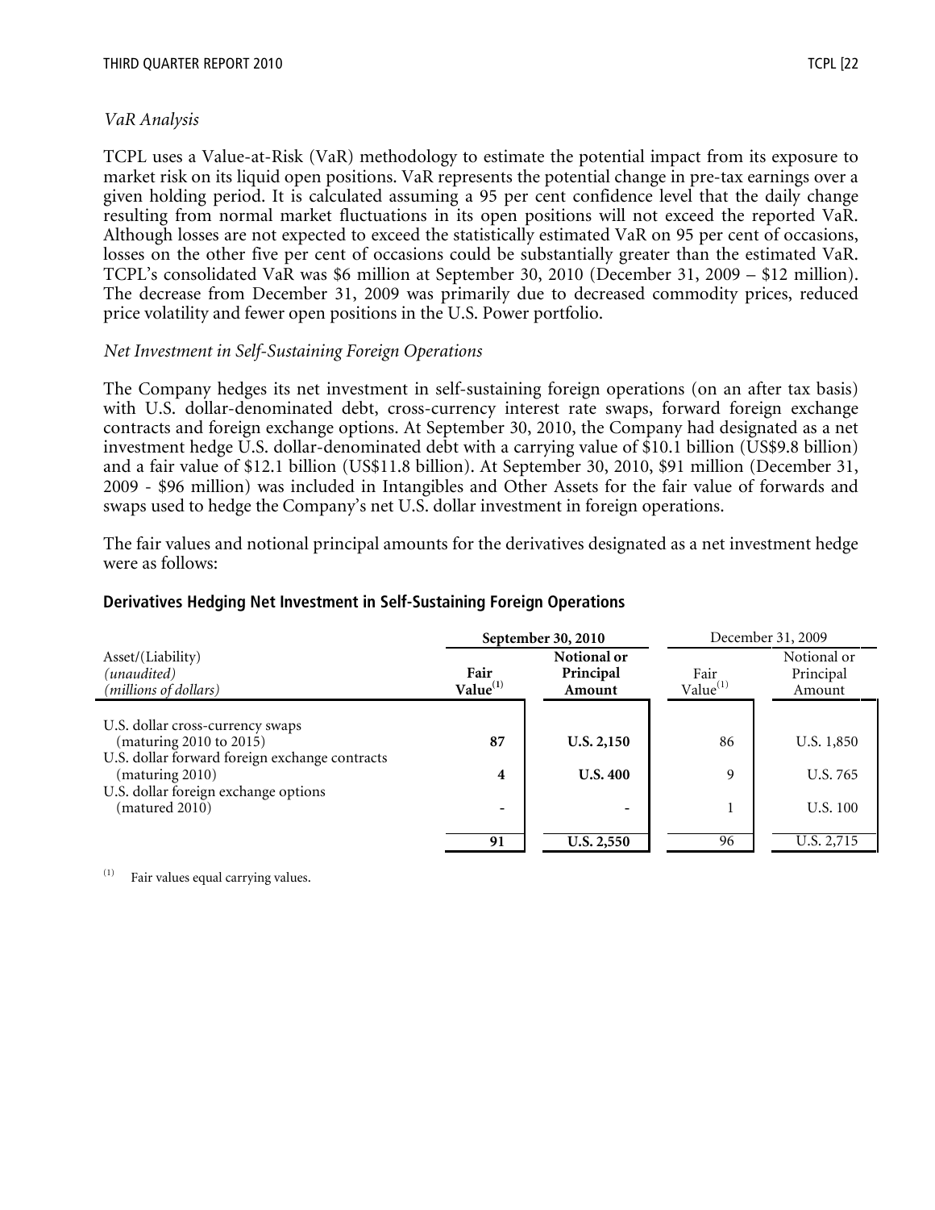*VaR Analysis*

TCPL uses a Value-at-Risk (VaR) methodology to estimate the potential impact from its exposure to market risk on its liquid open positions. VaR represents the potential change in pre-tax earnings over a given holding period. It is calculated assuming a 95 per cent confidence level that the daily change resulting from normal market fluctuations in its open positions will not exceed the reported VaR. Although losses are not expected to exceed the statistically estimated VaR on 95 per cent of occasions, losses on the other five per cent of occasions could be substantially greater than the estimated VaR. TCPL's consolidated VaR was $6 million at September 30, 2010 (December 31, 2009 – $12 million). The decrease from December 31, 2009 was primarily due to decreased commodity prices, reduced price volatility and fewer open positions in the U.S. Power portfolio.

*Net Investment in Self-Sustaining Foreign Operations*

The Company hedges its net investment in self-sustaining foreign operations (on an after tax basis) with U.S. dollar-denominated debt, cross-currency interest rate swaps, forward foreign exchange contracts and foreign exchange options. At September 30, 2010, the Company had designated as a net investment hedge U.S. dollar-denominated debt with a carrying value of $10.1 billion (US$9.8 billion) and a fair value of $12.1 billion (US$11.8 billion). At September 30, 2010, $91 million (December 31, 2009 - $96 million) was included in Intangibles and Other Assets for the fair value of forwards and swaps used to hedge the Company's net U.S. dollar investment in foreign operations.

The fair values and notional principal amounts for the derivatives designated as a net investment hedge were as follows:

**Derivatives Hedging Net Investment in Self-Sustaining Foreign Operations**

| Asset/(Liability)<br>*(unaudited)*<br>*(millions of dollars)* | **September 30, 2010** | | December 31, 2009 | |
|---|---|---|---|---|
| | **Fair Value(1)** | **Notional or Principal Amount** | Fair Value(1) | Notional or Principal Amount |
| U.S. dollar cross-currency swaps (maturing 2010 to 2015) | **87** | **U.S. 2,150** | 86 | U.S. 1,850 |
| U.S. dollar forward foreign exchange contracts (maturing 2010) | **4** | **U.S. 400** | 9 | U.S. 765 |
| U.S. dollar foreign exchange options (matured 2010) | **-** | **-** | 1 | U.S. 100 |
| | **91** | **U.S. 2,550** | 96 | U.S. 2,715 |

(1) Fair values equal carrying values.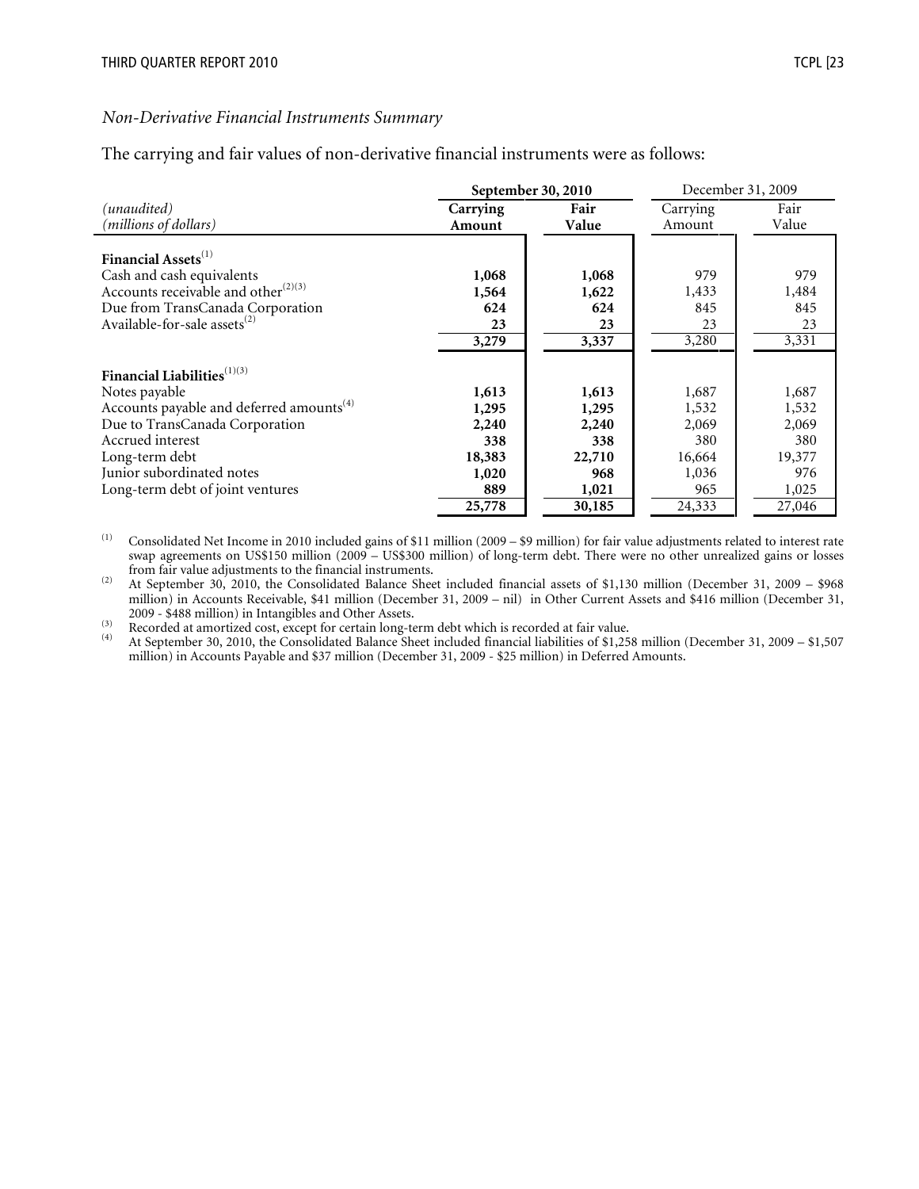*Non-Derivative Financial Instruments Summary*

The carrying and fair values of non-derivative financial instruments were as follows:

| *(unaudited)* *(millions of dollars)* | **September 30, 2010** | | December 31, 2009 | |
|---|---|---|---|---|
| | **Carrying Amount** | **Fair Value** | Carrying Amount | Fair Value |
| **Financial Assets**[(1)] | | | | |
| Cash and cash equivalents | **1,068** | **1,068** | 979 | 979 |
| Accounts receivable and other[(2)(3)] | **1,564** | **1,622** | 1,433 | 1,484 |
| Due from TransCanada Corporation | **624** | **624** | 845 | 845 |
| Available-for-sale assets[(2)] | **23** | **23** | 23 | 23 |
| | **3,279** | **3,337** | 3,280 | 3,331 |
| **Financial Liabilities**[(1)(3)] | | | | |
| Notes payable | **1,613** | **1,613** | 1,687 | 1,687 |
| Accounts payable and deferred amounts[(4)] | **1,295** | **1,295** | 1,532 | 1,532 |
| Due to TransCanada Corporation | **2,240** | **2,240** | 2,069 | 2,069 |
| Accrued interest | **338** | **338** | 380 | 380 |
| Long-term debt | **18,383** | **22,710** | 16,664 | 19,377 |
| Junior subordinated notes | **1,020** | **968** | 1,036 | 976 |
| Long-term debt of joint ventures | **889** | **1,021** | 965 | 1,025 |
| | **25,778** | **30,185** | 24,333 | 27,046 |

(1) Consolidated Net Income in 2010 included gains of $11 million (2009 – $9 million) for fair value adjustments related to interest rate swap agreements on US$150 million (2009 – US$300 million) of long-term debt. There were no other unrealized gains or losses from fair value adjustments to the financial instruments.

(2) At September 30, 2010, the Consolidated Balance Sheet included financial assets of $1,130 million (December 31, 2009 – $968 million) in Accounts Receivable, $41 million (December 31, 2009 – nil) in Other Current Assets and $416 million (December 31, 2009 - $488 million) in Intangibles and Other Assets.

(3) Recorded at amortized cost, except for certain long-term debt which is recorded at fair value.

(4) At September 30, 2010, the Consolidated Balance Sheet included financial liabilities of $1,258 million (December 31, 2009 – $1,507 million) in Accounts Payable and $37 million (December 31, 2009 - $25 million) in Deferred Amounts.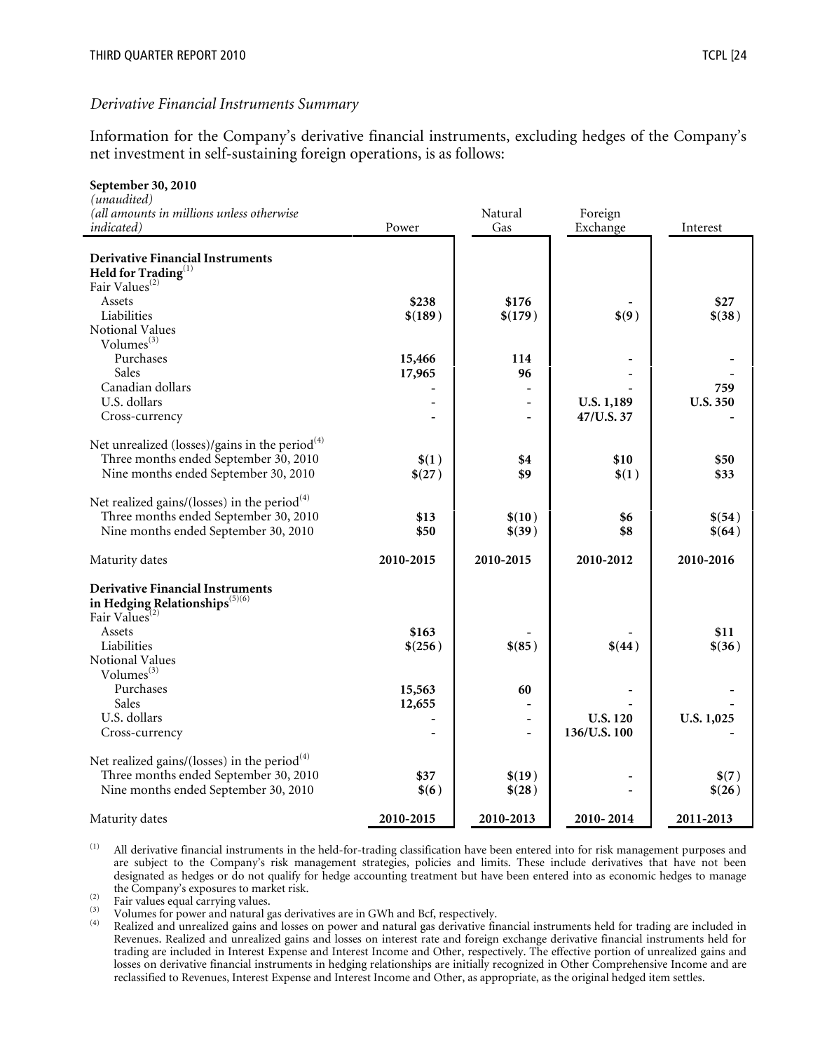*Derivative Financial Instruments Summary*

Information for the Company's derivative financial instruments, excluding hedges of the Company's net investment in self-sustaining foreign operations, is as follows:

| **September 30, 2010**<br>*(unaudited)*<br>*(all amounts in millions unless otherwise indicated)* | Power | Natural Gas | Foreign Exchange | Interest |
|---|---|---|---|---|
| **Derivative Financial Instruments Held for Trading**[1] | | | | |
| Fair Values[2] | | | | |
| Assets | **$238** | **$176** | - | **$27** |
| Liabilities | **$(189)** | **$(179)** | **$(9)** | **$(38)** |
| Notional Values | | | | |
| Volumes[3] | | | | |
| Purchases | **15,466** | **114** | - | - |
| Sales | **17,965** | **96** | - | - |
| Canadian dollars | - | - | - | **759** |
| U.S. dollars | - | - | **U.S. 1,189** | **U.S. 350** |
| Cross-currency | - | - | **47/U.S. 37** | - |
| Net unrealized (losses)/gains in the period[4] | | | | |
| Three months ended September 30, 2010 | **$(1)** | **$4** | **$10** | **$50** |
| Nine months ended September 30, 2010 | **$(27)** | **$9** | **$(1)** | **$33** |
| Net realized gains/(losses) in the period[4] | | | | |
| Three months ended September 30, 2010 | **$13** | **$(10)** | **$6** | **$(54)** |
| Nine months ended September 30, 2010 | **$50** | **$(39)** | **$8** | **$(64)** |
| Maturity dates | **2010-2015** | **2010-2015** | **2010-2012** | **2010-2016** |
| **Derivative Financial Instruments in Hedging Relationships**[5][6] | | | | |
| Fair Values[2] | | | | |
| Assets | **$163** | - | - | **$11** |
| Liabilities | **$(256)** | **$(85)** | **$(44)** | **$(36)** |
| Notional Values | | | | |
| Volumes[3] | | | | |
| Purchases | **15,563** | **60** | - | - |
| Sales | **12,655** | - | - | - |
| U.S. dollars | - | - | **U.S. 120** | **U.S. 1,025** |
| Cross-currency | - | - | **136/U.S. 100** | - |
| Net realized gains/(losses) in the period[4] | | | | |
| Three months ended September 30, 2010 | **$37** | **$(19)** | - | **$(7)** |
| Nine months ended September 30, 2010 | **$(6)** | **$(28)** | - | **$(26)** |
| Maturity dates | **2010-2015** | **2010-2013** | **2010- 2014** | **2011-2013** |

(1) All derivative financial instruments in the held-for-trading classification have been entered into for risk management purposes and are subject to the Company's risk management strategies, policies and limits. These include derivatives that have not been designated as hedges or do not qualify for hedge accounting treatment but have been entered into as economic hedges to manage the Company's exposures to market risk.

(2) Fair values equal carrying values.

(3) Volumes for power and natural gas derivatives are in GWh and Bcf, respectively.

(4) Realized and unrealized gains and losses on power and natural gas derivative financial instruments held for trading are included in Revenues. Realized and unrealized gains and losses on interest rate and foreign exchange derivative financial instruments held for trading are included in Interest Expense and Interest Income and Other, respectively. The effective portion of unrealized gains and losses on derivative financial instruments in hedging relationships are initially recognized in Other Comprehensive Income and are reclassified to Revenues, Interest Expense and Interest Income and Other, as appropriate, as the original hedged item settles.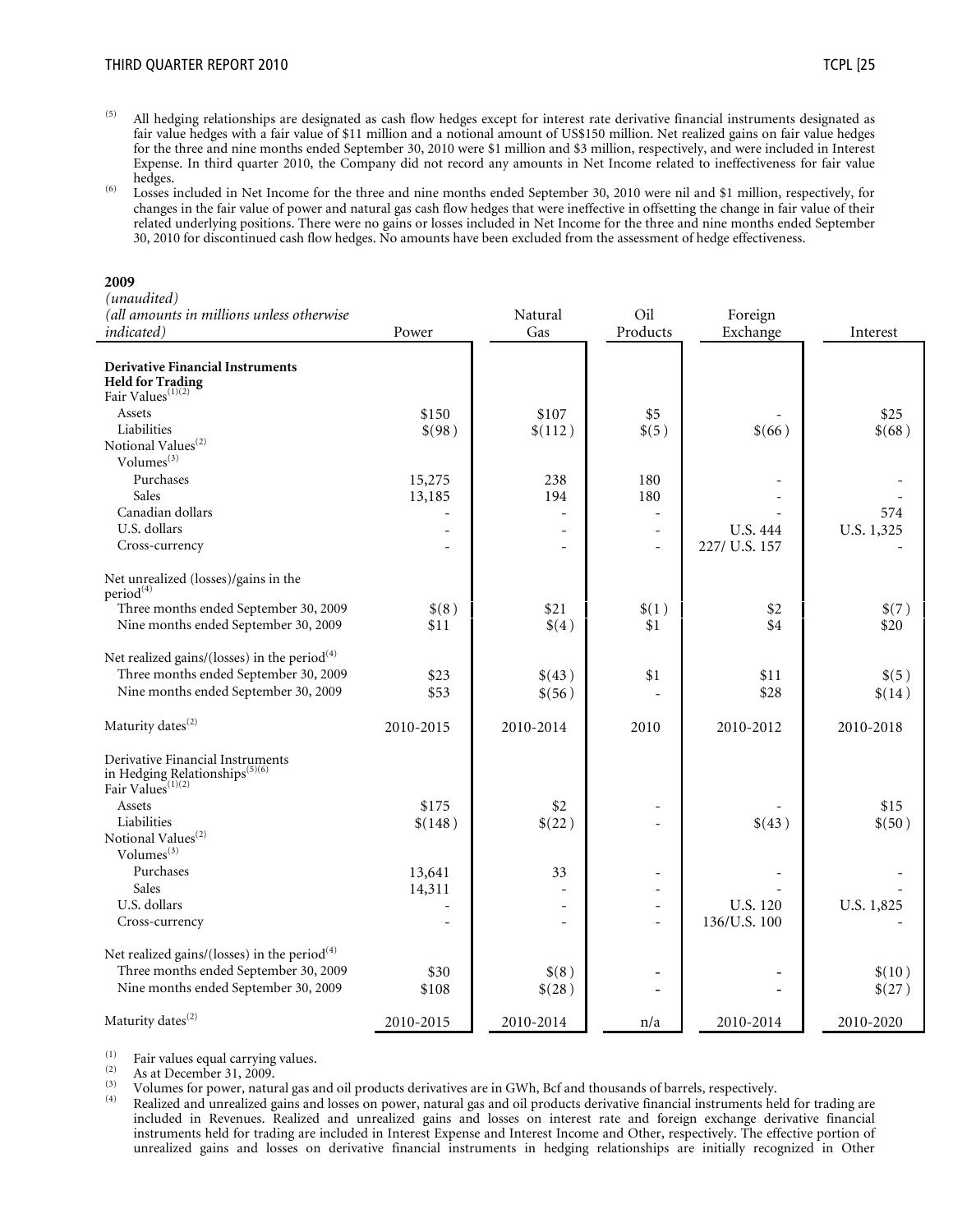(5) All hedging relationships are designated as cash flow hedges except for interest rate derivative financial instruments designated as fair value hedges with a fair value of $11 million and a notional amount of US$150 million. Net realized gains on fair value hedges for the three and nine months ended September 30, 2010 were $1 million and $3 million, respectively, and were included in Interest Expense. In third quarter 2010, the Company did not record any amounts in Net Income related to ineffectiveness for fair value hedges.

(6) Losses included in Net Income for the three and nine months ended September 30, 2010 were nil and $1 million, respectively, for changes in the fair value of power and natural gas cash flow hedges that were ineffective in offsetting the change in fair value of their related underlying positions. There were no gains or losses included in Net Income for the three and nine months ended September 30, 2010 for discontinued cash flow hedges. No amounts have been excluded from the assessment of hedge effectiveness.

**2009**

| *(unaudited)* *(all amounts in millions unless otherwise indicated)* | Power | Natural Gas | Oil Products | Foreign Exchange | Interest |
|---|---|---|---|---|---|
| **Derivative Financial Instruments Held for Trading** | | | | | |
| Fair Values[1][2] | | | | | |
| Assets | $150 | $107 | $5 | - | $25 |
| Liabilities | $(98) | $(112) | $(5) | $(66) | $(68) |
| Notional Values[2] | | | | | |
| Volumes[3] | | | | | |
| Purchases | 15,275 | 238 | 180 | - | - |
| Sales | 13,185 | 194 | 180 | - | - |
| Canadian dollars | - | - | - | - | 574 |
| U.S. dollars | - | - | - | U.S. 444 | U.S. 1,325 |
| Cross-currency | - | - | - | 227/ U.S. 157 | - |
| Net unrealized (losses)/gains in the period[4] | | | | | |
| Three months ended September 30, 2009 | $(8) | $21 | $(1) | $2 | $(7) |
| Nine months ended September 30, 2009 | $11 | $(4) | $1 | $4 | $20 |
| Net realized gains/(losses) in the period[4] | | | | | |
| Three months ended September 30, 2009 | $23 | $(43) | $1 | $11 | $(5) |
| Nine months ended September 30, 2009 | $53 | $(56) | - | $28 | $(14) |
| Maturity dates[2] | 2010-2015 | 2010-2014 | 2010 | 2010-2012 | 2010-2018 |
| Derivative Financial Instruments in Hedging Relationships[5][6] | | | | | |
| Fair Values[1][2] | | | | | |
| Assets | $175 | $2 | - | - | $15 |
| Liabilities | $(148) | $(22) | - | $(43) | $(50) |
| Notional Values[2] | | | | | |
| Volumes[3] | | | | | |
| Purchases | 13,641 | 33 | - | - | - |
| Sales | 14,311 | - | - | - | - |
| U.S. dollars | - | - | - | U.S. 120 | U.S. 1,825 |
| Cross-currency | - | - | - | 136/U.S. 100 | - |
| Net realized gains/(losses) in the period[4] | | | | | |
| Three months ended September 30, 2009 | $30 | $(8) | - | - | $(10) |
| Nine months ended September 30, 2009 | $108 | $(28) | - | - | $(27) |
| Maturity dates[2] | 2010-2015 | 2010-2014 | n/a | 2010-2014 | 2010-2020 |

(1) Fair values equal carrying values.

(2) As at December 31, 2009.

(3) Volumes for power, natural gas and oil products derivatives are in GWh, Bcf and thousands of barrels, respectively.

(4) Realized and unrealized gains and losses on power, natural gas and oil products derivative financial instruments held for trading are included in Revenues. Realized and unrealized gains and losses on interest rate and foreign exchange derivative financial instruments held for trading are included in Interest Expense and Interest Income and Other, respectively. The effective portion of unrealized gains and losses on derivative financial instruments in hedging relationships are initially recognized in Other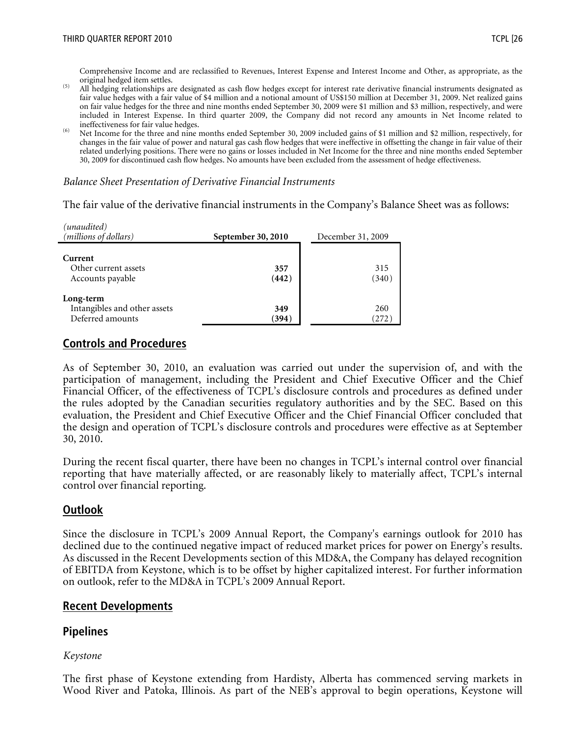Comprehensive Income and are reclassified to Revenues, Interest Expense and Interest Income and Other, as appropriate, as the original hedged item settles.

(5) All hedging relationships are designated as cash flow hedges except for interest rate derivative financial instruments designated as fair value hedges with a fair value of $4 million and a notional amount of US$150 million at December 31, 2009. Net realized gains on fair value hedges for the three and nine months ended September 30, 2009 were $1 million and $3 million, respectively, and were included in Interest Expense. In third quarter 2009, the Company did not record any amounts in Net Income related to ineffectiveness for fair value hedges.

(6) Net Income for the three and nine months ended September 30, 2009 included gains of $1 million and $2 million, respectively, for changes in the fair value of power and natural gas cash flow hedges that were ineffective in offsetting the change in fair value of their related underlying positions. There were no gains or losses included in Net Income for the three and nine months ended September 30, 2009 for discontinued cash flow hedges. No amounts have been excluded from the assessment of hedge effectiveness.

*Balance Sheet Presentation of Derivative Financial Instruments*

The fair value of the derivative financial instruments in the Company's Balance Sheet was as follows:

| *(unaudited)* *(millions of dollars)* | **September 30, 2010** | December 31, 2009 |
|---|---|---|
| **Current** | | |
| Other current assets | **357** | 315 |
| Accounts payable | **(442)** | (340) |
| **Long-term** | | |
| Intangibles and other assets | **349** | 260 |
| Deferred amounts | **(394)** | (272) |

## Controls and Procedures

As of September 30, 2010, an evaluation was carried out under the supervision of, and with the participation of management, including the President and Chief Executive Officer and the Chief Financial Officer, of the effectiveness of TCPL's disclosure controls and procedures as defined under the rules adopted by the Canadian securities regulatory authorities and by the SEC. Based on this evaluation, the President and Chief Executive Officer and the Chief Financial Officer concluded that the design and operation of TCPL's disclosure controls and procedures were effective as at September 30, 2010.

During the recent fiscal quarter, there have been no changes in TCPL's internal control over financial reporting that have materially affected, or are reasonably likely to materially affect, TCPL's internal control over financial reporting.

## Outlook

Since the disclosure in TCPL's 2009 Annual Report, the Company's earnings outlook for 2010 has declined due to the continued negative impact of reduced market prices for power on Energy's results. As discussed in the Recent Developments section of this MD&A, the Company has delayed recognition of EBITDA from Keystone, which is to be offset by higher capitalized interest. For further information on outlook, refer to the MD&A in TCPL's 2009 Annual Report.

## Recent Developments

### Pipelines

*Keystone*

The first phase of Keystone extending from Hardisty, Alberta has commenced serving markets in Wood River and Patoka, Illinois. As part of the NEB's approval to begin operations, Keystone will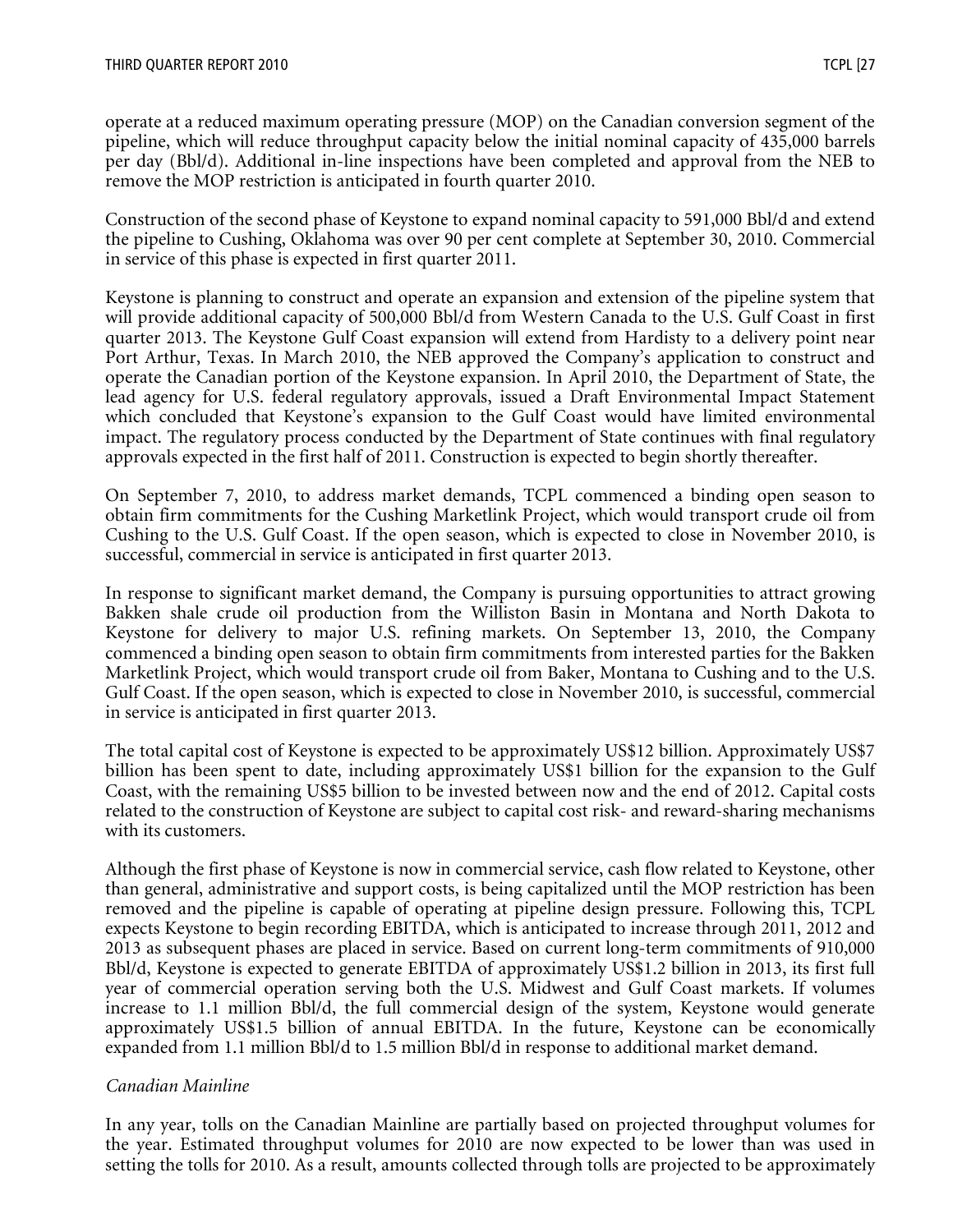operate at a reduced maximum operating pressure (MOP) on the Canadian conversion segment of the pipeline, which will reduce throughput capacity below the initial nominal capacity of 435,000 barrels per day (Bbl/d). Additional in-line inspections have been completed and approval from the NEB to remove the MOP restriction is anticipated in fourth quarter 2010.

Construction of the second phase of Keystone to expand nominal capacity to 591,000 Bbl/d and extend the pipeline to Cushing, Oklahoma was over 90 per cent complete at September 30, 2010. Commercial in service of this phase is expected in first quarter 2011.

Keystone is planning to construct and operate an expansion and extension of the pipeline system that will provide additional capacity of 500,000 Bbl/d from Western Canada to the U.S. Gulf Coast in first quarter 2013. The Keystone Gulf Coast expansion will extend from Hardisty to a delivery point near Port Arthur, Texas. In March 2010, the NEB approved the Company's application to construct and operate the Canadian portion of the Keystone expansion. In April 2010, the Department of State, the lead agency for U.S. federal regulatory approvals, issued a Draft Environmental Impact Statement which concluded that Keystone's expansion to the Gulf Coast would have limited environmental impact. The regulatory process conducted by the Department of State continues with final regulatory approvals expected in the first half of 2011. Construction is expected to begin shortly thereafter.

On September 7, 2010, to address market demands, TCPL commenced a binding open season to obtain firm commitments for the Cushing Marketlink Project, which would transport crude oil from Cushing to the U.S. Gulf Coast. If the open season, which is expected to close in November 2010, is successful, commercial in service is anticipated in first quarter 2013.

In response to significant market demand, the Company is pursuing opportunities to attract growing Bakken shale crude oil production from the Williston Basin in Montana and North Dakota to Keystone for delivery to major U.S. refining markets. On September 13, 2010, the Company commenced a binding open season to obtain firm commitments from interested parties for the Bakken Marketlink Project, which would transport crude oil from Baker, Montana to Cushing and to the U.S. Gulf Coast. If the open season, which is expected to close in November 2010, is successful, commercial in service is anticipated in first quarter 2013.

The total capital cost of Keystone is expected to be approximately US$12 billion. Approximately US$7 billion has been spent to date, including approximately US$1 billion for the expansion to the Gulf Coast, with the remaining US$5 billion to be invested between now and the end of 2012. Capital costs related to the construction of Keystone are subject to capital cost risk- and reward-sharing mechanisms with its customers.

Although the first phase of Keystone is now in commercial service, cash flow related to Keystone, other than general, administrative and support costs, is being capitalized until the MOP restriction has been removed and the pipeline is capable of operating at pipeline design pressure. Following this, TCPL expects Keystone to begin recording EBITDA, which is anticipated to increase through 2011, 2012 and 2013 as subsequent phases are placed in service. Based on current long-term commitments of 910,000 Bbl/d, Keystone is expected to generate EBITDA of approximately US$1.2 billion in 2013, its first full year of commercial operation serving both the U.S. Midwest and Gulf Coast markets. If volumes increase to 1.1 million Bbl/d, the full commercial design of the system, Keystone would generate approximately US$1.5 billion of annual EBITDA. In the future, Keystone can be economically expanded from 1.1 million Bbl/d to 1.5 million Bbl/d in response to additional market demand.

*Canadian Mainline*

In any year, tolls on the Canadian Mainline are partially based on projected throughput volumes for the year. Estimated throughput volumes for 2010 are now expected to be lower than was used in setting the tolls for 2010. As a result, amounts collected through tolls are projected to be approximately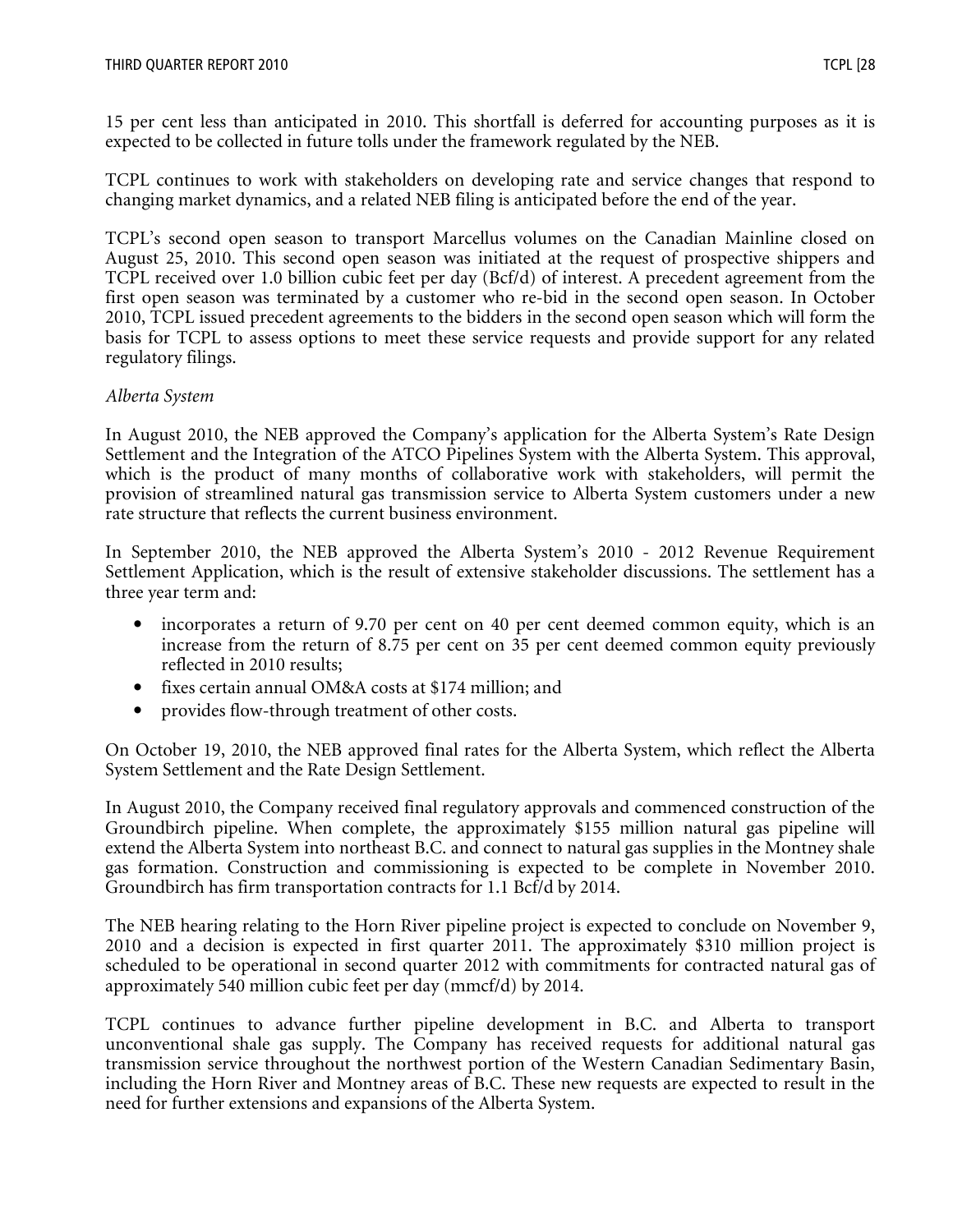15 per cent less than anticipated in 2010. This shortfall is deferred for accounting purposes as it is expected to be collected in future tolls under the framework regulated by the NEB.

TCPL continues to work with stakeholders on developing rate and service changes that respond to changing market dynamics, and a related NEB filing is anticipated before the end of the year.

TCPL's second open season to transport Marcellus volumes on the Canadian Mainline closed on August 25, 2010. This second open season was initiated at the request of prospective shippers and TCPL received over 1.0 billion cubic feet per day (Bcf/d) of interest. A precedent agreement from the first open season was terminated by a customer who re-bid in the second open season. In October 2010, TCPL issued precedent agreements to the bidders in the second open season which will form the basis for TCPL to assess options to meet these service requests and provide support for any related regulatory filings.

*Alberta System*

In August 2010, the NEB approved the Company's application for the Alberta System's Rate Design Settlement and the Integration of the ATCO Pipelines System with the Alberta System. This approval, which is the product of many months of collaborative work with stakeholders, will permit the provision of streamlined natural gas transmission service to Alberta System customers under a new rate structure that reflects the current business environment.

In September 2010, the NEB approved the Alberta System's 2010 - 2012 Revenue Requirement Settlement Application, which is the result of extensive stakeholder discussions. The settlement has a three year term and:

- incorporates a return of 9.70 per cent on 40 per cent deemed common equity, which is an increase from the return of 8.75 per cent on 35 per cent deemed common equity previously reflected in 2010 results;
- fixes certain annual OM&A costs at $174 million; and
- provides flow-through treatment of other costs.

On October 19, 2010, the NEB approved final rates for the Alberta System, which reflect the Alberta System Settlement and the Rate Design Settlement.

In August 2010, the Company received final regulatory approvals and commenced construction of the Groundbirch pipeline. When complete, the approximately $155 million natural gas pipeline will extend the Alberta System into northeast B.C. and connect to natural gas supplies in the Montney shale gas formation. Construction and commissioning is expected to be complete in November 2010. Groundbirch has firm transportation contracts for 1.1 Bcf/d by 2014.

The NEB hearing relating to the Horn River pipeline project is expected to conclude on November 9, 2010 and a decision is expected in first quarter 2011. The approximately $310 million project is scheduled to be operational in second quarter 2012 with commitments for contracted natural gas of approximately 540 million cubic feet per day (mmcf/d) by 2014.

TCPL continues to advance further pipeline development in B.C. and Alberta to transport unconventional shale gas supply. The Company has received requests for additional natural gas transmission service throughout the northwest portion of the Western Canadian Sedimentary Basin, including the Horn River and Montney areas of B.C. These new requests are expected to result in the need for further extensions and expansions of the Alberta System.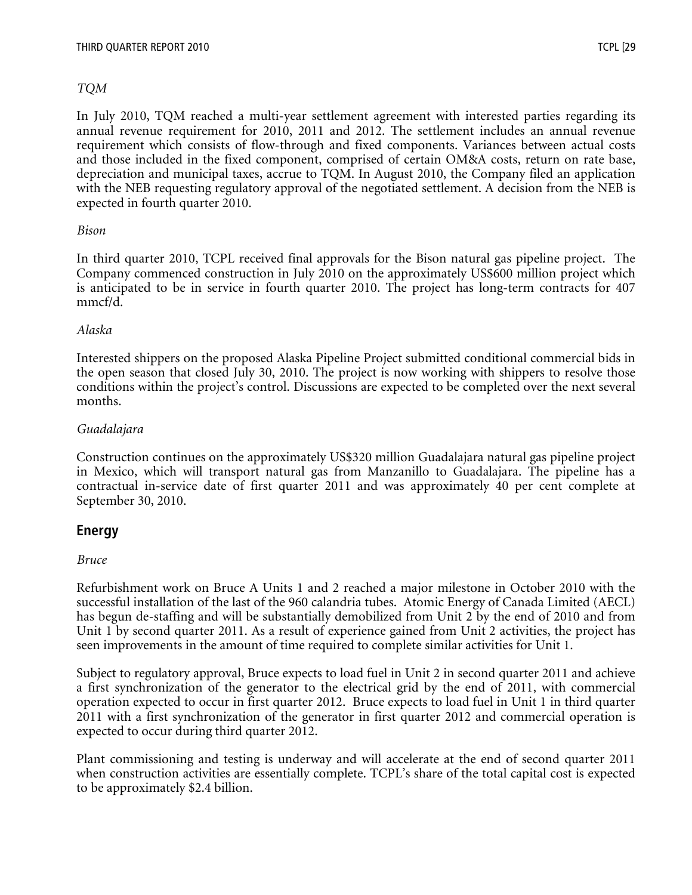*TQM*

In July 2010, TQM reached a multi-year settlement agreement with interested parties regarding its annual revenue requirement for 2010, 2011 and 2012. The settlement includes an annual revenue requirement which consists of flow-through and fixed components. Variances between actual costs and those included in the fixed component, comprised of certain OM&A costs, return on rate base, depreciation and municipal taxes, accrue to TQM. In August 2010, the Company filed an application with the NEB requesting regulatory approval of the negotiated settlement. A decision from the NEB is expected in fourth quarter 2010.

*Bison*

In third quarter 2010, TCPL received final approvals for the Bison natural gas pipeline project. The Company commenced construction in July 2010 on the approximately US$600 million project which is anticipated to be in service in fourth quarter 2010. The project has long-term contracts for 407 mmcf/d.

*Alaska*

Interested shippers on the proposed Alaska Pipeline Project submitted conditional commercial bids in the open season that closed July 30, 2010. The project is now working with shippers to resolve those conditions within the project's control. Discussions are expected to be completed over the next several months.

*Guadalajara*

Construction continues on the approximately US$320 million Guadalajara natural gas pipeline project in Mexico, which will transport natural gas from Manzanillo to Guadalajara. The pipeline has a contractual in-service date of first quarter 2011 and was approximately 40 per cent complete at September 30, 2010.

## Energy

*Bruce*

Refurbishment work on Bruce A Units 1 and 2 reached a major milestone in October 2010 with the successful installation of the last of the 960 calandria tubes. Atomic Energy of Canada Limited (AECL) has begun de-staffing and will be substantially demobilized from Unit 2 by the end of 2010 and from Unit 1 by second quarter 2011. As a result of experience gained from Unit 2 activities, the project has seen improvements in the amount of time required to complete similar activities for Unit 1.

Subject to regulatory approval, Bruce expects to load fuel in Unit 2 in second quarter 2011 and achieve a first synchronization of the generator to the electrical grid by the end of 2011, with commercial operation expected to occur in first quarter 2012. Bruce expects to load fuel in Unit 1 in third quarter 2011 with a first synchronization of the generator in first quarter 2012 and commercial operation is expected to occur during third quarter 2012.

Plant commissioning and testing is underway and will accelerate at the end of second quarter 2011 when construction activities are essentially complete. TCPL's share of the total capital cost is expected to be approximately $2.4 billion.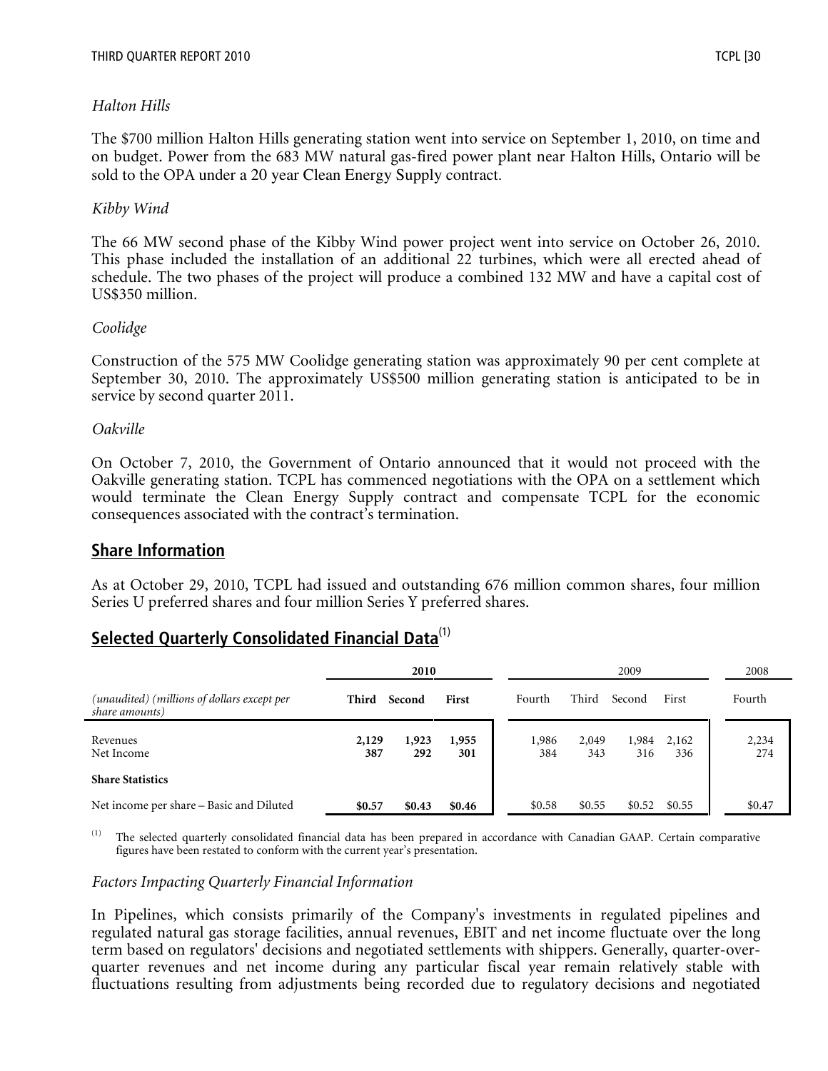*Halton Hills*

The $700 million Halton Hills generating station went into service on September 1, 2010, on time and on budget. Power from the 683 MW natural gas-fired power plant near Halton Hills, Ontario will be sold to the OPA under a 20 year Clean Energy Supply contract.

*Kibby Wind*

The 66 MW second phase of the Kibby Wind power project went into service on October 26, 2010. This phase included the installation of an additional 22 turbines, which were all erected ahead of schedule. The two phases of the project will produce a combined 132 MW and have a capital cost of US$350 million.

*Coolidge*

Construction of the 575 MW Coolidge generating station was approximately 90 per cent complete at September 30, 2010. The approximately US$500 million generating station is anticipated to be in service by second quarter 2011.

*Oakville*

On October 7, 2010, the Government of Ontario announced that it would not proceed with the Oakville generating station. TCPL has commenced negotiations with the OPA on a settlement which would terminate the Clean Energy Supply contract and compensate TCPL for the economic consequences associated with the contract's termination.

## Share Information

As at October 29, 2010, TCPL had issued and outstanding 676 million common shares, four million Series U preferred shares and four million Series Y preferred shares.

## Selected Quarterly Consolidated Financial Data[(1)]

| | **2010** | | | 2009 | | | | 2008 |
|---|---|---|---|---|---|---|---|---|
| *(unaudited) (millions of dollars except per share amounts)* | **Third** | **Second** | **First** | Fourth | Third | Second | First | Fourth |
| Revenues | **2,129** | **1,923** | **1,955** | 1,986 | 2,049 | 1,984 | 2,162 | 2,234 |
| Net Income | **387** | **292** | **301** | 384 | 343 | 316 | 336 | 274 |
| **Share Statistics** | | | | | | | | |
| Net income per share – Basic and Diluted | **$0.57** | **$0.43** | **$0.46** | $0.58 | $0.55 | $0.52 | $0.55 | $0.47 |

(1) The selected quarterly consolidated financial data has been prepared in accordance with Canadian GAAP. Certain comparative figures have been restated to conform with the current year's presentation.

*Factors Impacting Quarterly Financial Information*

In Pipelines, which consists primarily of the Company's investments in regulated pipelines and regulated natural gas storage facilities, annual revenues, EBIT and net income fluctuate over the long term based on regulators' decisions and negotiated settlements with shippers. Generally, quarter-over-quarter revenues and net income during any particular fiscal year remain relatively stable with fluctuations resulting from adjustments being recorded due to regulatory decisions and negotiated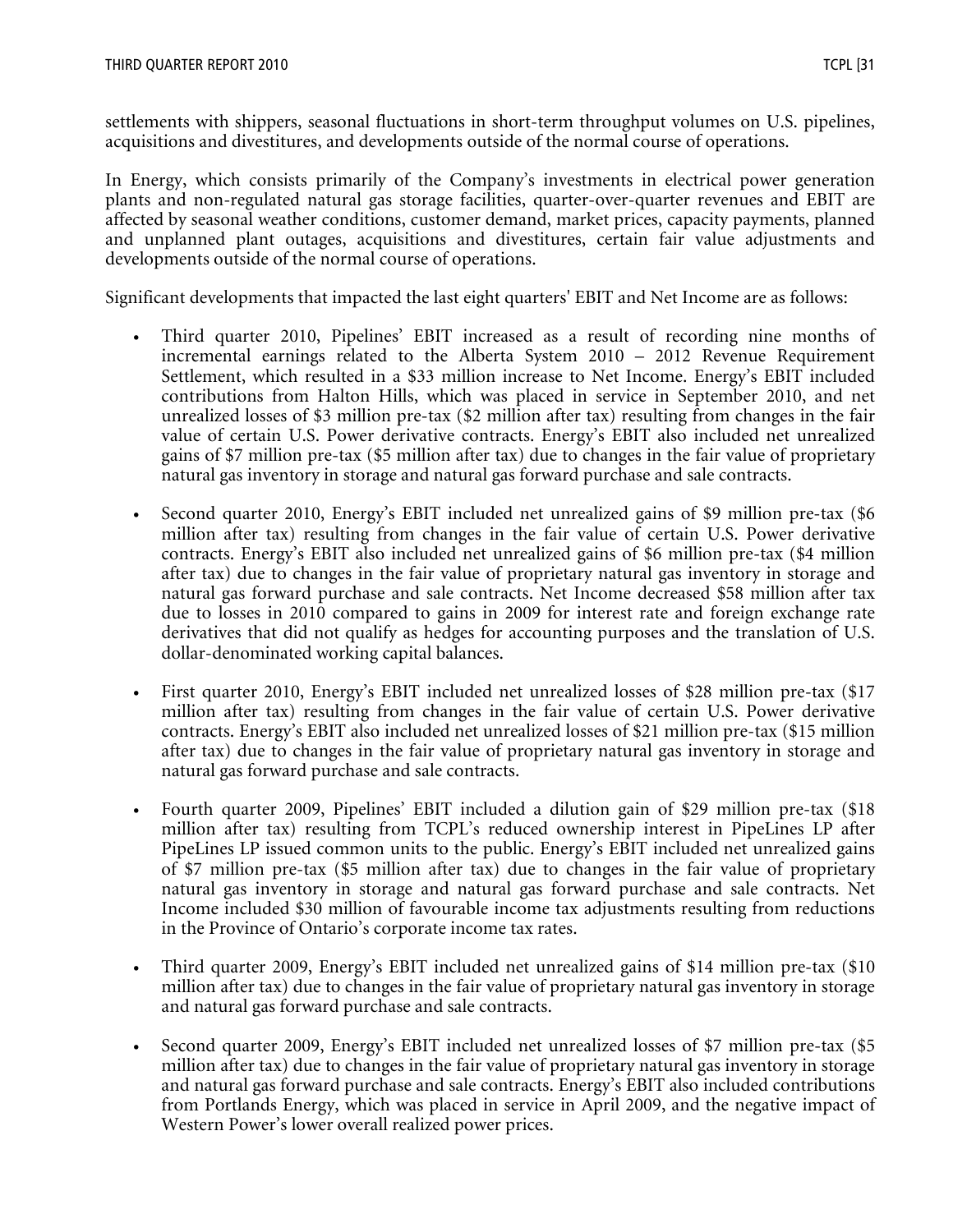settlements with shippers, seasonal fluctuations in short-term throughput volumes on U.S. pipelines, acquisitions and divestitures, and developments outside of the normal course of operations.

In Energy, which consists primarily of the Company's investments in electrical power generation plants and non-regulated natural gas storage facilities, quarter-over-quarter revenues and EBIT are affected by seasonal weather conditions, customer demand, market prices, capacity payments, planned and unplanned plant outages, acquisitions and divestitures, certain fair value adjustments and developments outside of the normal course of operations.

Significant developments that impacted the last eight quarters' EBIT and Net Income are as follows:

- Third quarter 2010, Pipelines' EBIT increased as a result of recording nine months of incremental earnings related to the Alberta System 2010 – 2012 Revenue Requirement Settlement, which resulted in a $33 million increase to Net Income. Energy's EBIT included contributions from Halton Hills, which was placed in service in September 2010, and net unrealized losses of $3 million pre-tax ($2 million after tax) resulting from changes in the fair value of certain U.S. Power derivative contracts. Energy's EBIT also included net unrealized gains of $7 million pre-tax ($5 million after tax) due to changes in the fair value of proprietary natural gas inventory in storage and natural gas forward purchase and sale contracts.

- Second quarter 2010, Energy's EBIT included net unrealized gains of $9 million pre-tax ($6 million after tax) resulting from changes in the fair value of certain U.S. Power derivative contracts. Energy's EBIT also included net unrealized gains of $6 million pre-tax ($4 million after tax) due to changes in the fair value of proprietary natural gas inventory in storage and natural gas forward purchase and sale contracts. Net Income decreased $58 million after tax due to losses in 2010 compared to gains in 2009 for interest rate and foreign exchange rate derivatives that did not qualify as hedges for accounting purposes and the translation of U.S. dollar-denominated working capital balances.

- First quarter 2010, Energy's EBIT included net unrealized losses of $28 million pre-tax ($17 million after tax) resulting from changes in the fair value of certain U.S. Power derivative contracts. Energy's EBIT also included net unrealized losses of $21 million pre-tax ($15 million after tax) due to changes in the fair value of proprietary natural gas inventory in storage and natural gas forward purchase and sale contracts.

- Fourth quarter 2009, Pipelines' EBIT included a dilution gain of $29 million pre-tax ($18 million after tax) resulting from TCPL's reduced ownership interest in PipeLines LP after PipeLines LP issued common units to the public. Energy's EBIT included net unrealized gains of $7 million pre-tax ($5 million after tax) due to changes in the fair value of proprietary natural gas inventory in storage and natural gas forward purchase and sale contracts. Net Income included $30 million of favourable income tax adjustments resulting from reductions in the Province of Ontario's corporate income tax rates.

- Third quarter 2009, Energy's EBIT included net unrealized gains of $14 million pre-tax ($10 million after tax) due to changes in the fair value of proprietary natural gas inventory in storage and natural gas forward purchase and sale contracts.

- Second quarter 2009, Energy's EBIT included net unrealized losses of $7 million pre-tax ($5 million after tax) due to changes in the fair value of proprietary natural gas inventory in storage and natural gas forward purchase and sale contracts. Energy's EBIT also included contributions from Portlands Energy, which was placed in service in April 2009, and the negative impact of Western Power's lower overall realized power prices.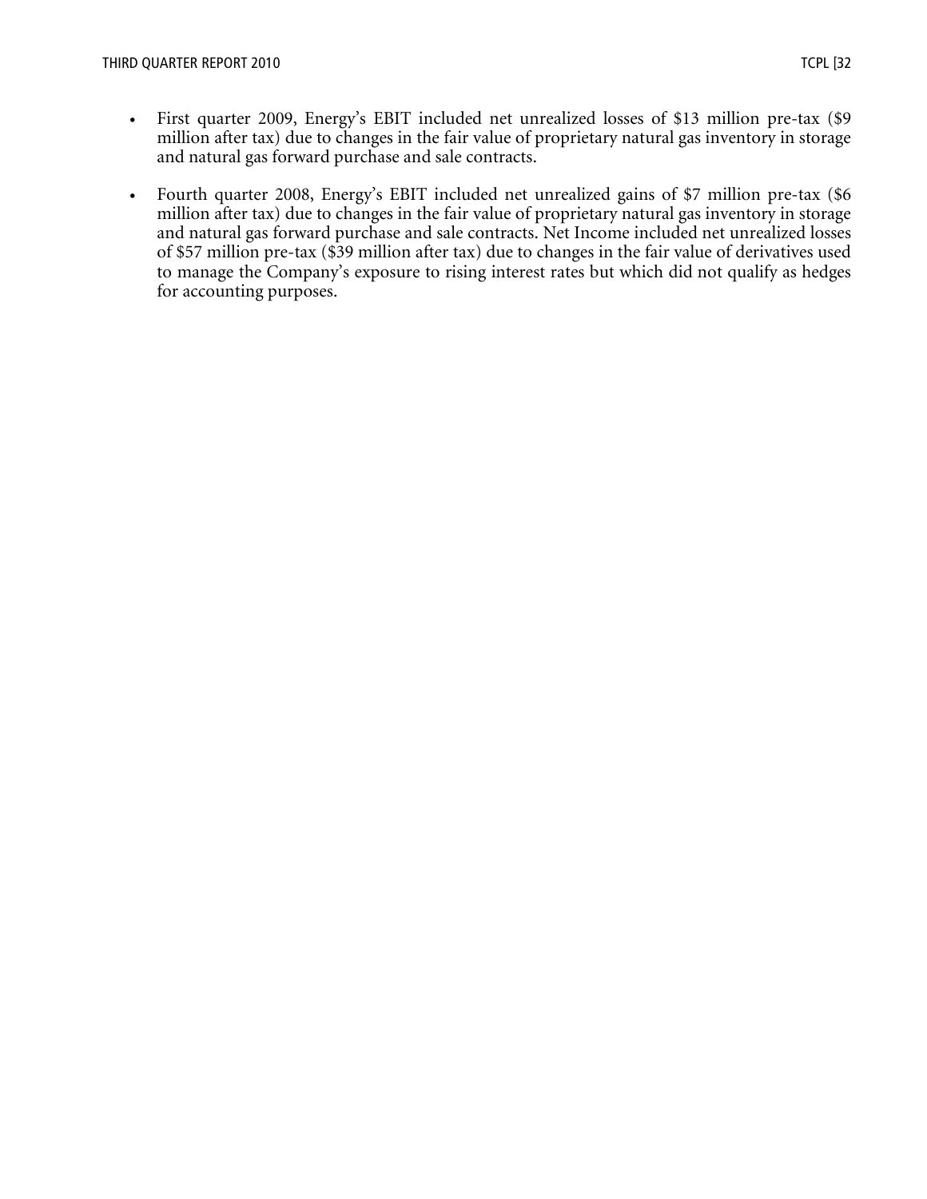- First quarter 2009, Energy's EBIT included net unrealized losses of $13 million pre-tax ($9 million after tax) due to changes in the fair value of proprietary natural gas inventory in storage and natural gas forward purchase and sale contracts.

- Fourth quarter 2008, Energy's EBIT included net unrealized gains of $7 million pre-tax ($6 million after tax) due to changes in the fair value of proprietary natural gas inventory in storage and natural gas forward purchase and sale contracts. Net Income included net unrealized losses of $57 million pre-tax ($39 million after tax) due to changes in the fair value of derivatives used to manage the Company's exposure to rising interest rates but which did not qualify as hedges for accounting purposes.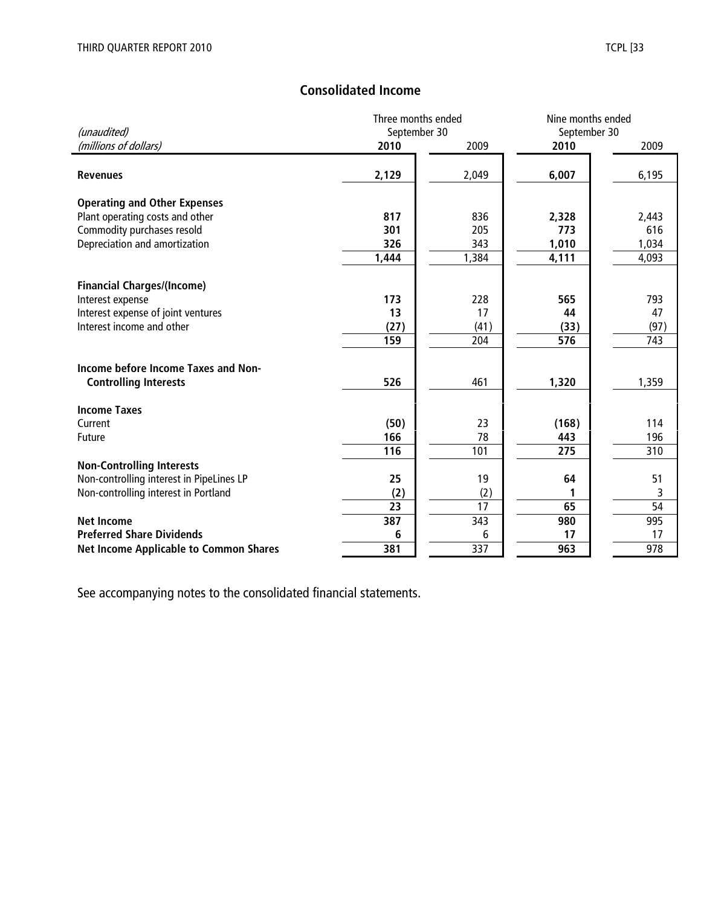## Consolidated Income

| *(unaudited)* *(millions of dollars)* | Three months ended September 30 2010 | 2009 | Nine months ended September 30 2010 | 2009 |
|---|---|---|---|---|
| **Revenues** | **2,129** | 2,049 | **6,007** | 6,195 |
| **Operating and Other Expenses** | | | | |
| Plant operating costs and other | **817** | 836 | **2,328** | 2,443 |
| Commodity purchases resold | **301** | 205 | **773** | 616 |
| Depreciation and amortization | **326** | 343 | **1,010** | 1,034 |
| | **1,444** | 1,384 | **4,111** | 4,093 |
| **Financial Charges/(Income)** | | | | |
| Interest expense | **173** | 228 | **565** | 793 |
| Interest expense of joint ventures | **13** | 17 | **44** | 47 |
| Interest income and other | **(27)** | (41) | **(33)** | (97) |
| | **159** | 204 | **576** | 743 |
| **Income before Income Taxes and Non-Controlling Interests** | **526** | 461 | **1,320** | 1,359 |
| **Income Taxes** | | | | |
| Current | **(50)** | 23 | **(168)** | 114 |
| Future | **166** | 78 | **443** | 196 |
| | **116** | 101 | **275** | 310 |
| **Non-Controlling Interests** | | | | |
| Non-controlling interest in PipeLines LP | **25** | 19 | **64** | 51 |
| Non-controlling interest in Portland | **(2)** | (2) | **1** | 3 |
| | **23** | 17 | **65** | 54 |
| **Net Income** | **387** | 343 | **980** | 995 |
| **Preferred Share Dividends** | **6** | 6 | **17** | 17 |
| **Net Income Applicable to Common Shares** | **381** | 337 | **963** | 978 |

See accompanying notes to the consolidated financial statements.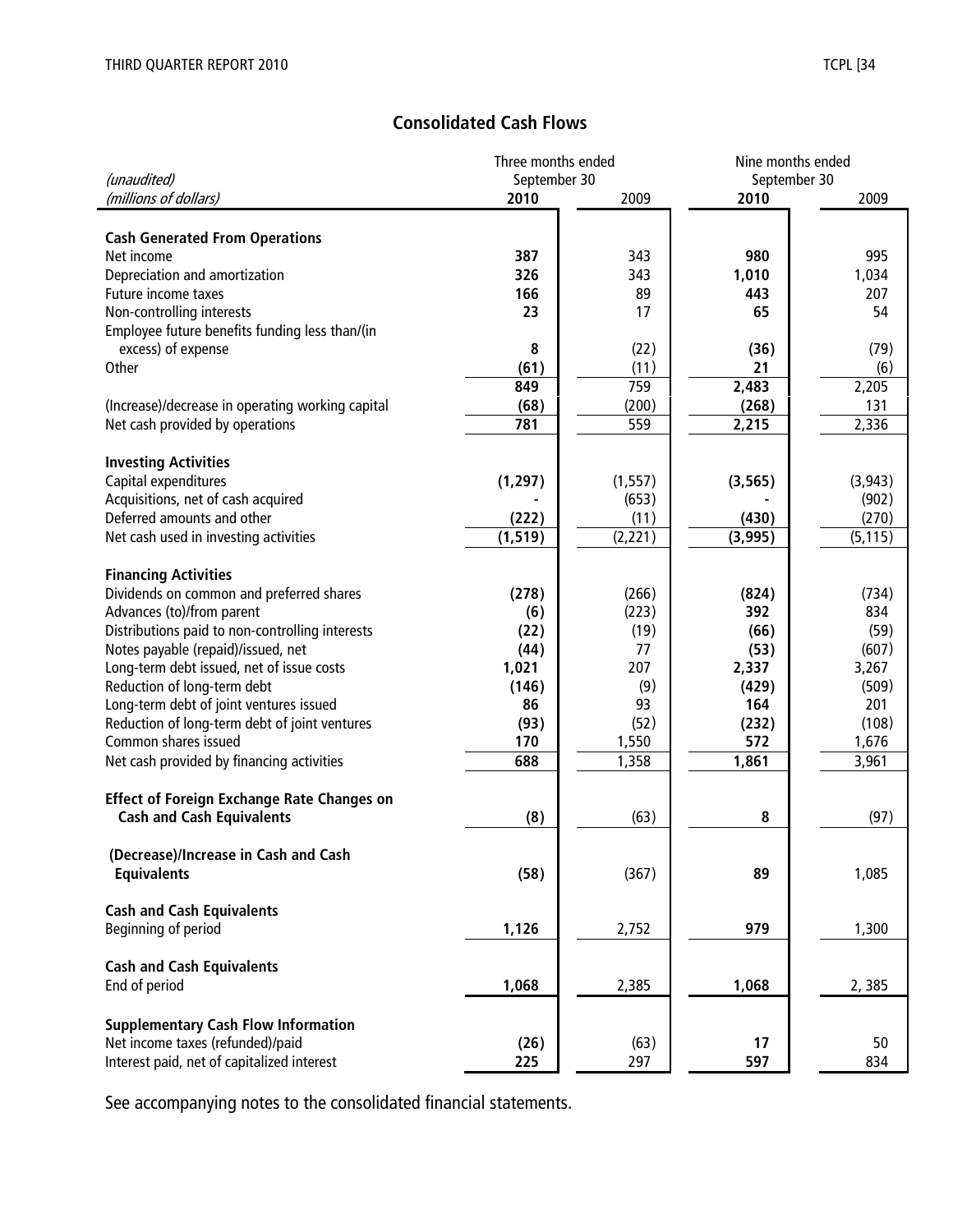## Consolidated Cash Flows

| *(unaudited)* | Three months ended September 30 | | Nine months ended September 30 | |
|---|---|---|---|---|
| *(millions of dollars)* | **2010** | 2009 | **2010** | 2009 |
| **Cash Generated From Operations** | | | | |
| Net income | **387** | 343 | **980** | 995 |
| Depreciation and amortization | **326** | 343 | **1,010** | 1,034 |
| Future income taxes | **166** | 89 | **443** | 207 |
| Non-controlling interests | **23** | 17 | **65** | 54 |
| Employee future benefits funding less than/(in excess) of expense | **8** | (22) | **(36)** | (79) |
| Other | **(61)** | (11) | **21** | (6) |
| | **849** | 759 | **2,483** | 2,205 |
| (Increase)/decrease in operating working capital | **(68)** | (200) | **(268)** | 131 |
| Net cash provided by operations | **781** | 559 | **2,215** | 2,336 |
| **Investing Activities** | | | | |
| Capital expenditures | **(1,297)** | (1,557) | **(3,565)** | (3,943) |
| Acquisitions, net of cash acquired | **-** | (653) | **-** | (902) |
| Deferred amounts and other | **(222)** | (11) | **(430)** | (270) |
| Net cash used in investing activities | **(1,519)** | (2,221) | **(3,995)** | (5,115) |
| **Financing Activities** | | | | |
| Dividends on common and preferred shares | **(278)** | (266) | **(824)** | (734) |
| Advances (to)/from parent | **(6)** | (223) | **392** | 834 |
| Distributions paid to non-controlling interests | **(22)** | (19) | **(66)** | (59) |
| Notes payable (repaid)/issued, net | **(44)** | 77 | **(53)** | (607) |
| Long-term debt issued, net of issue costs | **1,021** | 207 | **2,337** | 3,267 |
| Reduction of long-term debt | **(146)** | (9) | **(429)** | (509) |
| Long-term debt of joint ventures issued | **86** | 93 | **164** | 201 |
| Reduction of long-term debt of joint ventures | **(93)** | (52) | **(232)** | (108) |
| Common shares issued | **170** | 1,550 | **572** | 1,676 |
| Net cash provided by financing activities | **688** | 1,358 | **1,861** | 3,961 |
| **Effect of Foreign Exchange Rate Changes on Cash and Cash Equivalents** | **(8)** | (63) | **8** | (97) |
| **(Decrease)/Increase in Cash and Cash Equivalents** | **(58)** | (367) | **89** | 1,085 |
| **Cash and Cash Equivalents** | | | | |
| Beginning of period | **1,126** | 2,752 | **979** | 1,300 |
| **Cash and Cash Equivalents** | | | | |
| End of period | **1,068** | 2,385 | **1,068** | 2, 385 |
| **Supplementary Cash Flow Information** | | | | |
| Net income taxes (refunded)/paid | **(26)** | (63) | **17** | 50 |
| Interest paid, net of capitalized interest | **225** | 297 | **597** | 834 |

See accompanying notes to the consolidated financial statements.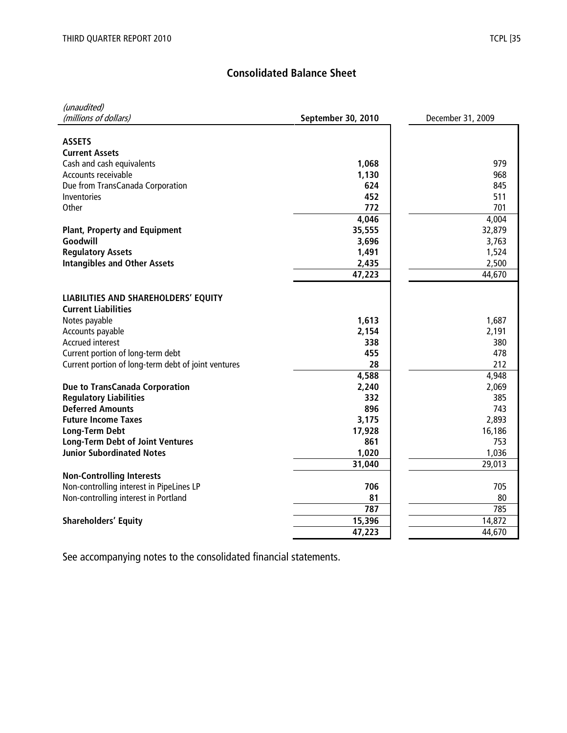# Consolidated Balance Sheet

| *(unaudited)*<br>*(millions of dollars)* | **September 30, 2010** | December 31, 2009 |
|---|---|---|
| **ASSETS** | | |
| **Current Assets** | | |
| Cash and cash equivalents | **1,068** | 979 |
| Accounts receivable | **1,130** | 968 |
| Due from TransCanada Corporation | **624** | 845 |
| Inventories | **452** | 511 |
| Other | **772** | 701 |
| | **4,046** | 4,004 |
| **Plant, Property and Equipment** | **35,555** | 32,879 |
| **Goodwill** | **3,696** | 3,763 |
| **Regulatory Assets** | **1,491** | 1,524 |
| **Intangibles and Other Assets** | **2,435** | 2,500 |
| | **47,223** | 44,670 |
| **LIABILITIES AND SHAREHOLDERS' EQUITY** | | |
| **Current Liabilities** | | |
| Notes payable | **1,613** | 1,687 |
| Accounts payable | **2,154** | 2,191 |
| Accrued interest | **338** | 380 |
| Current portion of long-term debt | **455** | 478 |
| Current portion of long-term debt of joint ventures | **28** | 212 |
| | **4,588** | 4,948 |
| **Due to TransCanada Corporation** | **2,240** | 2,069 |
| **Regulatory Liabilities** | **332** | 385 |
| **Deferred Amounts** | **896** | 743 |
| **Future Income Taxes** | **3,175** | 2,893 |
| **Long-Term Debt** | **17,928** | 16,186 |
| **Long-Term Debt of Joint Ventures** | **861** | 753 |
| **Junior Subordinated Notes** | **1,020** | 1,036 |
| | **31,040** | 29,013 |
| **Non-Controlling Interests** | | |
| Non-controlling interest in PipeLines LP | **706** | 705 |
| Non-controlling interest in Portland | **81** | 80 |
| | **787** | 785 |
| **Shareholders' Equity** | **15,396** | 14,872 |
| | **47,223** | 44,670 |

See accompanying notes to the consolidated financial statements.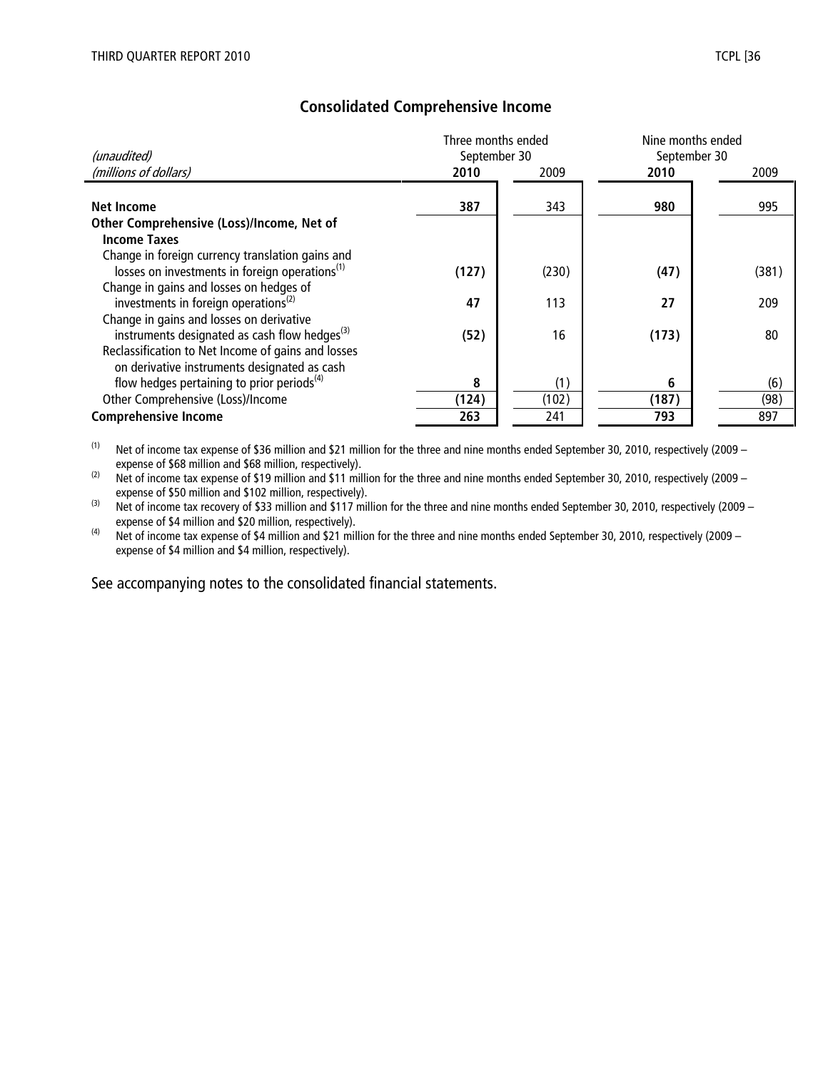## Consolidated Comprehensive Income

| *(unaudited)* *(millions of dollars)* | Three months ended September 30 | | Nine months ended September 30 | |
|---|---|---|---|---|
| | **2010** | 2009 | **2010** | 2009 |
| **Net Income** | **387** | 343 | **980** | 995 |
| **Other Comprehensive (Loss)/Income, Net of Income Taxes** | | | | |
| Change in foreign currency translation gains and losses on investments in foreign operations[(1)] | **(127)** | (230) | **(47)** | (381) |
| Change in gains and losses on hedges of investments in foreign operations[(2)] | **47** | 113 | **27** | 209 |
| Change in gains and losses on derivative instruments designated as cash flow hedges[(3)] | **(52)** | 16 | **(173)** | 80 |
| Reclassification to Net Income of gains and losses on derivative instruments designated as cash flow hedges pertaining to prior periods[(4)] | **8** | (1) | **6** | (6) |
| Other Comprehensive (Loss)/Income | **(124)** | (102) | **(187)** | (98) |
| **Comprehensive Income** | **263** | 241 | **793** | 897 |

(1) Net of income tax expense of $36 million and $21 million for the three and nine months ended September 30, 2010, respectively (2009 – expense of $68 million and $68 million, respectively).

(2) Net of income tax expense of $19 million and $11 million for the three and nine months ended September 30, 2010, respectively (2009 – expense of $50 million and $102 million, respectively).

(3) Net of income tax recovery of $33 million and $117 million for the three and nine months ended September 30, 2010, respectively (2009 – expense of $4 million and $20 million, respectively).

(4) Net of income tax expense of $4 million and $21 million for the three and nine months ended September 30, 2010, respectively (2009 – expense of $4 million and $4 million, respectively).

See accompanying notes to the consolidated financial statements.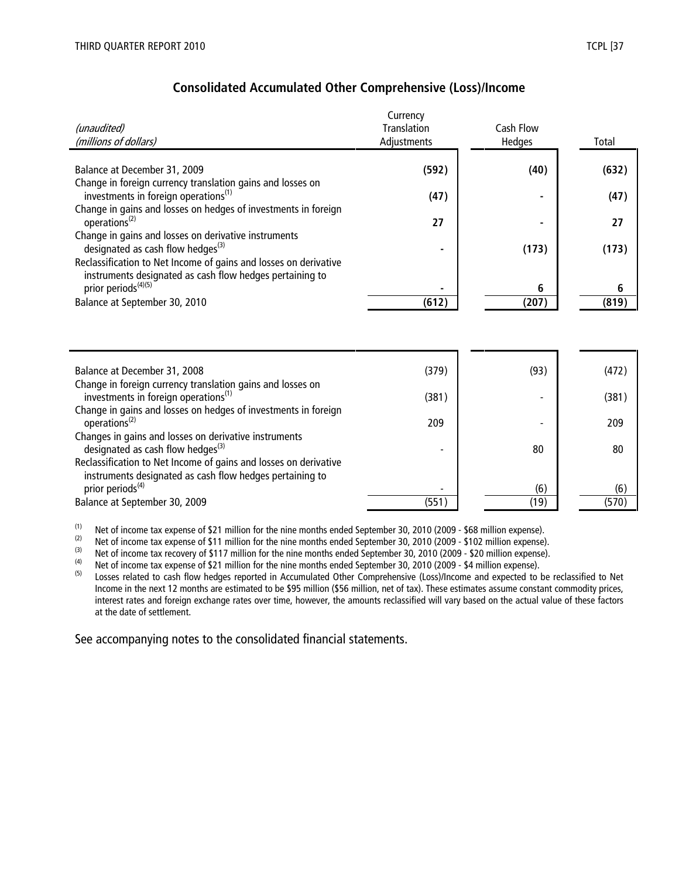## Consolidated Accumulated Other Comprehensive (Loss)/Income

| *(unaudited)*<br>*(millions of dollars)* | Currency Translation Adjustments | Cash Flow Hedges | Total |
|---|---|---|---|
| **Balance at December 31, 2009** | **(592)** | **(40)** | **(632)** |
| Change in foreign currency translation gains and losses on investments in foreign operations[(1)] | **(47)** | **-** | **(47)** |
| Change in gains and losses on hedges of investments in foreign operations[(2)] | **27** | **-** | **27** |
| Change in gains and losses on derivative instruments designated as cash flow hedges[(3)] | **-** | **(173)** | **(173)** |
| Reclassification to Net Income of gains and losses on derivative instruments designated as cash flow hedges pertaining to prior periods[(4)(5)] | **-** | **6** | **6** |
| **Balance at September 30, 2010** | **(612)** | **(207)** | **(819)** |
| | | | |
| Balance at December 31, 2008 | (379) | (93) | (472) |
| Change in foreign currency translation gains and losses on investments in foreign operations[(1)] | (381) | - | (381) |
| Change in gains and losses on hedges of investments in foreign operations[(2)] | 209 | - | 209 |
| Changes in gains and losses on derivative instruments designated as cash flow hedges[(3)] | - | 80 | 80 |
| Reclassification to Net Income of gains and losses on derivative instruments designated as cash flow hedges pertaining to prior periods[(4)] | - | (6) | (6) |
| Balance at September 30, 2009 | (551) | (19) | (570) |

(1) Net of income tax expense of $21 million for the nine months ended September 30, 2010 (2009 - $68 million expense).

(2) Net of income tax expense of $11 million for the nine months ended September 30, 2010 (2009 - $102 million expense).

(3) Net of income tax recovery of $117 million for the nine months ended September 30, 2010 (2009 - $20 million expense).

(4) Net of income tax expense of $21 million for the nine months ended September 30, 2010 (2009 - $4 million expense).

(5) Losses related to cash flow hedges reported in Accumulated Other Comprehensive (Loss)/Income and expected to be reclassified to Net Income in the next 12 months are estimated to be $95 million ($56 million, net of tax). These estimates assume constant commodity prices, interest rates and foreign exchange rates over time, however, the amounts reclassified will vary based on the actual value of these factors at the date of settlement.

See accompanying notes to the consolidated financial statements.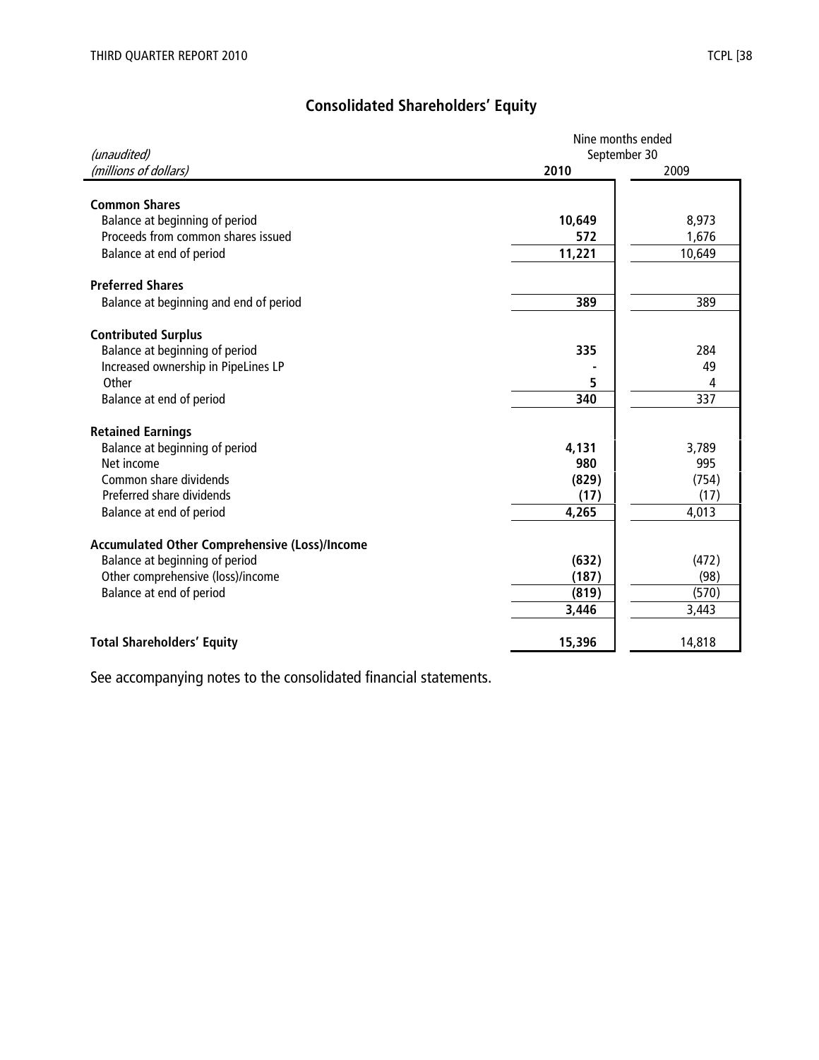## Consolidated Shareholders' Equity

| *(unaudited)* <br> *(millions of dollars)* | Nine months ended September 30 | |
|---|---|---|
| | **2010** | 2009 |
| **Common Shares** | | |
| Balance at beginning of period | **10,649** | 8,973 |
| Proceeds from common shares issued | **572** | 1,676 |
| Balance at end of period | **11,221** | 10,649 |
| **Preferred Shares** | | |
| Balance at beginning and end of period | **389** | 389 |
| **Contributed Surplus** | | |
| Balance at beginning of period | **335** | 284 |
| Increased ownership in PipeLines LP | **-** | 49 |
| Other | **5** | 4 |
| Balance at end of period | **340** | 337 |
| **Retained Earnings** | | |
| Balance at beginning of period | **4,131** | 3,789 |
| Net income | **980** | 995 |
| Common share dividends | **(829)** | (754) |
| Preferred share dividends | **(17)** | (17) |
| Balance at end of period | **4,265** | 4,013 |
| **Accumulated Other Comprehensive (Loss)/Income** | | |
| Balance at beginning of period | **(632)** | (472) |
| Other comprehensive (loss)/income | **(187)** | (98) |
| Balance at end of period | **(819)** | (570) |
| | **3,446** | 3,443 |
| **Total Shareholders' Equity** | **15,396** | 14,818 |

See accompanying notes to the consolidated financial statements.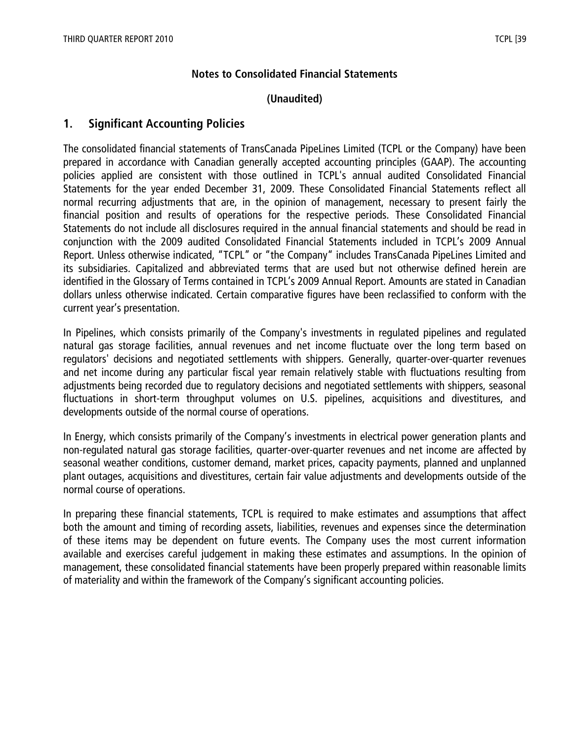**Notes to Consolidated Financial Statements**

**(Unaudited)**

## 1. Significant Accounting Policies

The consolidated financial statements of TransCanada PipeLines Limited (TCPL or the Company) have been prepared in accordance with Canadian generally accepted accounting principles (GAAP). The accounting policies applied are consistent with those outlined in TCPL's annual audited Consolidated Financial Statements for the year ended December 31, 2009. These Consolidated Financial Statements reflect all normal recurring adjustments that are, in the opinion of management, necessary to present fairly the financial position and results of operations for the respective periods. These Consolidated Financial Statements do not include all disclosures required in the annual financial statements and should be read in conjunction with the 2009 audited Consolidated Financial Statements included in TCPL's 2009 Annual Report. Unless otherwise indicated, "TCPL" or "the Company" includes TransCanada PipeLines Limited and its subsidiaries. Capitalized and abbreviated terms that are used but not otherwise defined herein are identified in the Glossary of Terms contained in TCPL's 2009 Annual Report. Amounts are stated in Canadian dollars unless otherwise indicated. Certain comparative figures have been reclassified to conform with the current year's presentation.

In Pipelines, which consists primarily of the Company's investments in regulated pipelines and regulated natural gas storage facilities, annual revenues and net income fluctuate over the long term based on regulators' decisions and negotiated settlements with shippers. Generally, quarter-over-quarter revenues and net income during any particular fiscal year remain relatively stable with fluctuations resulting from adjustments being recorded due to regulatory decisions and negotiated settlements with shippers, seasonal fluctuations in short-term throughput volumes on U.S. pipelines, acquisitions and divestitures, and developments outside of the normal course of operations.

In Energy, which consists primarily of the Company's investments in electrical power generation plants and non-regulated natural gas storage facilities, quarter-over-quarter revenues and net income are affected by seasonal weather conditions, customer demand, market prices, capacity payments, planned and unplanned plant outages, acquisitions and divestitures, certain fair value adjustments and developments outside of the normal course of operations.

In preparing these financial statements, TCPL is required to make estimates and assumptions that affect both the amount and timing of recording assets, liabilities, revenues and expenses since the determination of these items may be dependent on future events. The Company uses the most current information available and exercises careful judgement in making these estimates and assumptions. In the opinion of management, these consolidated financial statements have been properly prepared within reasonable limits of materiality and within the framework of the Company's significant accounting policies.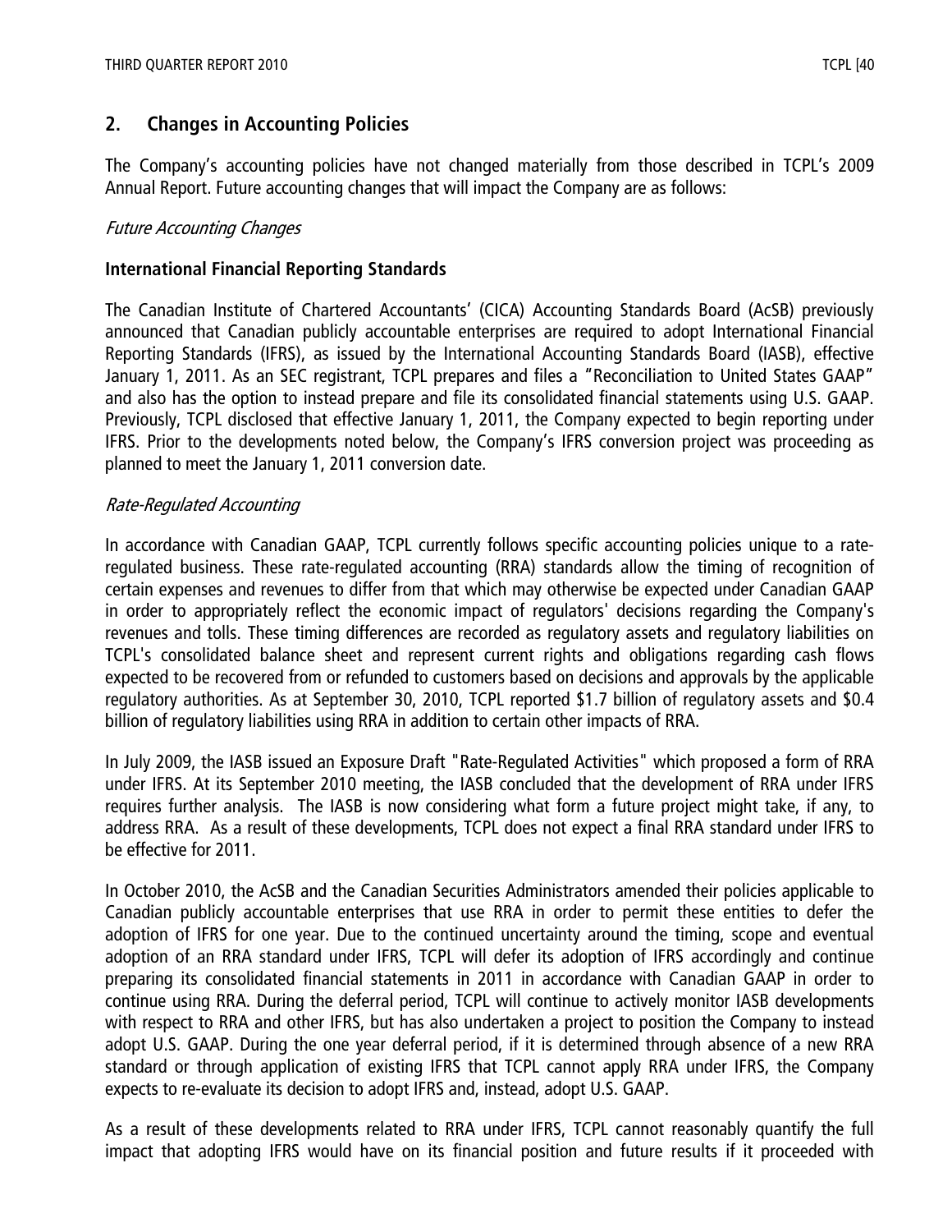## 2. Changes in Accounting Policies

The Company's accounting policies have not changed materially from those described in TCPL's 2009 Annual Report. Future accounting changes that will impact the Company are as follows:

*Future Accounting Changes*

**International Financial Reporting Standards**

The Canadian Institute of Chartered Accountants' (CICA) Accounting Standards Board (AcSB) previously announced that Canadian publicly accountable enterprises are required to adopt International Financial Reporting Standards (IFRS), as issued by the International Accounting Standards Board (IASB), effective January 1, 2011. As an SEC registrant, TCPL prepares and files a "Reconciliation to United States GAAP" and also has the option to instead prepare and file its consolidated financial statements using U.S. GAAP. Previously, TCPL disclosed that effective January 1, 2011, the Company expected to begin reporting under IFRS. Prior to the developments noted below, the Company's IFRS conversion project was proceeding as planned to meet the January 1, 2011 conversion date.

*Rate-Regulated Accounting*

In accordance with Canadian GAAP, TCPL currently follows specific accounting policies unique to a rate-regulated business. These rate-regulated accounting (RRA) standards allow the timing of recognition of certain expenses and revenues to differ from that which may otherwise be expected under Canadian GAAP in order to appropriately reflect the economic impact of regulators' decisions regarding the Company's revenues and tolls. These timing differences are recorded as regulatory assets and regulatory liabilities on TCPL's consolidated balance sheet and represent current rights and obligations regarding cash flows expected to be recovered from or refunded to customers based on decisions and approvals by the applicable regulatory authorities. As at September 30, 2010, TCPL reported $1.7 billion of regulatory assets and $0.4 billion of regulatory liabilities using RRA in addition to certain other impacts of RRA.

In July 2009, the IASB issued an Exposure Draft "Rate-Regulated Activities" which proposed a form of RRA under IFRS. At its September 2010 meeting, the IASB concluded that the development of RRA under IFRS requires further analysis. The IASB is now considering what form a future project might take, if any, to address RRA. As a result of these developments, TCPL does not expect a final RRA standard under IFRS to be effective for 2011.

In October 2010, the AcSB and the Canadian Securities Administrators amended their policies applicable to Canadian publicly accountable enterprises that use RRA in order to permit these entities to defer the adoption of IFRS for one year. Due to the continued uncertainty around the timing, scope and eventual adoption of an RRA standard under IFRS, TCPL will defer its adoption of IFRS accordingly and continue preparing its consolidated financial statements in 2011 in accordance with Canadian GAAP in order to continue using RRA. During the deferral period, TCPL will continue to actively monitor IASB developments with respect to RRA and other IFRS, but has also undertaken a project to position the Company to instead adopt U.S. GAAP. During the one year deferral period, if it is determined through absence of a new RRA standard or through application of existing IFRS that TCPL cannot apply RRA under IFRS, the Company expects to re-evaluate its decision to adopt IFRS and, instead, adopt U.S. GAAP.

As a result of these developments related to RRA under IFRS, TCPL cannot reasonably quantify the full impact that adopting IFRS would have on its financial position and future results if it proceeded with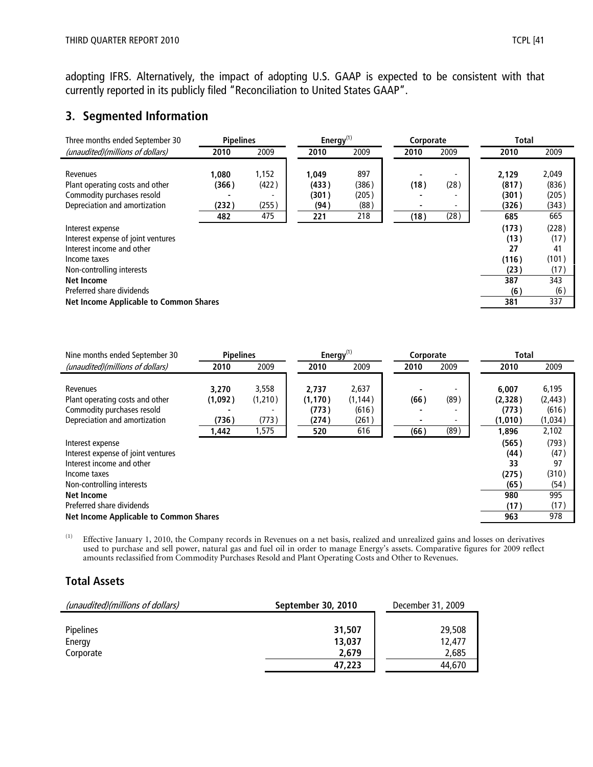adopting IFRS. Alternatively, the impact of adopting U.S. GAAP is expected to be consistent with that currently reported in its publicly filed "Reconciliation to United States GAAP".

## 3. Segmented Information

| Three months ended September 30 | Pipelines | | Energy[(1)] | | Corporate | | Total | |
|---|---|---|---|---|---|---|---|---|
| *(unaudited)(millions of dollars)* | **2010** | 2009 | **2010** | 2009 | **2010** | 2009 | **2010** | 2009 |
| Revenues | **1,080** | 1,152 | **1,049** | 897 | **-** | - | **2,129** | 2,049 |
| Plant operating costs and other | **(366)** | (422) | **(433)** | (386) | **(18)** | (28) | **(817)** | (836) |
| Commodity purchases resold | **-** | - | **(301)** | (205) | **-** | - | **(301)** | (205) |
| Depreciation and amortization | **(232)** | (255) | **(94)** | (88) | **-** | - | **(326)** | (343) |
| | **482** | 475 | **221** | 218 | **(18)** | (28) | **685** | 665 |
| Interest expense | | | | | | | **(173)** | (228) |
| Interest expense of joint ventures | | | | | | | **(13)** | (17) |
| Interest income and other | | | | | | | **27** | 41 |
| Income taxes | | | | | | | **(116)** | (101) |
| Non-controlling interests | | | | | | | **(23)** | (17) |
| **Net Income** | | | | | | | **387** | 343 |
| Preferred share dividends | | | | | | | **(6)** | (6) |
| **Net Income Applicable to Common Shares** | | | | | | | **381** | 337 |

| Nine months ended September 30 | Pipelines | | Energy[(1)] | | Corporate | | Total | |
|---|---|---|---|---|---|---|---|---|
| *(unaudited)(millions of dollars)* | **2010** | 2009 | **2010** | 2009 | **2010** | 2009 | **2010** | 2009 |
| Revenues | **3,270** | 3,558 | **2,737** | 2,637 | **-** | - | **6,007** | 6,195 |
| Plant operating costs and other | **(1,092)** | (1,210) | **(1,170)** | (1,144) | **(66)** | (89) | **(2,328)** | (2,443) |
| Commodity purchases resold | **-** | - | **(773)** | (616) | **-** | - | **(773)** | (616) |
| Depreciation and amortization | **(736)** | (773) | **(274)** | (261) | **-** | - | **(1,010)** | (1,034) |
| | **1,442** | 1,575 | **520** | 616 | **(66)** | (89) | **1,896** | 2,102 |
| Interest expense | | | | | | | **(565)** | (793) |
| Interest expense of joint ventures | | | | | | | **(44)** | (47) |
| Interest income and other | | | | | | | **33** | 97 |
| Income taxes | | | | | | | **(275)** | (310) |
| Non-controlling interests | | | | | | | **(65)** | (54) |
| **Net Income** | | | | | | | **980** | 995 |
| Preferred share dividends | | | | | | | **(17)** | (17) |
| **Net Income Applicable to Common Shares** | | | | | | | **963** | 978 |

(1) Effective January 1, 2010, the Company records in Revenues on a net basis, realized and unrealized gains and losses on derivatives used to purchase and sell power, natural gas and fuel oil in order to manage Energy's assets. Comparative figures for 2009 reflect amounts reclassified from Commodity Purchases Resold and Plant Operating Costs and Other to Revenues.

## Total Assets

| *(unaudited)(millions of dollars)* | **September 30, 2010** | December 31, 2009 |
|---|---|---|
| Pipelines | **31,507** | 29,508 |
| Energy | **13,037** | 12,477 |
| Corporate | **2,679** | 2,685 |
| | **47,223** | 44,670 |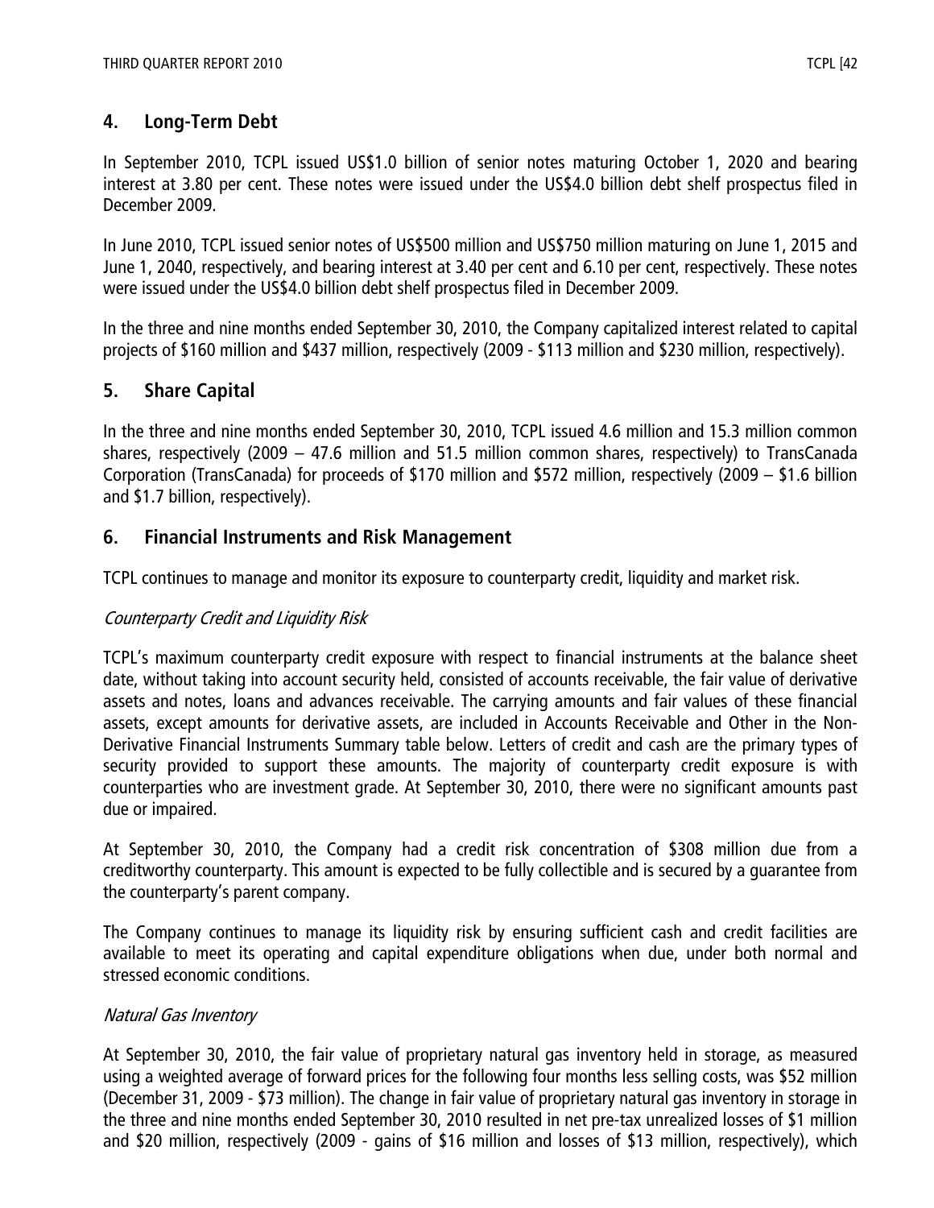## 4. Long-Term Debt

In September 2010, TCPL issued US$1.0 billion of senior notes maturing October 1, 2020 and bearing interest at 3.80 per cent. These notes were issued under the US$4.0 billion debt shelf prospectus filed in December 2009.

In June 2010, TCPL issued senior notes of US$500 million and US$750 million maturing on June 1, 2015 and June 1, 2040, respectively, and bearing interest at 3.40 per cent and 6.10 per cent, respectively. These notes were issued under the US$4.0 billion debt shelf prospectus filed in December 2009.

In the three and nine months ended September 30, 2010, the Company capitalized interest related to capital projects of $160 million and $437 million, respectively (2009 - $113 million and $230 million, respectively).

## 5. Share Capital

In the three and nine months ended September 30, 2010, TCPL issued 4.6 million and 15.3 million common shares, respectively (2009 – 47.6 million and 51.5 million common shares, respectively) to TransCanada Corporation (TransCanada) for proceeds of $170 million and $572 million, respectively (2009 – $1.6 billion and $1.7 billion, respectively).

## 6. Financial Instruments and Risk Management

TCPL continues to manage and monitor its exposure to counterparty credit, liquidity and market risk.

*Counterparty Credit and Liquidity Risk*

TCPL's maximum counterparty credit exposure with respect to financial instruments at the balance sheet date, without taking into account security held, consisted of accounts receivable, the fair value of derivative assets and notes, loans and advances receivable. The carrying amounts and fair values of these financial assets, except amounts for derivative assets, are included in Accounts Receivable and Other in the Non-Derivative Financial Instruments Summary table below. Letters of credit and cash are the primary types of security provided to support these amounts. The majority of counterparty credit exposure is with counterparties who are investment grade. At September 30, 2010, there were no significant amounts past due or impaired.

At September 30, 2010, the Company had a credit risk concentration of $308 million due from a creditworthy counterparty. This amount is expected to be fully collectible and is secured by a guarantee from the counterparty's parent company.

The Company continues to manage its liquidity risk by ensuring sufficient cash and credit facilities are available to meet its operating and capital expenditure obligations when due, under both normal and stressed economic conditions.

*Natural Gas Inventory*

At September 30, 2010, the fair value of proprietary natural gas inventory held in storage, as measured using a weighted average of forward prices for the following four months less selling costs, was $52 million (December 31, 2009 - $73 million). The change in fair value of proprietary natural gas inventory in storage in the three and nine months ended September 30, 2010 resulted in net pre-tax unrealized losses of $1 million and $20 million, respectively (2009 - gains of $16 million and losses of $13 million, respectively), which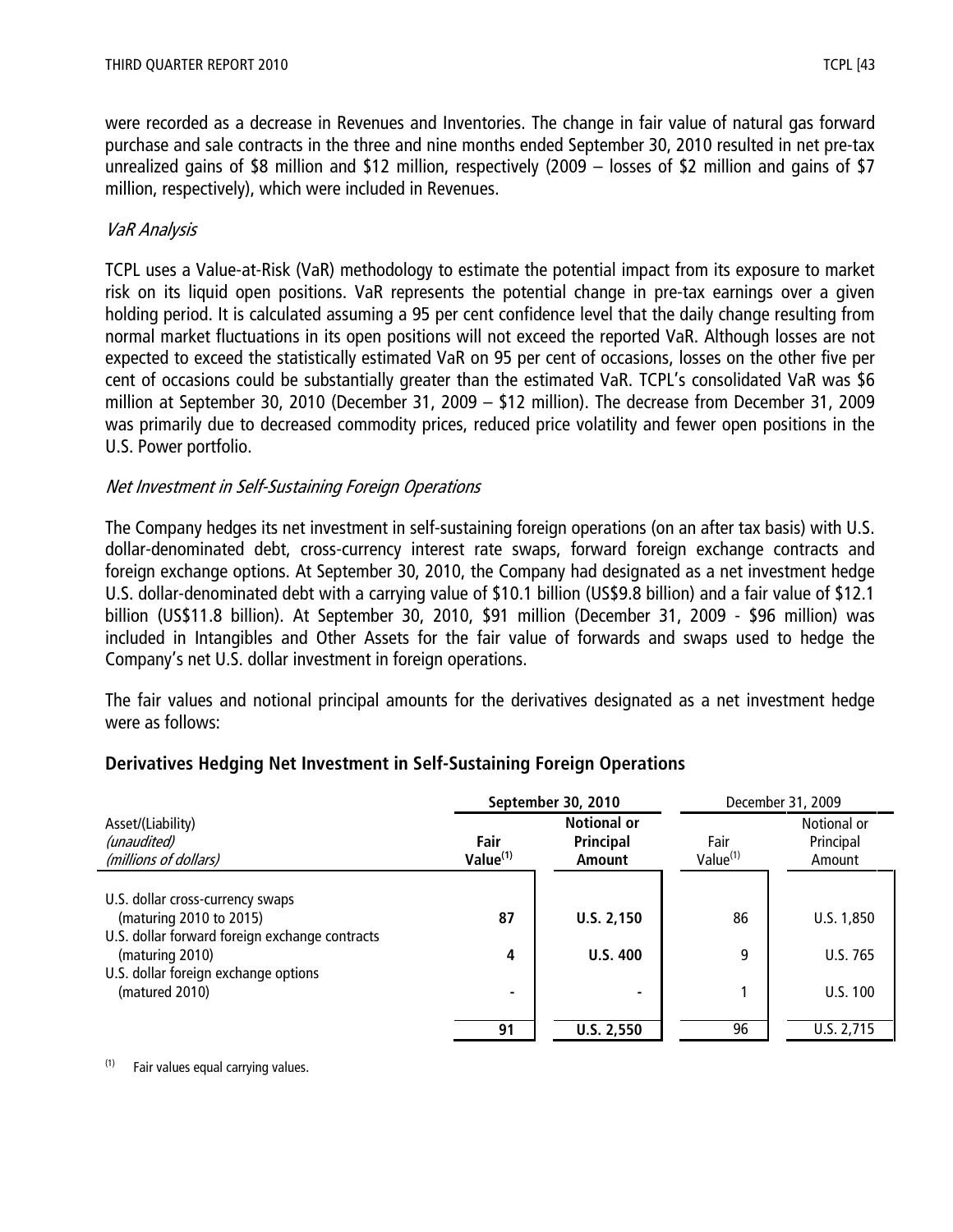were recorded as a decrease in Revenues and Inventories. The change in fair value of natural gas forward purchase and sale contracts in the three and nine months ended September 30, 2010 resulted in net pre-tax unrealized gains of $8 million and $12 million, respectively (2009 – losses of $2 million and gains of $7 million, respectively), which were included in Revenues.

*VaR Analysis*

TCPL uses a Value-at-Risk (VaR) methodology to estimate the potential impact from its exposure to market risk on its liquid open positions. VaR represents the potential change in pre-tax earnings over a given holding period. It is calculated assuming a 95 per cent confidence level that the daily change resulting from normal market fluctuations in its open positions will not exceed the reported VaR. Although losses are not expected to exceed the statistically estimated VaR on 95 per cent of occasions, losses on the other five per cent of occasions could be substantially greater than the estimated VaR. TCPL's consolidated VaR was $6 million at September 30, 2010 (December 31, 2009 – $12 million). The decrease from December 31, 2009 was primarily due to decreased commodity prices, reduced price volatility and fewer open positions in the U.S. Power portfolio.

*Net Investment in Self-Sustaining Foreign Operations*

The Company hedges its net investment in self-sustaining foreign operations (on an after tax basis) with U.S. dollar-denominated debt, cross-currency interest rate swaps, forward foreign exchange contracts and foreign exchange options. At September 30, 2010, the Company had designated as a net investment hedge U.S. dollar-denominated debt with a carrying value of $10.1 billion (US$9.8 billion) and a fair value of $12.1 billion (US$11.8 billion). At September 30, 2010, $91 million (December 31, 2009 - $96 million) was included in Intangibles and Other Assets for the fair value of forwards and swaps used to hedge the Company's net U.S. dollar investment in foreign operations.

The fair values and notional principal amounts for the derivatives designated as a net investment hedge were as follows:

**Derivatives Hedging Net Investment in Self-Sustaining Foreign Operations**

| Asset/(Liability) *(unaudited)* *(millions of dollars)* | **September 30, 2010** | | December 31, 2009 | |
|---|---|---|---|---|
| | **Fair Value[(1)]** | **Notional or Principal Amount** | Fair Value[(1)] | Notional or Principal Amount |
| U.S. dollar cross-currency swaps (maturing 2010 to 2015) | **87** | **U.S. 2,150** | 86 | U.S. 1,850 |
| U.S. dollar forward foreign exchange contracts (maturing 2010) | **4** | **U.S. 400** | 9 | U.S. 765 |
| U.S. dollar foreign exchange options (matured 2010) | **-** | **-** | 1 | U.S. 100 |
| | **91** | **U.S. 2,550** | 96 | U.S. 2,715 |

(1) Fair values equal carrying values.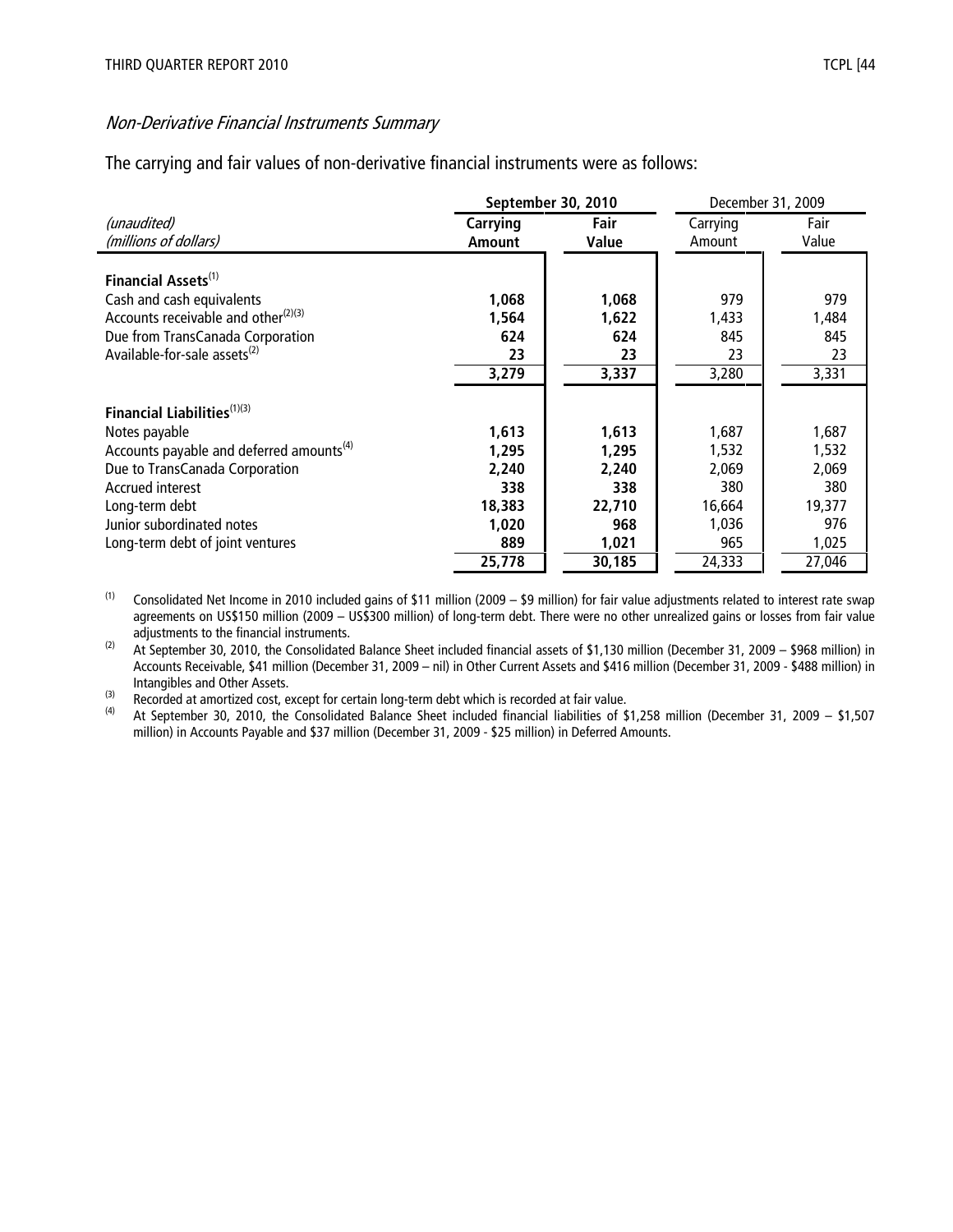### *Non-Derivative Financial Instruments Summary*

The carrying and fair values of non-derivative financial instruments were as follows:

| *(unaudited)* *(millions of dollars)* | **September 30, 2010** | | December 31, 2009 | |
|---|---|---|---|---|
| | **Carrying Amount** | **Fair Value** | Carrying Amount | Fair Value |
| **Financial Assets**[1] | | | | |
| Cash and cash equivalents | **1,068** | **1,068** | 979 | 979 |
| Accounts receivable and other[2][3] | **1,564** | **1,622** | 1,433 | 1,484 |
| Due from TransCanada Corporation | **624** | **624** | 845 | 845 |
| Available-for-sale assets[2] | **23** | **23** | 23 | 23 |
| | **3,279** | **3,337** | 3,280 | 3,331 |
| **Financial Liabilities**[1][3] | | | | |
| Notes payable | **1,613** | **1,613** | 1,687 | 1,687 |
| Accounts payable and deferred amounts[4] | **1,295** | **1,295** | 1,532 | 1,532 |
| Due to TransCanada Corporation | **2,240** | **2,240** | 2,069 | 2,069 |
| Accrued interest | **338** | **338** | 380 | 380 |
| Long-term debt | **18,383** | **22,710** | 16,664 | 19,377 |
| Junior subordinated notes | **1,020** | **968** | 1,036 | 976 |
| Long-term debt of joint ventures | **889** | **1,021** | 965 | 1,025 |
| | **25,778** | **30,185** | 24,333 | 27,046 |

(1) Consolidated Net Income in 2010 included gains of $11 million (2009 – $9 million) for fair value adjustments related to interest rate swap agreements on US$150 million (2009 – US$300 million) of long-term debt. There were no other unrealized gains or losses from fair value adjustments to the financial instruments.

(2) At September 30, 2010, the Consolidated Balance Sheet included financial assets of $1,130 million (December 31, 2009 – $968 million) in Accounts Receivable, $41 million (December 31, 2009 – nil) in Other Current Assets and $416 million (December 31, 2009 - $488 million) in Intangibles and Other Assets.

(3) Recorded at amortized cost, except for certain long-term debt which is recorded at fair value.

(4) At September 30, 2010, the Consolidated Balance Sheet included financial liabilities of $1,258 million (December 31, 2009 – $1,507 million) in Accounts Payable and $37 million (December 31, 2009 - $25 million) in Deferred Amounts.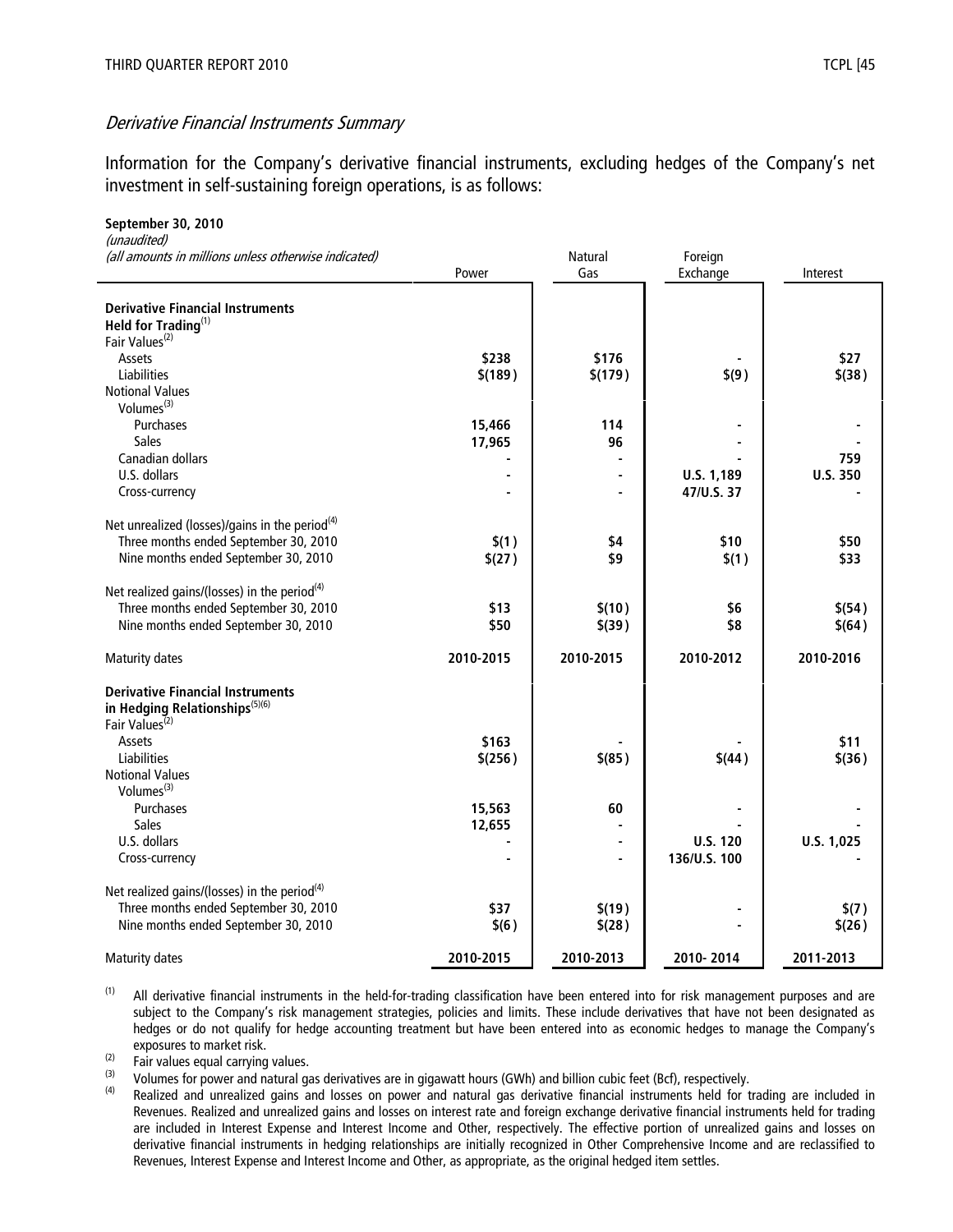## *Derivative Financial Instruments Summary*

Information for the Company's derivative financial instruments, excluding hedges of the Company's net investment in self-sustaining foreign operations, is as follows:

**September 30, 2010**
*(unaudited)*
*(all amounts in millions unless otherwise indicated)*

| | Power | Natural Gas | Foreign Exchange | Interest |
|---|---|---|---|---|
| **Derivative Financial Instruments Held for Trading**[1] | | | | |
| Fair Values[2] | | | | |
| Assets | **$238** | **$176** | **-** | **$27** |
| Liabilities | **$(189)** | **$(179)** | **$(9)** | **$(38)** |
| Notional Values | | | | |
| Volumes[3] | | | | |
| Purchases | **15,466** | **114** | **-** | **-** |
| Sales | **17,965** | **96** | **-** | **-** |
| Canadian dollars | **-** | **-** | **-** | **759** |
| U.S. dollars | **-** | **-** | **U.S. 1,189** | **U.S. 350** |
| Cross-currency | **-** | **-** | **47/U.S. 37** | **-** |
| Net unrealized (losses)/gains in the period[4] | | | | |
| Three months ended September 30, 2010 | **$(1)** | **$4** | **$10** | **$50** |
| Nine months ended September 30, 2010 | **$(27)** | **$9** | **$(1)** | **$33** |
| Net realized gains/(losses) in the period[4] | | | | |
| Three months ended September 30, 2010 | **$13** | **$(10)** | **$6** | **$(54)** |
| Nine months ended September 30, 2010 | **$50** | **$(39)** | **$8** | **$(64)** |
| Maturity dates | **2010-2015** | **2010-2015** | **2010-2012** | **2010-2016** |
| **Derivative Financial Instruments in Hedging Relationships**[5][6] | | | | |
| Fair Values[2] | | | | |
| Assets | **$163** | **-** | **-** | **$11** |
| Liabilities | **$(256)** | **$(85)** | **$(44)** | **$(36)** |
| Notional Values | | | | |
| Volumes[3] | | | | |
| Purchases | **15,563** | **60** | **-** | **-** |
| Sales | **12,655** | **-** | **-** | **-** |
| U.S. dollars | **-** | **-** | **U.S. 120** | **U.S. 1,025** |
| Cross-currency | **-** | **-** | **136/U.S. 100** | **-** |
| Net realized gains/(losses) in the period[4] | | | | |
| Three months ended September 30, 2010 | **$37** | **$(19)** | **-** | **$(7)** |
| Nine months ended September 30, 2010 | **$(6)** | **$(28)** | **-** | **$(26)** |
| Maturity dates | **2010-2015** | **2010-2013** | **2010- 2014** | **2011-2013** |

(1) All derivative financial instruments in the held-for-trading classification have been entered into for risk management purposes and are subject to the Company's risk management strategies, policies and limits. These include derivatives that have not been designated as hedges or do not qualify for hedge accounting treatment but have been entered into as economic hedges to manage the Company's exposures to market risk.

(2) Fair values equal carrying values.

(3) Volumes for power and natural gas derivatives are in gigawatt hours (GWh) and billion cubic feet (Bcf), respectively.

(4) Realized and unrealized gains and losses on power and natural gas derivative financial instruments held for trading are included in Revenues. Realized and unrealized gains and losses on interest rate and foreign exchange derivative financial instruments held for trading are included in Interest Expense and Interest Income and Other, respectively. The effective portion of unrealized gains and losses on derivative financial instruments in hedging relationships are initially recognized in Other Comprehensive Income and are reclassified to Revenues, Interest Expense and Interest Income and Other, as appropriate, as the original hedged item settles.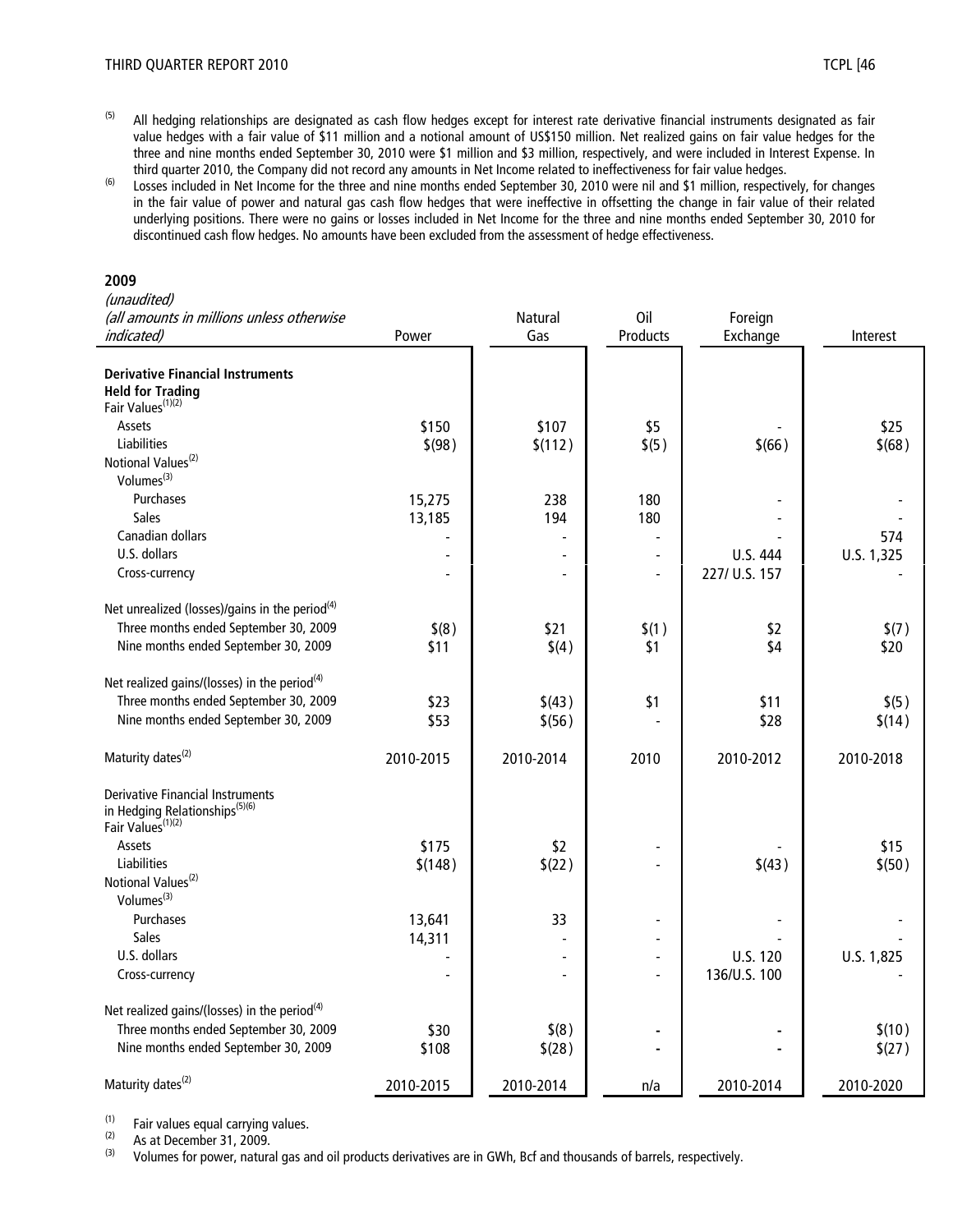(5) All hedging relationships are designated as cash flow hedges except for interest rate derivative financial instruments designated as fair value hedges with a fair value of $11 million and a notional amount of US$150 million. Net realized gains on fair value hedges for the three and nine months ended September 30, 2010 were $1 million and $3 million, respectively, and were included in Interest Expense. In third quarter 2010, the Company did not record any amounts in Net Income related to ineffectiveness for fair value hedges.

(6) Losses included in Net Income for the three and nine months ended September 30, 2010 were nil and $1 million, respectively, for changes in the fair value of power and natural gas cash flow hedges that were ineffective in offsetting the change in fair value of their related underlying positions. There were no gains or losses included in Net Income for the three and nine months ended September 30, 2010 for discontinued cash flow hedges. No amounts have been excluded from the assessment of hedge effectiveness.

**2009**

| *(unaudited)* *(all amounts in millions unless otherwise indicated)* | Power | Natural Gas | Oil Products | Foreign Exchange | Interest |
|---|---|---|---|---|---|
| **Derivative Financial Instruments Held for Trading** | | | | | |
| Fair Values[1][2] | | | | | |
| Assets | $150 | $107 | $5 | - | $25 |
| Liabilities | $(98) | $(112) | $(5) | $(66) | $(68) |
| Notional Values[2] | | | | | |
| Volumes[3] | | | | | |
| Purchases | 15,275 | 238 | 180 | - | - |
| Sales | 13,185 | 194 | 180 | - | - |
| Canadian dollars | - | - | - | - | 574 |
| U.S. dollars | - | - | - | U.S. 444 | U.S. 1,325 |
| Cross-currency | - | - | - | 227/ U.S. 157 | - |
| Net unrealized (losses)/gains in the period[4] | | | | | |
| Three months ended September 30, 2009 | $(8) | $21 | $(1) | $2 | $(7) |
| Nine months ended September 30, 2009 | $11 | $(4) | $1 | $4 | $20 |
| Net realized gains/(losses) in the period[4] | | | | | |
| Three months ended September 30, 2009 | $23 | $(43) | $1 | $11 | $(5) |
| Nine months ended September 30, 2009 | $53 | $(56) | - | $28 | $(14) |
| Maturity dates[2] | 2010-2015 | 2010-2014 | 2010 | 2010-2012 | 2010-2018 |
| Derivative Financial Instruments in Hedging Relationships[5][6] | | | | | |
| Fair Values[1][2] | | | | | |
| Assets | $175 | $2 | - | - | $15 |
| Liabilities | $(148) | $(22) | - | $(43) | $(50) |
| Notional Values[2] | | | | | |
| Volumes[3] | | | | | |
| Purchases | 13,641 | 33 | - | - | - |
| Sales | 14,311 | - | - | - | - |
| U.S. dollars | - | - | - | U.S. 120 | U.S. 1,825 |
| Cross-currency | - | - | - | 136/U.S. 100 | - |
| Net realized gains/(losses) in the period[4] | | | | | |
| Three months ended September 30, 2009 | $30 | $(8) | - | - | $(10) |
| Nine months ended September 30, 2009 | $108 | $(28) | - | - | $(27) |
| Maturity dates[2] | 2010-2015 | 2010-2014 | n/a | 2010-2014 | 2010-2020 |

(1) Fair values equal carrying values.

(2) As at December 31, 2009.

(3) Volumes for power, natural gas and oil products derivatives are in GWh, Bcf and thousands of barrels, respectively.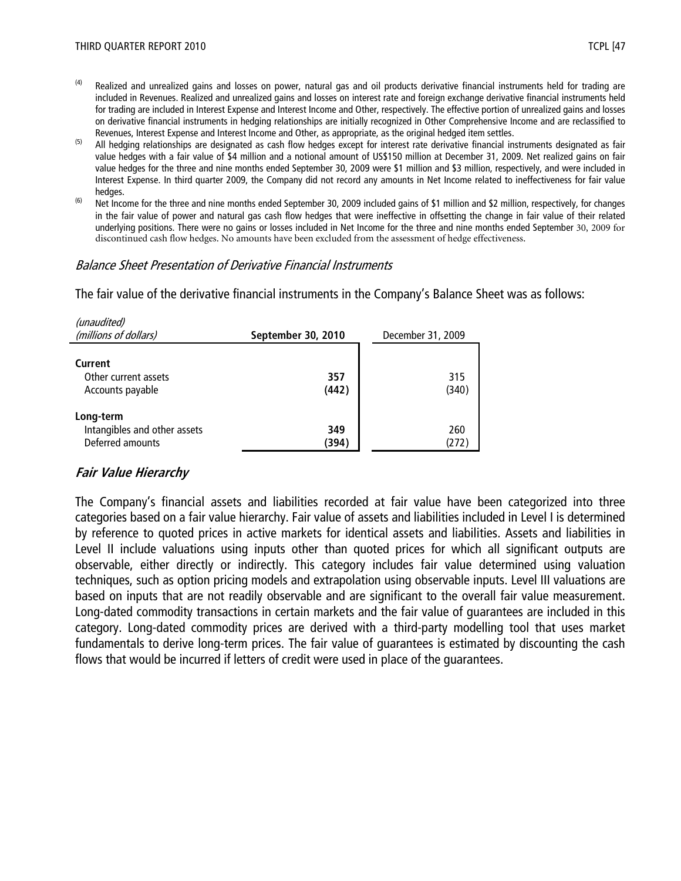(4) Realized and unrealized gains and losses on power, natural gas and oil products derivative financial instruments held for trading are included in Revenues. Realized and unrealized gains and losses on interest rate and foreign exchange derivative financial instruments held for trading are included in Interest Expense and Interest Income and Other, respectively. The effective portion of unrealized gains and losses on derivative financial instruments in hedging relationships are initially recognized in Other Comprehensive Income and are reclassified to Revenues, Interest Expense and Interest Income and Other, as appropriate, as the original hedged item settles.

(5) All hedging relationships are designated as cash flow hedges except for interest rate derivative financial instruments designated as fair value hedges with a fair value of $4 million and a notional amount of US$150 million at December 31, 2009. Net realized gains on fair value hedges for the three and nine months ended September 30, 2009 were $1 million and $3 million, respectively, and were included in Interest Expense. In third quarter 2009, the Company did not record any amounts in Net Income related to ineffectiveness for fair value hedges.

(6) Net Income for the three and nine months ended September 30, 2009 included gains of $1 million and $2 million, respectively, for changes in the fair value of power and natural gas cash flow hedges that were ineffective in offsetting the change in fair value of their related underlying positions. There were no gains or losses included in Net Income for the three and nine months ended September 30, 2009 for discontinued cash flow hedges. No amounts have been excluded from the assessment of hedge effectiveness.

*Balance Sheet Presentation of Derivative Financial Instruments*

The fair value of the derivative financial instruments in the Company's Balance Sheet was as follows:

| *(unaudited)* *(millions of dollars)* | **September 30, 2010** | December 31, 2009 |
|---|---|---|
| **Current** | | |
| Other current assets | **357** | 315 |
| Accounts payable | **(442)** | (340) |
| **Long-term** | | |
| Intangibles and other assets | **349** | 260 |
| Deferred amounts | **(394)** | (272) |

## *Fair Value Hierarchy*

The Company's financial assets and liabilities recorded at fair value have been categorized into three categories based on a fair value hierarchy. Fair value of assets and liabilities included in Level I is determined by reference to quoted prices in active markets for identical assets and liabilities. Assets and liabilities in Level II include valuations using inputs other than quoted prices for which all significant outputs are observable, either directly or indirectly. This category includes fair value determined using valuation techniques, such as option pricing models and extrapolation using observable inputs. Level III valuations are based on inputs that are not readily observable and are significant to the overall fair value measurement. Long-dated commodity transactions in certain markets and the fair value of guarantees are included in this category. Long-dated commodity prices are derived with a third-party modelling tool that uses market fundamentals to derive long-term prices. The fair value of guarantees is estimated by discounting the cash flows that would be incurred if letters of credit were used in place of the guarantees.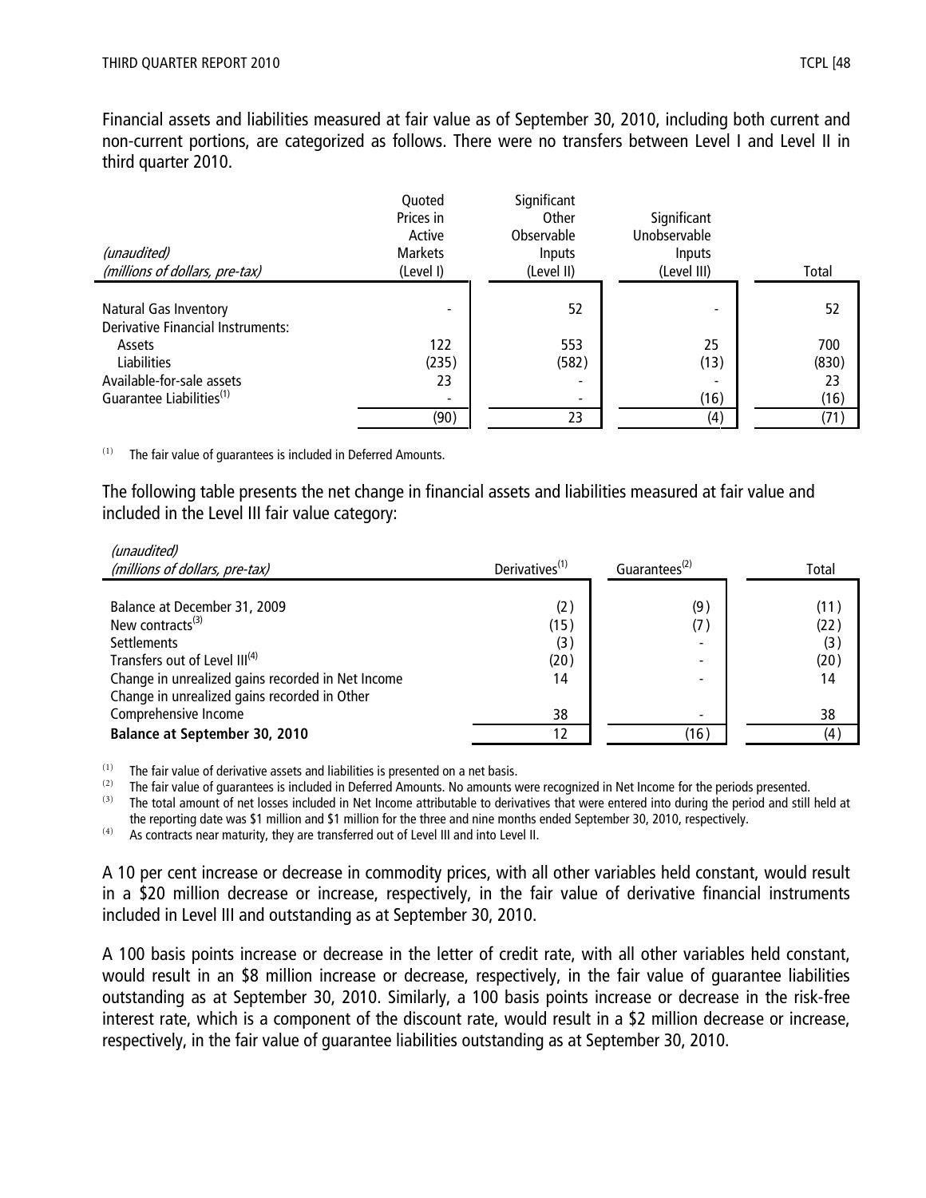Financial assets and liabilities measured at fair value as of September 30, 2010, including both current and non-current portions, are categorized as follows. There were no transfers between Level I and Level II in third quarter 2010.

| *(unaudited)* *(millions of dollars, pre-tax)* | Quoted Prices in Active Markets (Level I) | Significant Other Observable Inputs (Level II) | Significant Unobservable Inputs (Level III) | Total |
|---|---|---|---|---|
| Natural Gas Inventory | - | 52 | - | 52 |
| Derivative Financial Instruments: | | | | |
| Assets | 122 | 553 | 25 | 700 |
| Liabilities | (235) | (582) | (13) | (830) |
| Available-for-sale assets | 23 | - | - | 23 |
| Guarantee Liabilities[1] | - | - | (16) | (16) |
| | (90) | 23 | (4) | (71) |

[1] The fair value of guarantees is included in Deferred Amounts.

The following table presents the net change in financial assets and liabilities measured at fair value and included in the Level III fair value category:

| *(unaudited)* *(millions of dollars, pre-tax)* | Derivatives[1] | Guarantees[2] | Total |
|---|---|---|---|
| Balance at December 31, 2009 | (2) | (9) | (11) |
| New contracts[3] | (15) | (7) | (22) |
| Settlements | (3) | - | (3) |
| Transfers out of Level III[4] | (20) | - | (20) |
| Change in unrealized gains recorded in Net Income | 14 | - | 14 |
| Change in unrealized gains recorded in Other Comprehensive Income | 38 | - | 38 |
| **Balance at September 30, 2010** | 12 | (16) | (4) |

[1] The fair value of derivative assets and liabilities is presented on a net basis.

[2] The fair value of guarantees is included in Deferred Amounts. No amounts were recognized in Net Income for the periods presented.

[3] The total amount of net losses included in Net Income attributable to derivatives that were entered into during the period and still held at the reporting date was $1 million and $1 million for the three and nine months ended September 30, 2010, respectively.

[4] As contracts near maturity, they are transferred out of Level III and into Level II.

A 10 per cent increase or decrease in commodity prices, with all other variables held constant, would result in a $20 million decrease or increase, respectively, in the fair value of derivative financial instruments included in Level III and outstanding as at September 30, 2010.

A 100 basis points increase or decrease in the letter of credit rate, with all other variables held constant, would result in an $8 million increase or decrease, respectively, in the fair value of guarantee liabilities outstanding as at September 30, 2010. Similarly, a 100 basis points increase or decrease in the risk-free interest rate, which is a component of the discount rate, would result in a $2 million decrease or increase, respectively, in the fair value of guarantee liabilities outstanding as at September 30, 2010.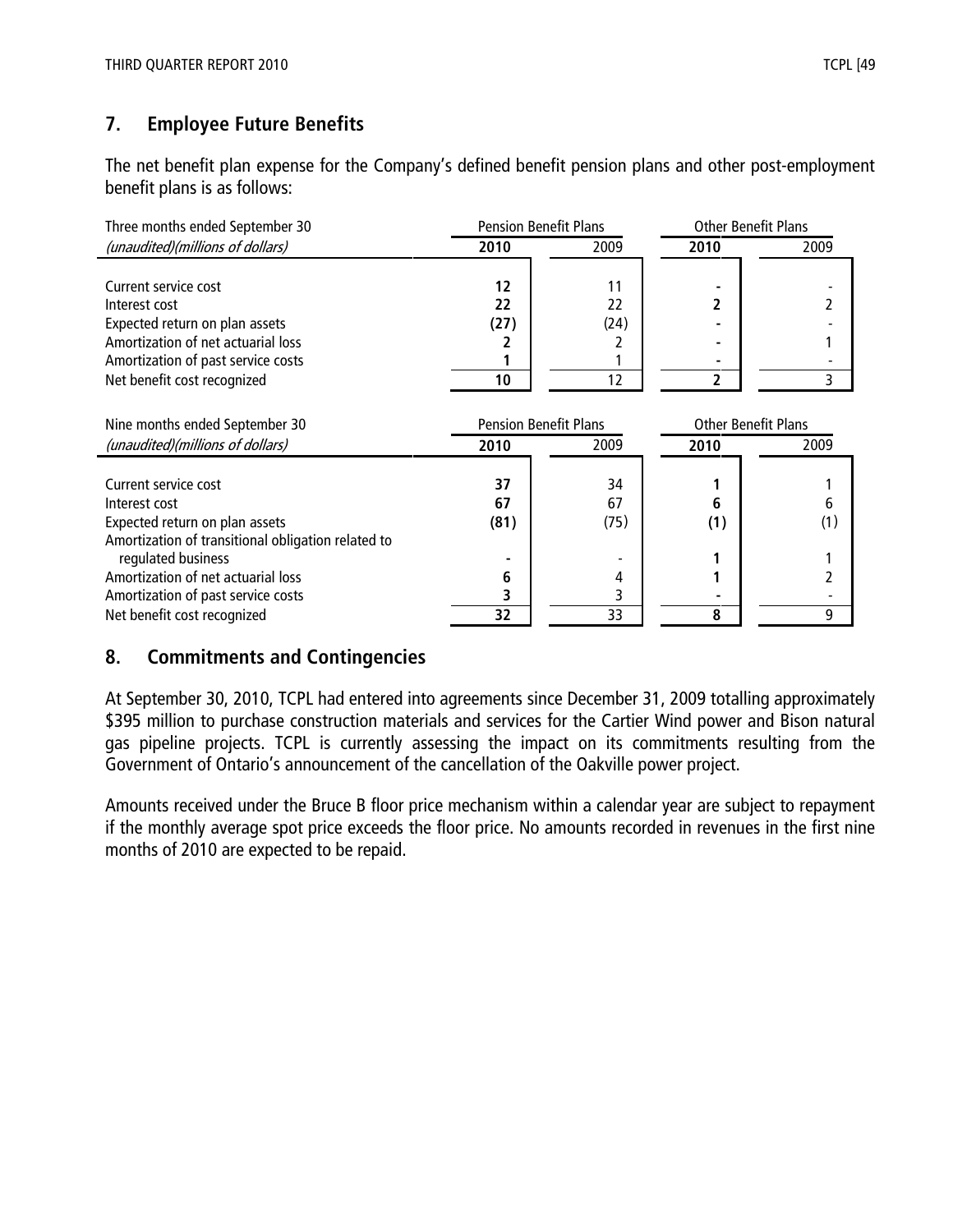## 7. Employee Future Benefits

The net benefit plan expense for the Company's defined benefit pension plans and other post-employment benefit plans is as follows:

| Three months ended September 30 | Pension Benefit Plans | | Other Benefit Plans | |
|---|---|---|---|---|
| *(unaudited)(millions of dollars)* | **2010** | 2009 | **2010** | 2009 |
| Current service cost | **12** | 11 | **-** | - |
| Interest cost | **22** | 22 | **2** | 2 |
| Expected return on plan assets | **(27)** | (24) | **-** | - |
| Amortization of net actuarial loss | **2** | 2 | **-** | 1 |
| Amortization of past service costs | **1** | 1 | **-** | - |
| Net benefit cost recognized | **10** | 12 | **2** | 3 |

| Nine months ended September 30 | Pension Benefit Plans | | Other Benefit Plans | |
|---|---|---|---|---|
| *(unaudited)(millions of dollars)* | **2010** | 2009 | **2010** | 2009 |
| Current service cost | **37** | 34 | **1** | 1 |
| Interest cost | **67** | 67 | **6** | 6 |
| Expected return on plan assets | **(81)** | (75) | **(1)** | (1) |
| Amortization of transitional obligation related to regulated business | **-** | - | **1** | 1 |
| Amortization of net actuarial loss | **6** | 4 | **1** | 2 |
| Amortization of past service costs | **3** | 3 | **-** | - |
| Net benefit cost recognized | **32** | 33 | **8** | 9 |

## 8. Commitments and Contingencies

At September 30, 2010, TCPL had entered into agreements since December 31, 2009 totalling approximately $395 million to purchase construction materials and services for the Cartier Wind power and Bison natural gas pipeline projects. TCPL is currently assessing the impact on its commitments resulting from the Government of Ontario's announcement of the cancellation of the Oakville power project.

Amounts received under the Bruce B floor price mechanism within a calendar year are subject to repayment if the monthly average spot price exceeds the floor price. No amounts recorded in revenues in the first nine months of 2010 are expected to be repaid.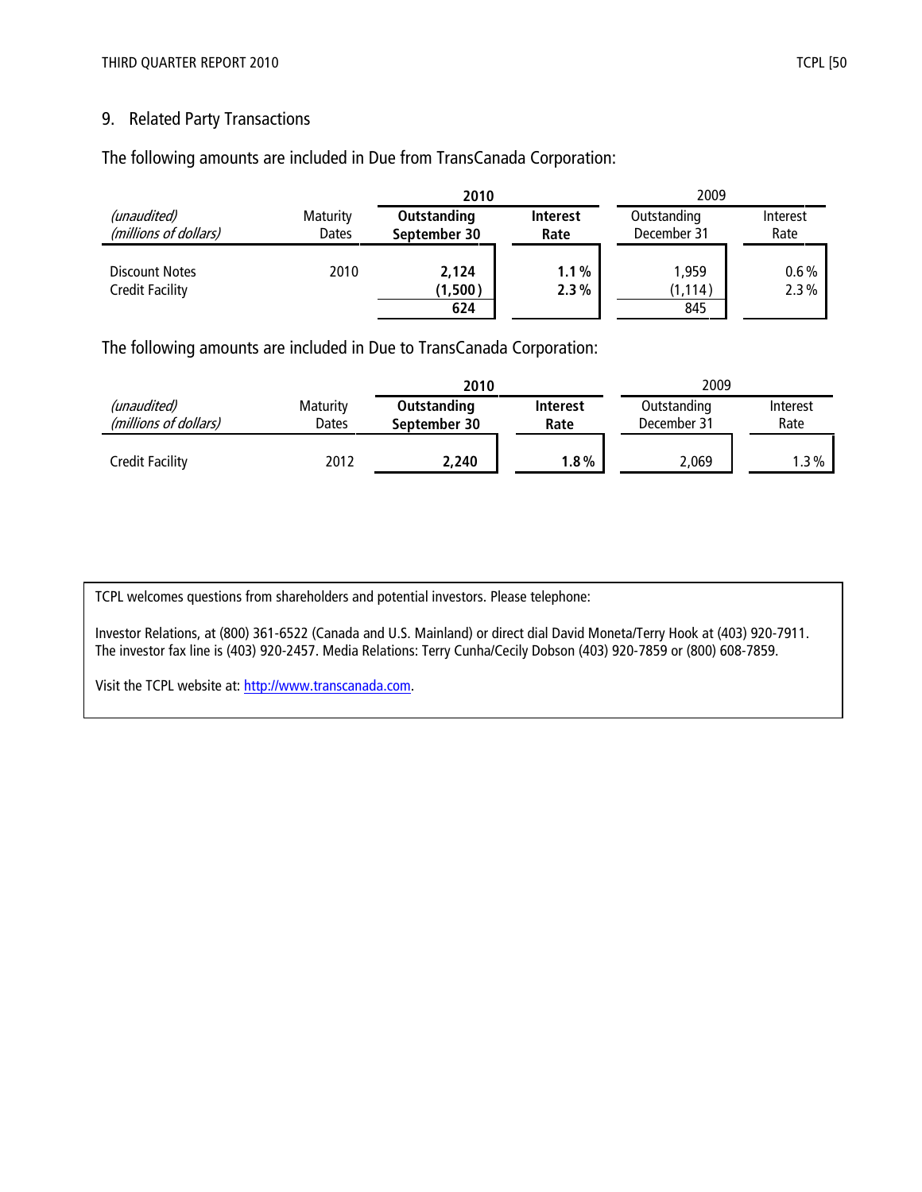## 9. Related Party Transactions

The following amounts are included in Due from TransCanada Corporation:

| | | 2010 | | 2009 | |
|---|---|---|---|---|---|
| *(unaudited)* *(millions of dollars)* | Maturity Dates | **Outstanding September 30** | **Interest Rate** | Outstanding December 31 | Interest Rate |
| Discount Notes | 2010 | **2,124** | **1.1%** | 1,959 | 0.6% |
| Credit Facility | | **(1,500)** | **2.3%** | (1,114) | 2.3% |
| | | **624** | | 845 | |

The following amounts are included in Due to TransCanada Corporation:

| | | 2010 | | 2009 | |
|---|---|---|---|---|---|
| *(unaudited)* *(millions of dollars)* | Maturity Dates | **Outstanding September 30** | **Interest Rate** | Outstanding December 31 | Interest Rate |
| Credit Facility | 2012 | **2,240** | **1.8%** | 2,069 | 1.3% |

TCPL welcomes questions from shareholders and potential investors. Please telephone:

Investor Relations, at (800) 361-6522 (Canada and U.S. Mainland) or direct dial David Moneta/Terry Hook at (403) 920-7911. The investor fax line is (403) 920-2457. Media Relations: Terry Cunha/Cecily Dobson (403) 920-7859 or (800) 608-7859.

Visit the TCPL website at: http://www.transcanada.com.